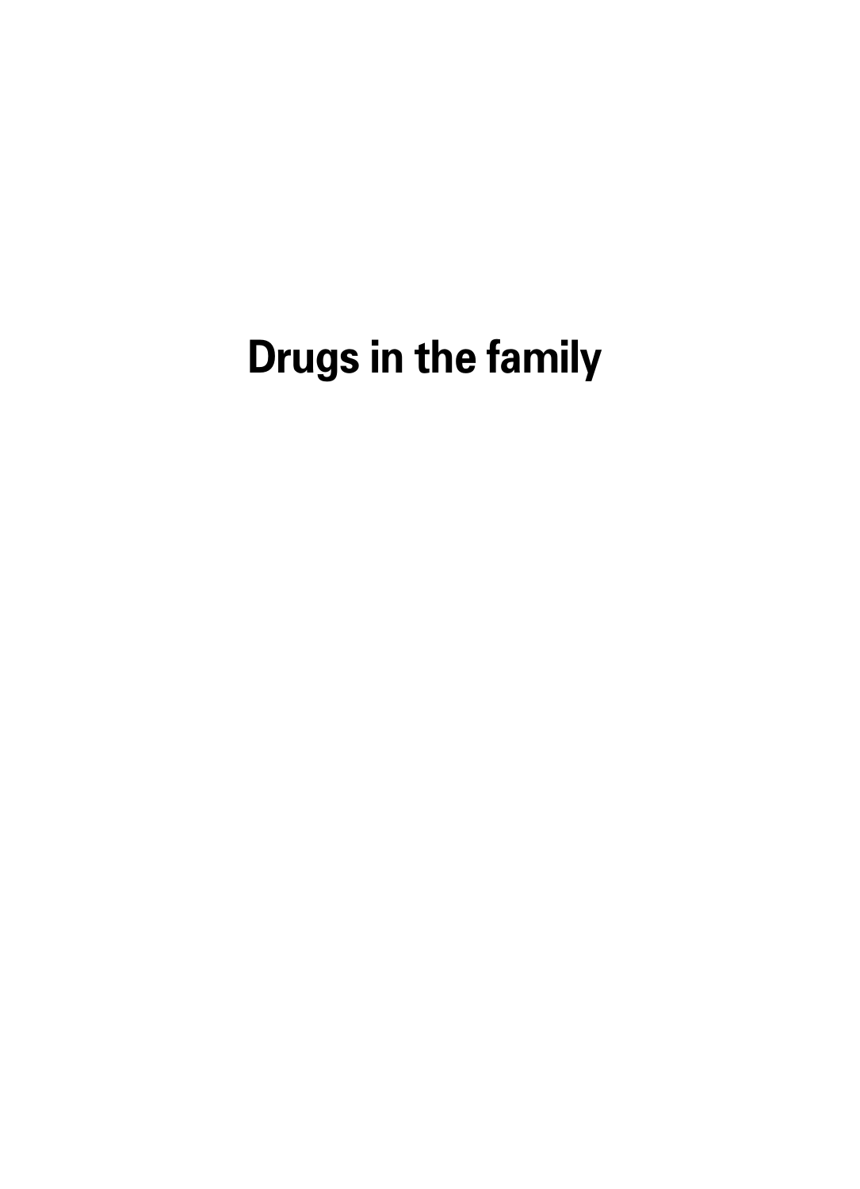# Drugs in the family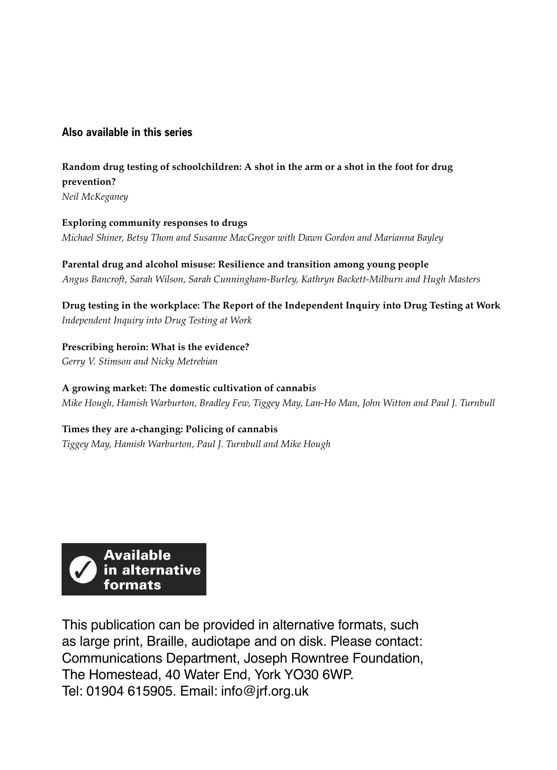## Also available in this series

**Random drug testing of schoolchildren: A shot in the arm or a shot in the foot for drug prevention?**
*Neil McKeganey*

**Exploring community responses to drugs**
*Michael Shiner, Betsy Thom and Susanne MacGregor with Dawn Gordon and Marianna Bayley*

**Parental drug and alcohol misuse: Resilience and transition among young people**
*Angus Bancroft, Sarah Wilson, Sarah Cunningham-Burley, Kathryn Backett-Milburn and Hugh Masters*

**Drug testing in the workplace: The Report of the Independent Inquiry into Drug Testing at Work**
*Independent Inquiry into Drug Testing at Work*

**Prescribing heroin: What is the evidence?**
*Gerry V. Stimson and Nicky Metrebian*

**A growing market: The domestic cultivation of cannabis**
*Mike Hough, Hamish Warburton, Bradley Few, Tiggey May, Lan-Ho Man, John Witton and Paul J. Turnbull*

**Times they are a-changing: Policing of cannabis**
*Tiggey May, Hamish Warburton, Paul J. Turnbull and Mike Hough*

**Available in alternative formats**

This publication can be provided in alternative formats, such as large print, Braille, audiotape and on disk. Please contact: Communications Department, Joseph Rowntree Foundation, The Homestead, 40 Water End, York YO30 6WP. Tel: 01904 615905. Email: info@jrf.org.uk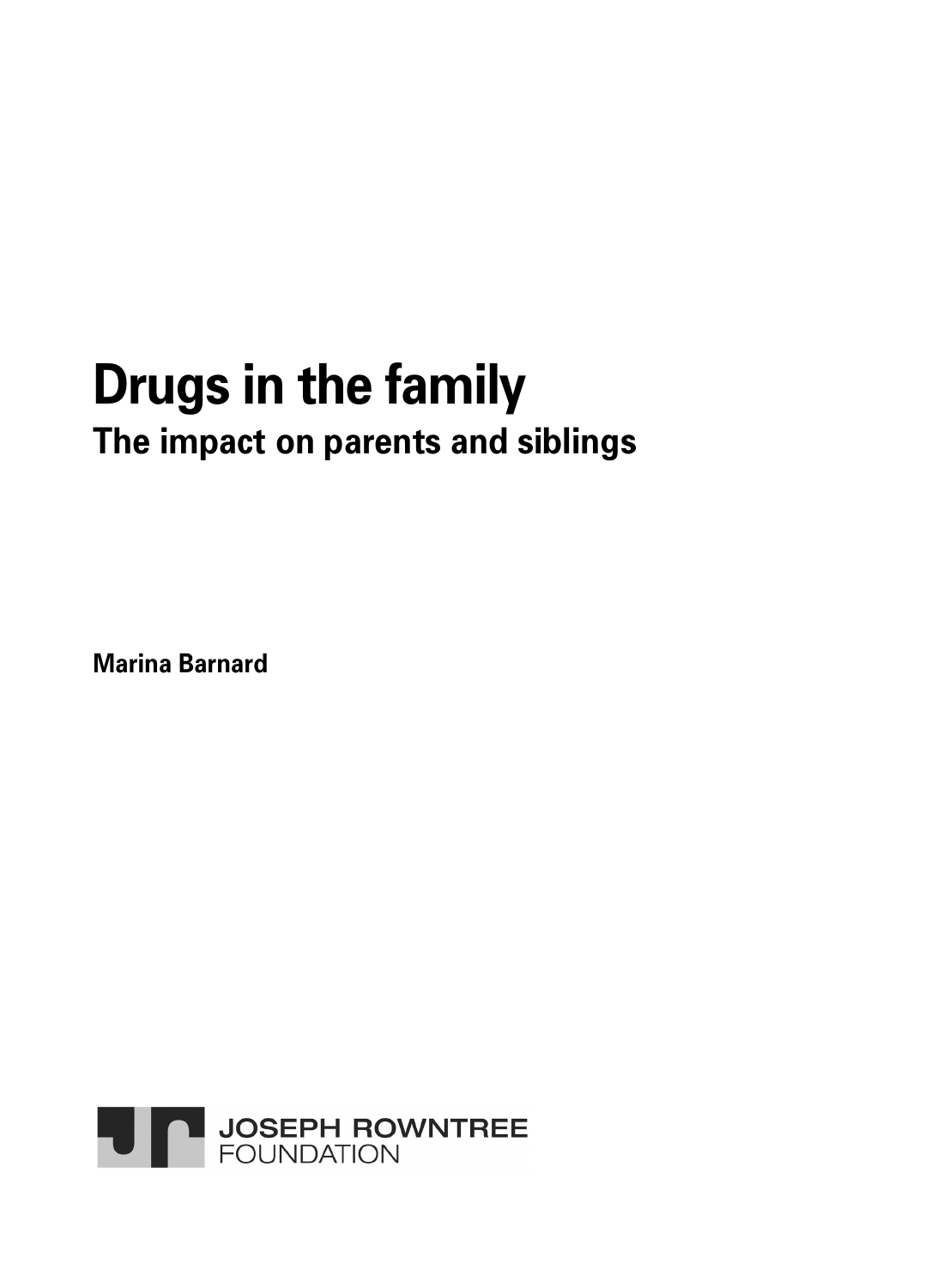# Drugs in the family

## The impact on parents and siblings

**Marina Barnard**

JOSEPH ROWNTREE FOUNDATION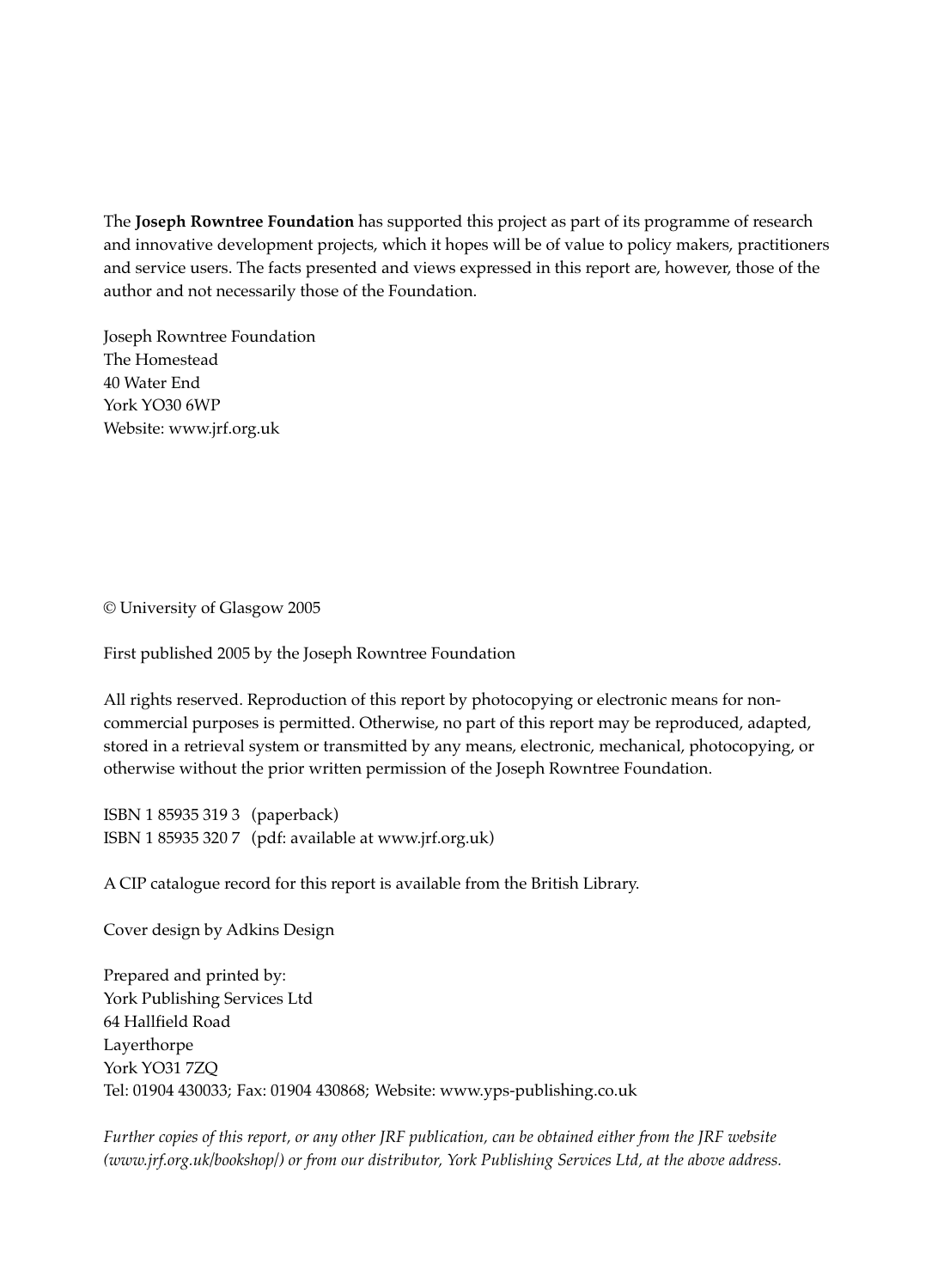The **Joseph Rowntree Foundation** has supported this project as part of its programme of research and innovative development projects, which it hopes will be of value to policy makers, practitioners and service users. The facts presented and views expressed in this report are, however, those of the author and not necessarily those of the Foundation.

Joseph Rowntree Foundation
The Homestead
40 Water End
York YO30 6WP
Website: www.jrf.org.uk

© University of Glasgow 2005

First published 2005 by the Joseph Rowntree Foundation

All rights reserved. Reproduction of this report by photocopying or electronic means for non-commercial purposes is permitted. Otherwise, no part of this report may be reproduced, adapted, stored in a retrieval system or transmitted by any means, electronic, mechanical, photocopying, or otherwise without the prior written permission of the Joseph Rowntree Foundation.

ISBN 1 85935 319 3 (paperback)
ISBN 1 85935 320 7 (pdf: available at www.jrf.org.uk)

A CIP catalogue record for this report is available from the British Library.

Cover design by Adkins Design

Prepared and printed by:
York Publishing Services Ltd
64 Hallfield Road
Layerthorpe
York YO31 7ZQ
Tel: 01904 430033; Fax: 01904 430868; Website: www.yps-publishing.co.uk

*Further copies of this report, or any other JRF publication, can be obtained either from the JRF website (www.jrf.org.uk/bookshop/) or from our distributor, York Publishing Services Ltd, at the above address.*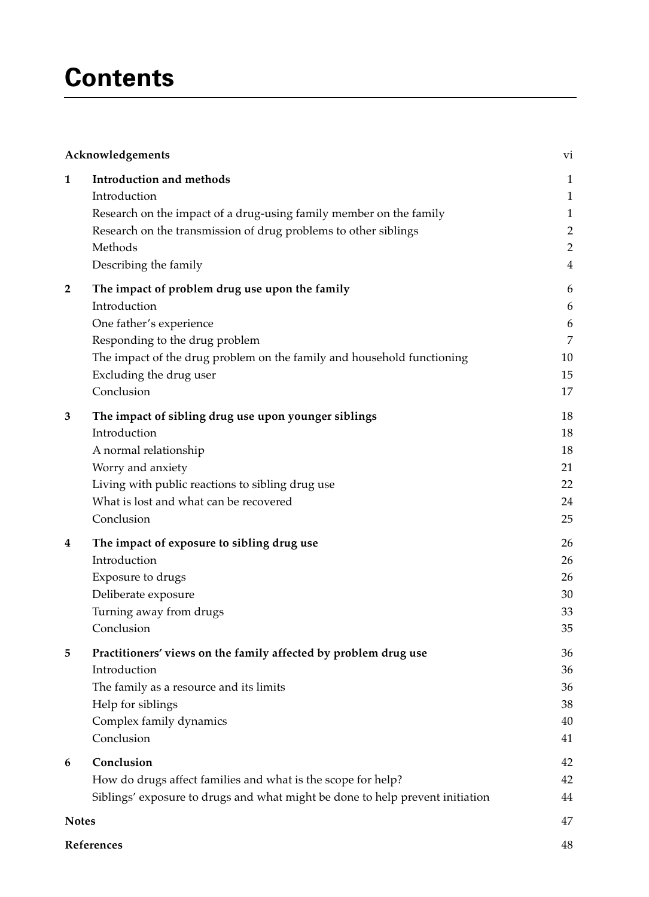# Contents

| | | |
|---|---|---|
| **Acknowledgements** | | vi |
| **1** | **Introduction and methods** | 1 |
| | Introduction | 1 |
| | Research on the impact of a drug-using family member on the family | 1 |
| | Research on the transmission of drug problems to other siblings | 2 |
| | Methods | 2 |
| | Describing the family | 4 |
| **2** | **The impact of problem drug use upon the family** | 6 |
| | Introduction | 6 |
| | One father's experience | 6 |
| | Responding to the drug problem | 7 |
| | The impact of the drug problem on the family and household functioning | 10 |
| | Excluding the drug user | 15 |
| | Conclusion | 17 |
| **3** | **The impact of sibling drug use upon younger siblings** | 18 |
| | Introduction | 18 |
| | A normal relationship | 18 |
| | Worry and anxiety | 21 |
| | Living with public reactions to sibling drug use | 22 |
| | What is lost and what can be recovered | 24 |
| | Conclusion | 25 |
| **4** | **The impact of exposure to sibling drug use** | 26 |
| | Introduction | 26 |
| | Exposure to drugs | 26 |
| | Deliberate exposure | 30 |
| | Turning away from drugs | 33 |
| | Conclusion | 35 |
| **5** | **Practitioners' views on the family affected by problem drug use** | 36 |
| | Introduction | 36 |
| | The family as a resource and its limits | 36 |
| | Help for siblings | 38 |
| | Complex family dynamics | 40 |
| | Conclusion | 41 |
| **6** | **Conclusion** | 42 |
| | How do drugs affect families and what is the scope for help? | 42 |
| | Siblings' exposure to drugs and what might be done to help prevent initiation | 44 |
| **Notes** | | 47 |
| **References** | | 48 |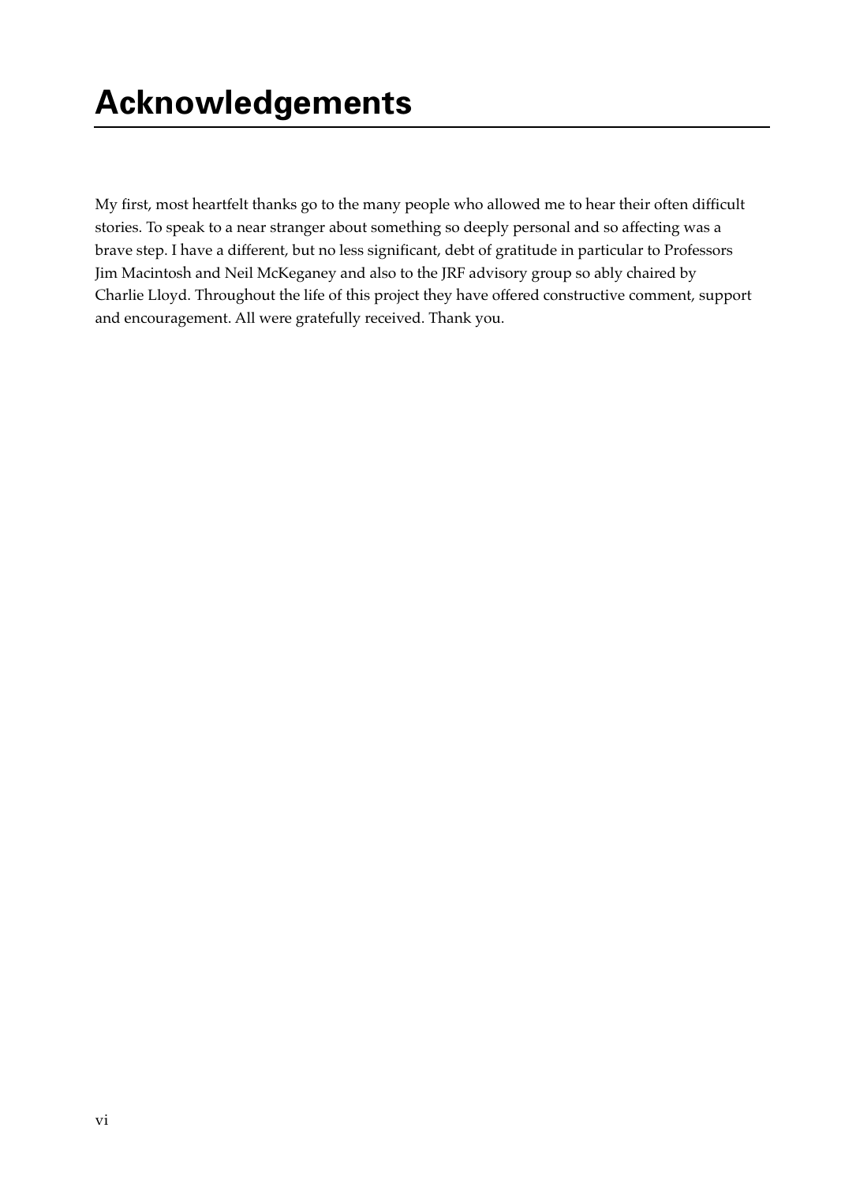# Acknowledgements

My first, most heartfelt thanks go to the many people who allowed me to hear their often difficult stories. To speak to a near stranger about something so deeply personal and so affecting was a brave step. I have a different, but no less significant, debt of gratitude in particular to Professors Jim Macintosh and Neil McKeganey and also to the JRF advisory group so ably chaired by Charlie Lloyd. Throughout the life of this project they have offered constructive comment, support and encouragement. All were gratefully received. Thank you.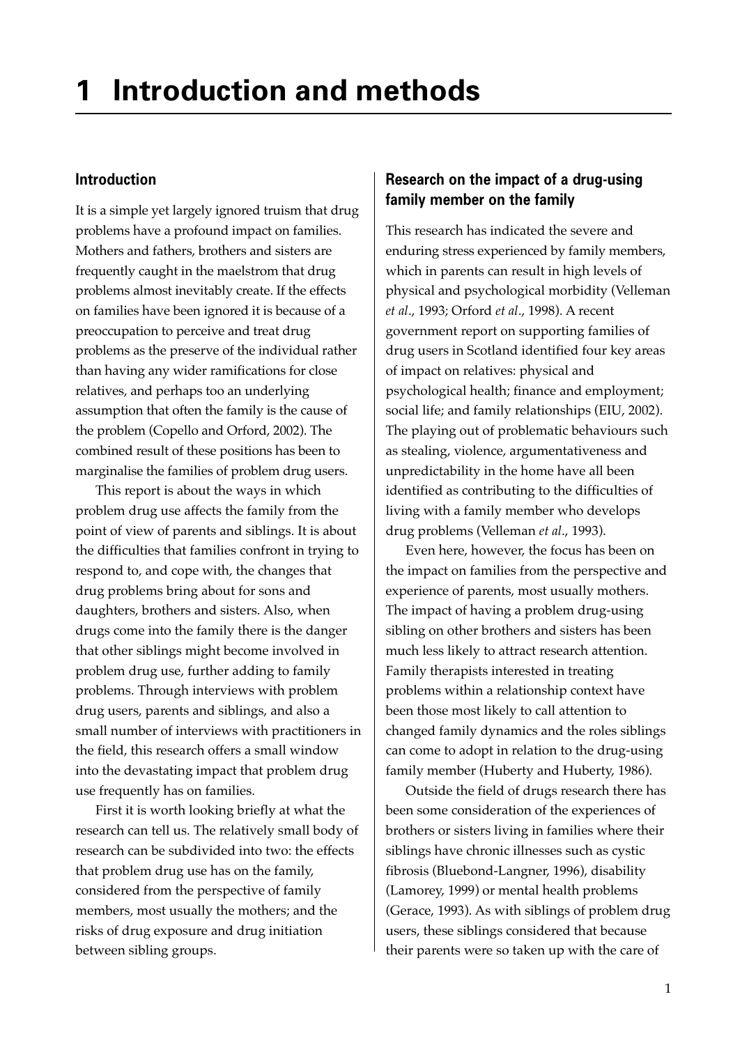# 1 Introduction and methods

## Introduction

It is a simple yet largely ignored truism that drug problems have a profound impact on families. Mothers and fathers, brothers and sisters are frequently caught in the maelstrom that drug problems almost inevitably create. If the effects on families have been ignored it is because of a preoccupation to perceive and treat drug problems as the preserve of the individual rather than having any wider ramifications for close relatives, and perhaps too an underlying assumption that often the family is the cause of the problem (Copello and Orford, 2002). The combined result of these positions has been to marginalise the families of problem drug users.

This report is about the ways in which problem drug use affects the family from the point of view of parents and siblings. It is about the difficulties that families confront in trying to respond to, and cope with, the changes that drug problems bring about for sons and daughters, brothers and sisters. Also, when drugs come into the family there is the danger that other siblings might become involved in problem drug use, further adding to family problems. Through interviews with problem drug users, parents and siblings, and also a small number of interviews with practitioners in the field, this research offers a small window into the devastating impact that problem drug use frequently has on families.

First it is worth looking briefly at what the research can tell us. The relatively small body of research can be subdivided into two: the effects that problem drug use has on the family, considered from the perspective of family members, most usually the mothers; and the risks of drug exposure and drug initiation between sibling groups.

## Research on the impact of a drug-using family member on the family

This research has indicated the severe and enduring stress experienced by family members, which in parents can result in high levels of physical and psychological morbidity (Velleman *et al*., 1993; Orford *et al*., 1998). A recent government report on supporting families of drug users in Scotland identified four key areas of impact on relatives: physical and psychological health; finance and employment; social life; and family relationships (EIU, 2002). The playing out of problematic behaviours such as stealing, violence, argumentativeness and unpredictability in the home have all been identified as contributing to the difficulties of living with a family member who develops drug problems (Velleman *et al*., 1993).

Even here, however, the focus has been on the impact on families from the perspective and experience of parents, most usually mothers. The impact of having a problem drug-using sibling on other brothers and sisters has been much less likely to attract research attention. Family therapists interested in treating problems within a relationship context have been those most likely to call attention to changed family dynamics and the roles siblings can come to adopt in relation to the drug-using family member (Huberty and Huberty, 1986).

Outside the field of drugs research there has been some consideration of the experiences of brothers or sisters living in families where their siblings have chronic illnesses such as cystic fibrosis (Bluebond-Langner, 1996), disability (Lamorey, 1999) or mental health problems (Gerace, 1993). As with siblings of problem drug users, these siblings considered that because their parents were so taken up with the care of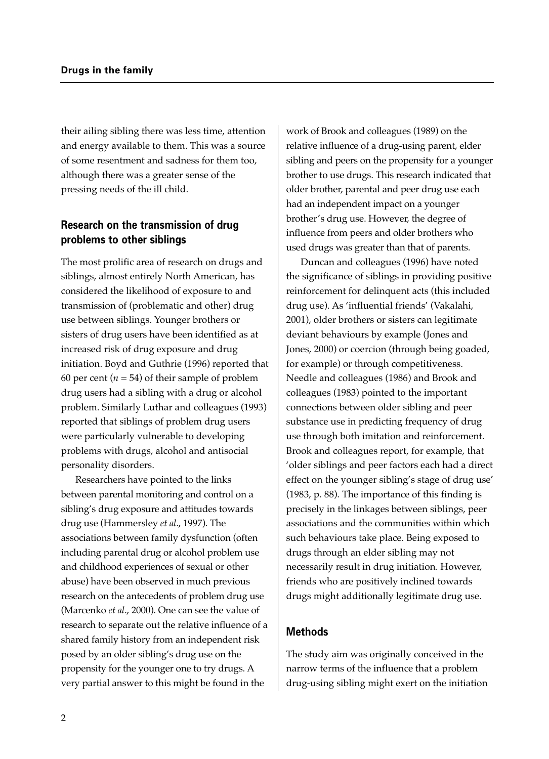their ailing sibling there was less time, attention and energy available to them. This was a source of some resentment and sadness for them too, although there was a greater sense of the pressing needs of the ill child.

## Research on the transmission of drug problems to other siblings

The most prolific area of research on drugs and siblings, almost entirely North American, has considered the likelihood of exposure to and transmission of (problematic and other) drug use between siblings. Younger brothers or sisters of drug users have been identified as at increased risk of drug exposure and drug initiation. Boyd and Guthrie (1996) reported that 60 per cent ($n = 54$) of their sample of problem drug users had a sibling with a drug or alcohol problem. Similarly Luthar and colleagues (1993) reported that siblings of problem drug users were particularly vulnerable to developing problems with drugs, alcohol and antisocial personality disorders.

Researchers have pointed to the links between parental monitoring and control on a sibling's drug exposure and attitudes towards drug use (Hammersley *et al*., 1997). The associations between family dysfunction (often including parental drug or alcohol problem use and childhood experiences of sexual or other abuse) have been observed in much previous research on the antecedents of problem drug use (Marcenko *et al*., 2000). One can see the value of research to separate out the relative influence of a shared family history from an independent risk posed by an older sibling's drug use on the propensity for the younger one to try drugs. A very partial answer to this might be found in the work of Brook and colleagues (1989) on the relative influence of a drug-using parent, elder sibling and peers on the propensity for a younger brother to use drugs. This research indicated that older brother, parental and peer drug use each had an independent impact on a younger brother's drug use. However, the degree of influence from peers and older brothers who used drugs was greater than that of parents.

Duncan and colleagues (1996) have noted the significance of siblings in providing positive reinforcement for delinquent acts (this included drug use). As 'influential friends' (Vakalahi, 2001), older brothers or sisters can legitimate deviant behaviours by example (Jones and Jones, 2000) or coercion (through being goaded, for example) or through competitiveness. Needle and colleagues (1986) and Brook and colleagues (1983) pointed to the important connections between older sibling and peer substance use in predicting frequency of drug use through both imitation and reinforcement. Brook and colleagues report, for example, that 'older siblings and peer factors each had a direct effect on the younger sibling's stage of drug use' (1983, p. 88). The importance of this finding is precisely in the linkages between siblings, peer associations and the communities within which such behaviours take place. Being exposed to drugs through an elder sibling may not necessarily result in drug initiation. However, friends who are positively inclined towards drugs might additionally legitimate drug use.

## Methods

The study aim was originally conceived in the narrow terms of the influence that a problem drug-using sibling might exert on the initiation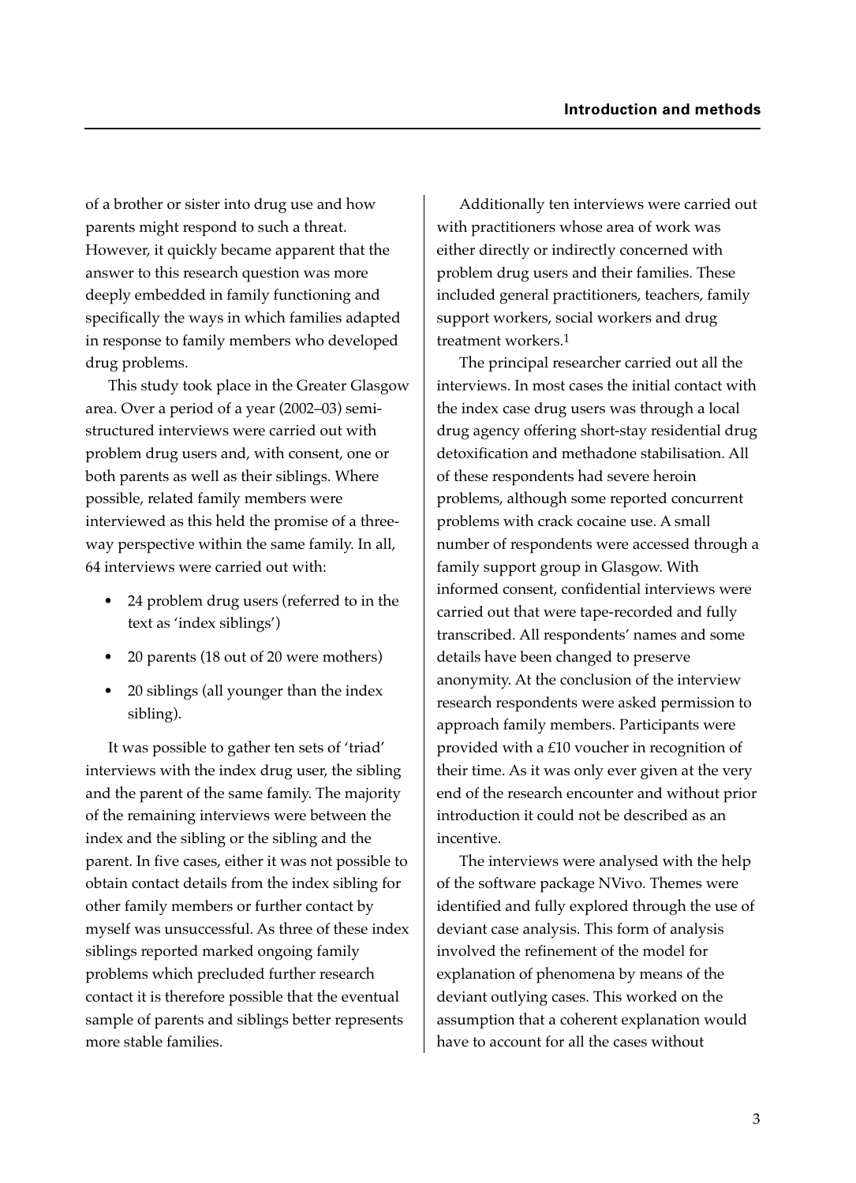of a brother or sister into drug use and how parents might respond to such a threat. However, it quickly became apparent that the answer to this research question was more deeply embedded in family functioning and specifically the ways in which families adapted in response to family members who developed drug problems.

This study took place in the Greater Glasgow area. Over a period of a year (2002–03) semi-structured interviews were carried out with problem drug users and, with consent, one or both parents as well as their siblings. Where possible, related family members were interviewed as this held the promise of a three-way perspective within the same family. In all, 64 interviews were carried out with:

- 24 problem drug users (referred to in the text as 'index siblings')
- 20 parents (18 out of 20 were mothers)
- 20 siblings (all younger than the index sibling).

It was possible to gather ten sets of 'triad' interviews with the index drug user, the sibling and the parent of the same family. The majority of the remaining interviews were between the index and the sibling or the sibling and the parent. In five cases, either it was not possible to obtain contact details from the index sibling for other family members or further contact by myself was unsuccessful. As three of these index siblings reported marked ongoing family problems which precluded further research contact it is therefore possible that the eventual sample of parents and siblings better represents more stable families.

Additionally ten interviews were carried out with practitioners whose area of work was either directly or indirectly concerned with problem drug users and their families. These included general practitioners, teachers, family support workers, social workers and drug treatment workers.[1]

The principal researcher carried out all the interviews. In most cases the initial contact with the index case drug users was through a local drug agency offering short-stay residential drug detoxification and methadone stabilisation. All of these respondents had severe heroin problems, although some reported concurrent problems with crack cocaine use. A small number of respondents were accessed through a family support group in Glasgow. With informed consent, confidential interviews were carried out that were tape-recorded and fully transcribed. All respondents' names and some details have been changed to preserve anonymity. At the conclusion of the interview research respondents were asked permission to approach family members. Participants were provided with a £10 voucher in recognition of their time. As it was only ever given at the very end of the research encounter and without prior introduction it could not be described as an incentive.

The interviews were analysed with the help of the software package NVivo. Themes were identified and fully explored through the use of deviant case analysis. This form of analysis involved the refinement of the model for explanation of phenomena by means of the deviant outlying cases. This worked on the assumption that a coherent explanation would have to account for all the cases without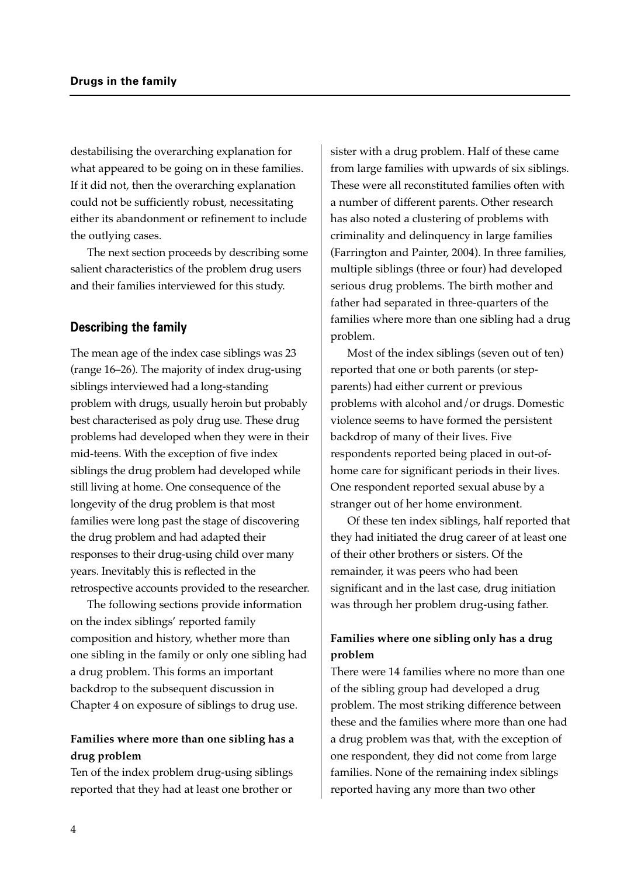destabilising the overarching explanation for what appeared to be going on in these families. If it did not, then the overarching explanation could not be sufficiently robust, necessitating either its abandonment or refinement to include the outlying cases.

The next section proceeds by describing some salient characteristics of the problem drug users and their families interviewed for this study.

## Describing the family

The mean age of the index case siblings was 23 (range 16–26). The majority of index drug-using siblings interviewed had a long-standing problem with drugs, usually heroin but probably best characterised as poly drug use. These drug problems had developed when they were in their mid-teens. With the exception of five index siblings the drug problem had developed while still living at home. One consequence of the longevity of the drug problem is that most families were long past the stage of discovering the drug problem and had adapted their responses to their drug-using child over many years. Inevitably this is reflected in the retrospective accounts provided to the researcher.

The following sections provide information on the index siblings' reported family composition and history, whether more than one sibling in the family or only one sibling had a drug problem. This forms an important backdrop to the subsequent discussion in Chapter 4 on exposure of siblings to drug use.

### Families where more than one sibling has a drug problem

Ten of the index problem drug-using siblings reported that they had at least one brother or sister with a drug problem. Half of these came from large families with upwards of six siblings. These were all reconstituted families often with a number of different parents. Other research has also noted a clustering of problems with criminality and delinquency in large families (Farrington and Painter, 2004). In three families, multiple siblings (three or four) had developed serious drug problems. The birth mother and father had separated in three-quarters of the families where more than one sibling had a drug problem.

Most of the index siblings (seven out of ten) reported that one or both parents (or step-parents) had either current or previous problems with alcohol and/or drugs. Domestic violence seems to have formed the persistent backdrop of many of their lives. Five respondents reported being placed in out-of-home care for significant periods in their lives. One respondent reported sexual abuse by a stranger out of her home environment.

Of these ten index siblings, half reported that they had initiated the drug career of at least one of their other brothers or sisters. Of the remainder, it was peers who had been significant and in the last case, drug initiation was through her problem drug-using father.

### Families where one sibling only has a drug problem

There were 14 families where no more than one of the sibling group had developed a drug problem. The most striking difference between these and the families where more than one had a drug problem was that, with the exception of one respondent, they did not come from large families. None of the remaining index siblings reported having any more than two other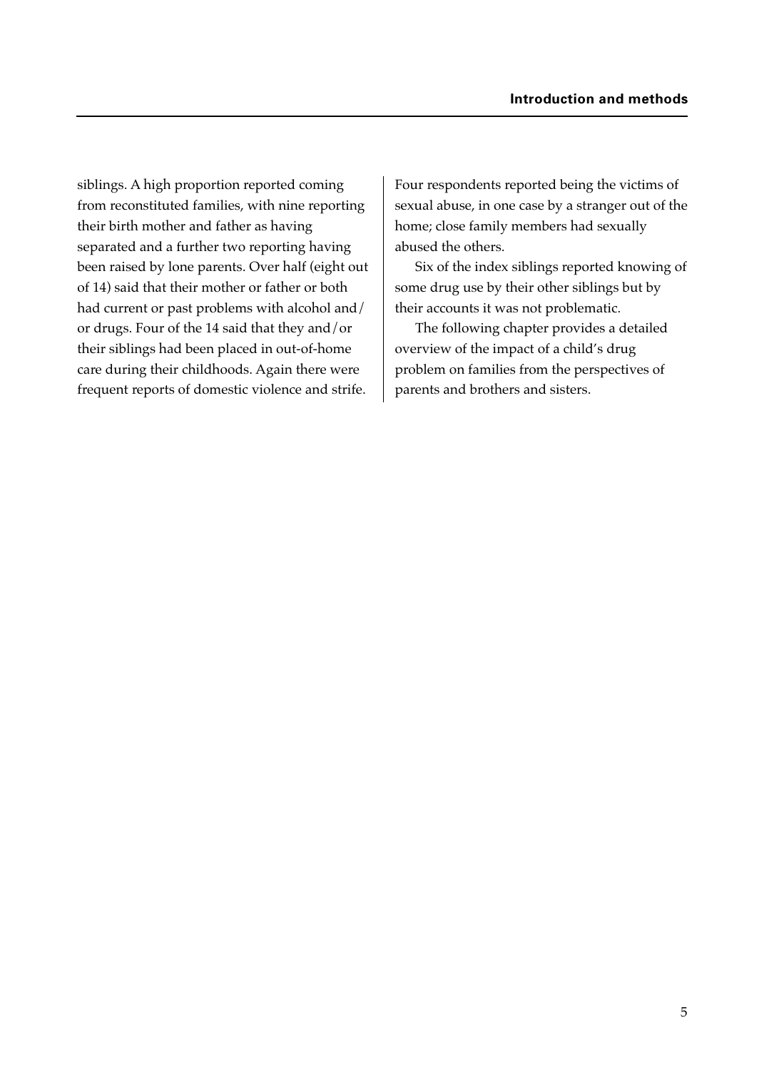siblings. A high proportion reported coming from reconstituted families, with nine reporting their birth mother and father as having separated and a further two reporting having been raised by lone parents. Over half (eight out of 14) said that their mother or father or both had current or past problems with alcohol and/or drugs. Four of the 14 said that they and/or their siblings had been placed in out-of-home care during their childhoods. Again there were frequent reports of domestic violence and strife. Four respondents reported being the victims of sexual abuse, in one case by a stranger out of the home; close family members had sexually abused the others.

Six of the index siblings reported knowing of some drug use by their other siblings but by their accounts it was not problematic.

The following chapter provides a detailed overview of the impact of a child's drug problem on families from the perspectives of parents and brothers and sisters.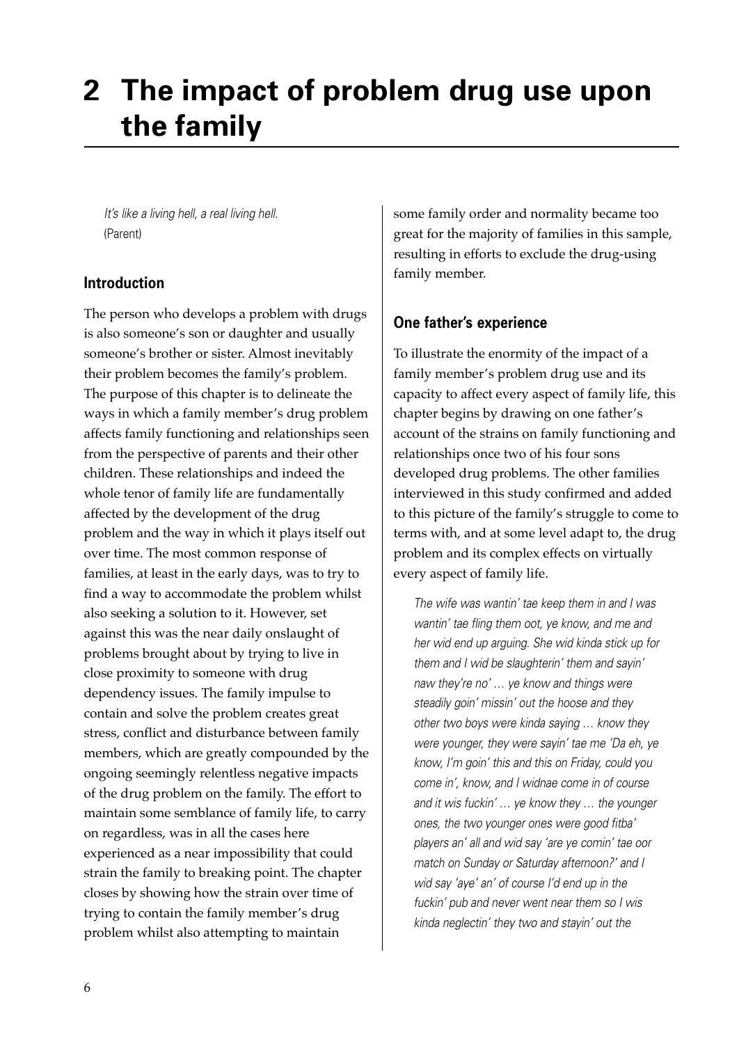# 2 The impact of problem drug use upon the family

> *It's like a living hell, a real living hell.*
> (Parent)

### Introduction

The person who develops a problem with drugs is also someone's son or daughter and usually someone's brother or sister. Almost inevitably their problem becomes the family's problem. The purpose of this chapter is to delineate the ways in which a family member's drug problem affects family functioning and relationships seen from the perspective of parents and their other children. These relationships and indeed the whole tenor of family life are fundamentally affected by the development of the drug problem and the way in which it plays itself out over time. The most common response of families, at least in the early days, was to try to find a way to accommodate the problem whilst also seeking a solution to it. However, set against this was the near daily onslaught of problems brought about by trying to live in close proximity to someone with drug dependency issues. The family impulse to contain and solve the problem creates great stress, conflict and disturbance between family members, which are greatly compounded by the ongoing seemingly relentless negative impacts of the drug problem on the family. The effort to maintain some semblance of family life, to carry on regardless, was in all the cases here experienced as a near impossibility that could strain the family to breaking point. The chapter closes by showing how the strain over time of trying to contain the family member's drug problem whilst also attempting to maintain some family order and normality became too great for the majority of families in this sample, resulting in efforts to exclude the drug-using family member.

### One father's experience

To illustrate the enormity of the impact of a family member's problem drug use and its capacity to affect every aspect of family life, this chapter begins by drawing on one father's account of the strains on family functioning and relationships once two of his four sons developed drug problems. The other families interviewed in this study confirmed and added to this picture of the family's struggle to come to terms with, and at some level adapt to, the drug problem and its complex effects on virtually every aspect of family life.

> *The wife was wantin' tae keep them in and I was wantin' tae fling them oot, ye know, and me and her wid end up arguing. She wid kinda stick up for them and I wid be slaughterin' them and sayin' naw they're no' … ye know and things were steadily goin' missin' out the hoose and they other two boys were kinda saying … know they were younger, they were sayin' tae me 'Da eh, ye know, I'm goin' this and this on Friday, could you come in', know, and I widnae come in of course and it wis fuckin' … ye know they … the younger ones, the two younger ones were good fitba' players an' all and wid say 'are ye comin' tae oor match on Sunday or Saturday afternoon?' and I wid say 'aye' an' of course I'd end up in the fuckin' pub and never went near them so I wis kinda neglectin' they two and stayin' out the*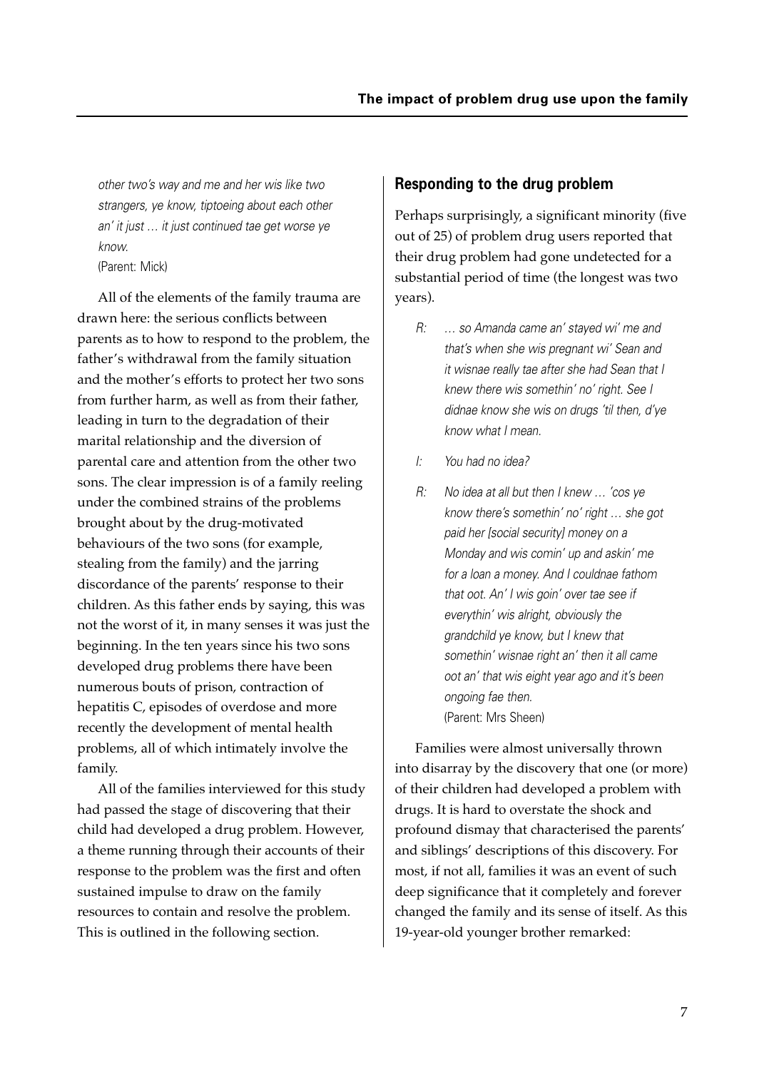*other two's way and me and her wis like two strangers, ye know, tiptoeing about each other an' it just … it just continued tae get worse ye know.*
(Parent: Mick)

All of the elements of the family trauma are drawn here: the serious conflicts between parents as to how to respond to the problem, the father's withdrawal from the family situation and the mother's efforts to protect her two sons from further harm, as well as from their father, leading in turn to the degradation of their marital relationship and the diversion of parental care and attention from the other two sons. The clear impression is of a family reeling under the combined strains of the problems brought about by the drug-motivated behaviours of the two sons (for example, stealing from the family) and the jarring discordance of the parents' response to their children. As this father ends by saying, this was not the worst of it, in many senses it was just the beginning. In the ten years since his two sons developed drug problems there have been numerous bouts of prison, contraction of hepatitis C, episodes of overdose and more recently the development of mental health problems, all of which intimately involve the family.

All of the families interviewed for this study had passed the stage of discovering that their child had developed a drug problem. However, a theme running through their accounts of their response to the problem was the first and often sustained impulse to draw on the family resources to contain and resolve the problem. This is outlined in the following section.

## Responding to the drug problem

Perhaps surprisingly, a significant minority (five out of 25) of problem drug users reported that their drug problem had gone undetected for a substantial period of time (the longest was two years).

> R: *… so Amanda came an' stayed wi' me and that's when she wis pregnant wi' Sean and it wisnae really tae after she had Sean that I knew there wis somethin' no' right. See I didnae know she wis on drugs 'til then, d'ye know what I mean.*
>
> I: *You had no idea?*
>
> R: *No idea at all but then I knew … 'cos ye know there's somethin' no' right … she got paid her [social security] money on a Monday and wis comin' up and askin' me for a loan a money. And I couldnae fathom that oot. An' I wis goin' over tae see if everythin' wis alright, obviously the grandchild ye know, but I knew that somethin' wisnae right an' then it all came oot an' that wis eight year ago and it's been ongoing fae then.*
> (Parent: Mrs Sheen)

Families were almost universally thrown into disarray by the discovery that one (or more) of their children had developed a problem with drugs. It is hard to overstate the shock and profound dismay that characterised the parents' and siblings' descriptions of this discovery. For most, if not all, families it was an event of such deep significance that it completely and forever changed the family and its sense of itself. As this 19-year-old younger brother remarked: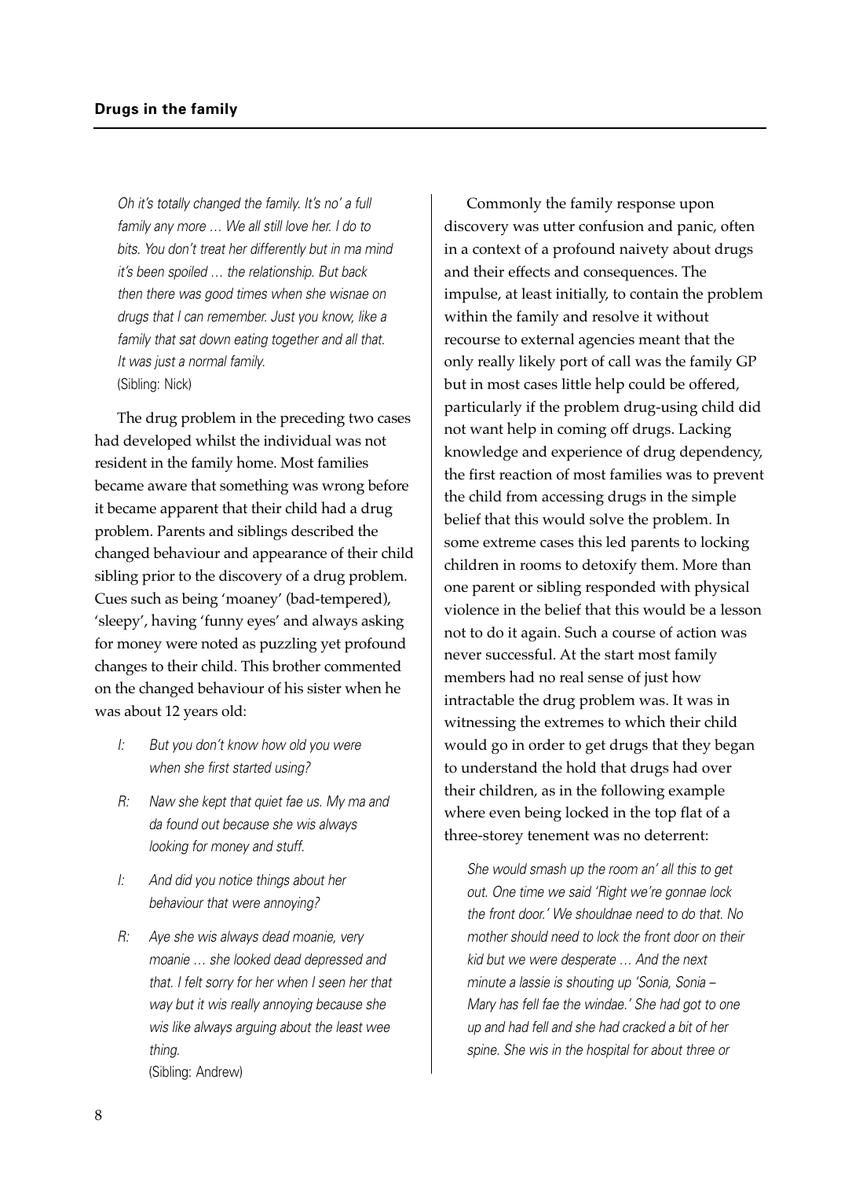*Oh it's totally changed the family. It's no' a full family any more … We all still love her. I do to bits. You don't treat her differently but in ma mind it's been spoiled … the relationship. But back then there was good times when she wisnae on drugs that I can remember. Just you know, like a family that sat down eating together and all that. It was just a normal family.*
(Sibling: Nick)

The drug problem in the preceding two cases had developed whilst the individual was not resident in the family home. Most families became aware that something was wrong before it became apparent that their child had a drug problem. Parents and siblings described the changed behaviour and appearance of their child sibling prior to the discovery of a drug problem. Cues such as being 'moaney' (bad-tempered), 'sleepy', having 'funny eyes' and always asking for money were noted as puzzling yet profound changes to their child. This brother commented on the changed behaviour of his sister when he was about 12 years old:

> *I: But you don't know how old you were when she first started using?*
>
> *R: Naw she kept that quiet fae us. My ma and da found out because she wis always looking for money and stuff.*
>
> *I: And did you notice things about her behaviour that were annoying?*
>
> *R: Aye she wis always dead moanie, very moanie … she looked dead depressed and that. I felt sorry for her when I seen her that way but it wis really annoying because she wis like always arguing about the least wee thing.*
>
> (Sibling: Andrew)

Commonly the family response upon discovery was utter confusion and panic, often in a context of a profound naivety about drugs and their effects and consequences. The impulse, at least initially, to contain the problem within the family and resolve it without recourse to external agencies meant that the only really likely port of call was the family GP but in most cases little help could be offered, particularly if the problem drug-using child did not want help in coming off drugs. Lacking knowledge and experience of drug dependency, the first reaction of most families was to prevent the child from accessing drugs in the simple belief that this would solve the problem. In some extreme cases this led parents to locking children in rooms to detoxify them. More than one parent or sibling responded with physical violence in the belief that this would be a lesson not to do it again. Such a course of action was never successful. At the start most family members had no real sense of just how intractable the drug problem was. It was in witnessing the extremes to which their child would go in order to get drugs that they began to understand the hold that drugs had over their children, as in the following example where even being locked in the top flat of a three-storey tenement was no deterrent:

*She would smash up the room an' all this to get out. One time we said 'Right we're gonnae lock the front door.' We shouldnae need to do that. No mother should need to lock the front door on their kid but we were desperate … And the next minute a lassie is shouting up 'Sonia, Sonia – Mary has fell fae the windae.' She had got to one up and had fell and she had cracked a bit of her spine. She wis in the hospital for about three or*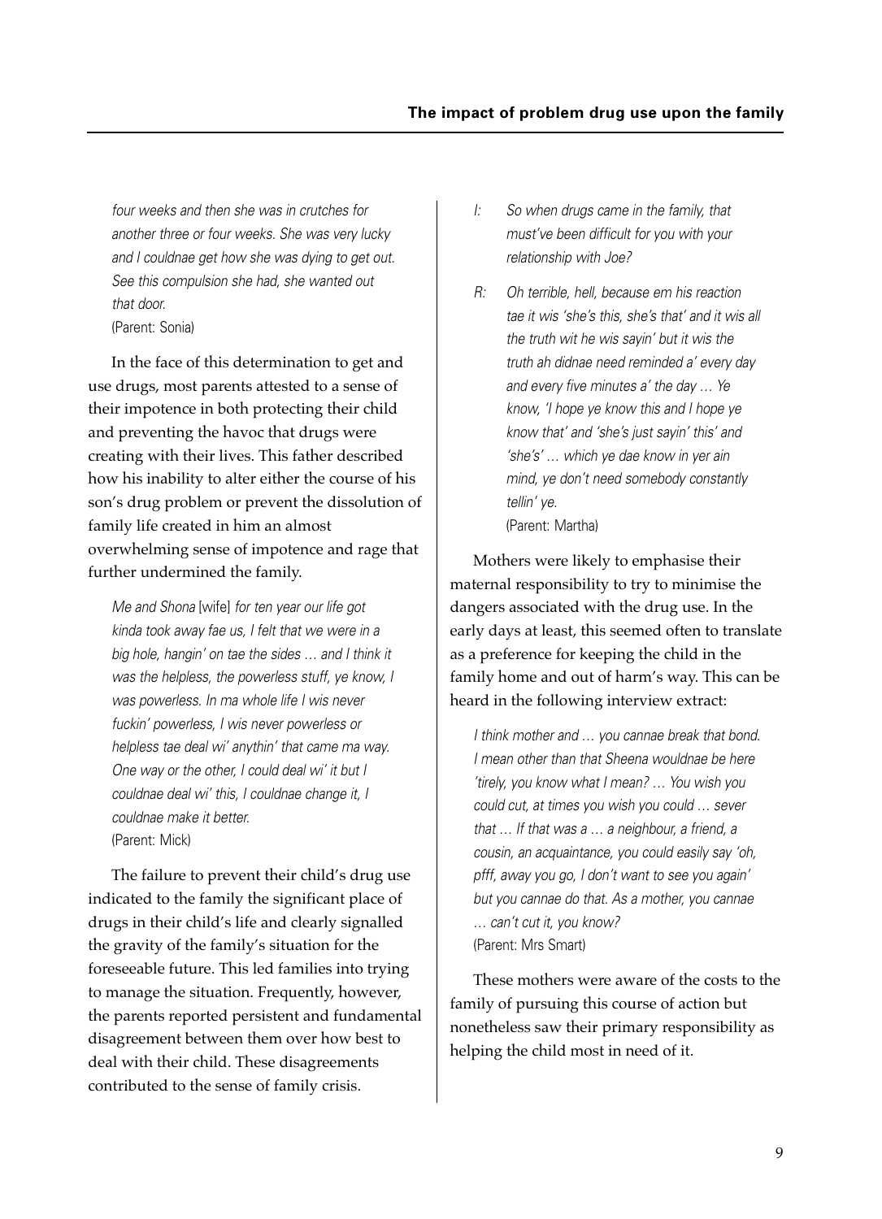> *four weeks and then she was in crutches for another three or four weeks. She was very lucky and I couldnae get how she was dying to get out. See this compulsion she had, she wanted out that door.*
> (Parent: Sonia)

In the face of this determination to get and use drugs, most parents attested to a sense of their impotence in both protecting their child and preventing the havoc that drugs were creating with their lives. This father described how his inability to alter either the course of his son's drug problem or prevent the dissolution of family life created in him an almost overwhelming sense of impotence and rage that further undermined the family.

> *Me and Shona* [wife] *for ten year our life got kinda took away fae us, I felt that we were in a big hole, hangin' on tae the sides … and I think it was the helpless, the powerless stuff, ye know, I was powerless. In ma whole life I wis never fuckin' powerless, I wis never powerless or helpless tae deal wi' anythin' that came ma way. One way or the other, I could deal wi' it but I couldnae deal wi' this, I couldnae change it, I couldnae make it better.*
> (Parent: Mick)

The failure to prevent their child's drug use indicated to the family the significant place of drugs in their child's life and clearly signalled the gravity of the family's situation for the foreseeable future. This led families into trying to manage the situation. Frequently, however, the parents reported persistent and fundamental disagreement between them over how best to deal with their child. These disagreements contributed to the sense of family crisis.

> *I: So when drugs came in the family, that must've been difficult for you with your relationship with Joe?*
>
> *R: Oh terrible, hell, because em his reaction tae it wis 'she's this, she's that' and it wis all the truth wit he wis sayin' but it wis the truth ah didnae need reminded a' every day and every five minutes a' the day … Ye know, 'I hope ye know this and I hope ye know that' and 'she's just sayin' this' and 'she's' … which ye dae know in yer ain mind, ye don't need somebody constantly tellin' ye.*
> (Parent: Martha)

Mothers were likely to emphasise their maternal responsibility to try to minimise the dangers associated with the drug use. In the early days at least, this seemed often to translate as a preference for keeping the child in the family home and out of harm's way. This can be heard in the following interview extract:

> *I think mother and … you cannae break that bond. I mean other than that Sheena wouldnae be here 'tirely, you know what I mean? … You wish you could cut, at times you wish you could … sever that … If that was a … a neighbour, a friend, a cousin, an acquaintance, you could easily say 'oh, pfff, away you go, I don't want to see you again' but you cannae do that. As a mother, you cannae … can't cut it, you know?*
> (Parent: Mrs Smart)

These mothers were aware of the costs to the family of pursuing this course of action but nonetheless saw their primary responsibility as helping the child most in need of it.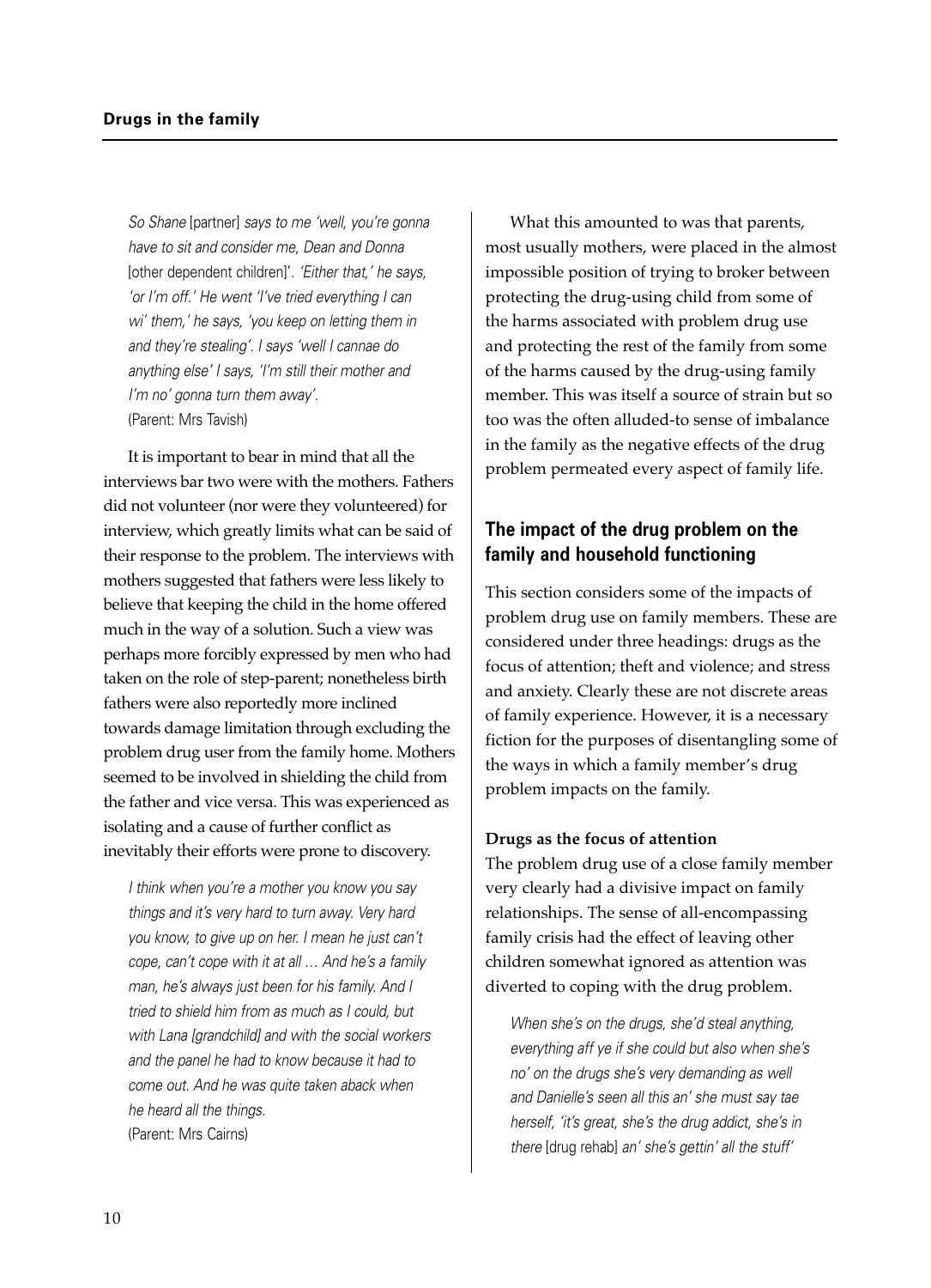> *So Shane* [partner] *says to me 'well, you're gonna have to sit and consider me, Dean and Donna* [other dependent children]'*. 'Either that,' he says, 'or I'm off.' He went 'I've tried everything I can wi' them,' he says, 'you keep on letting them in and they're stealing'. I says 'well I cannae do anything else' I says, 'I'm still their mother and I'm no' gonna turn them away'.*
> (Parent: Mrs Tavish)

It is important to bear in mind that all the interviews bar two were with the mothers. Fathers did not volunteer (nor were they volunteered) for interview, which greatly limits what can be said of their response to the problem. The interviews with mothers suggested that fathers were less likely to believe that keeping the child in the home offered much in the way of a solution. Such a view was perhaps more forcibly expressed by men who had taken on the role of step-parent; nonetheless birth fathers were also reportedly more inclined towards damage limitation through excluding the problem drug user from the family home. Mothers seemed to be involved in shielding the child from the father and vice versa. This was experienced as isolating and a cause of further conflict as inevitably their efforts were prone to discovery.

> *I think when you're a mother you know you say things and it's very hard to turn away. Very hard you know, to give up on her. I mean he just can't cope, can't cope with it at all … And he's a family man, he's always just been for his family. And I tried to shield him from as much as I could, but with Lana* [grandchild] *and with the social workers and the panel he had to know because it had to come out. And he was quite taken aback when he heard all the things.*
> (Parent: Mrs Cairns)

What this amounted to was that parents, most usually mothers, were placed in the almost impossible position of trying to broker between protecting the drug-using child from some of the harms associated with problem drug use and protecting the rest of the family from some of the harms caused by the drug-using family member. This was itself a source of strain but so too was the often alluded-to sense of imbalance in the family as the negative effects of the drug problem permeated every aspect of family life.

## The impact of the drug problem on the family and household functioning

This section considers some of the impacts of problem drug use on family members. These are considered under three headings: drugs as the focus of attention; theft and violence; and stress and anxiety. Clearly these are not discrete areas of family experience. However, it is a necessary fiction for the purposes of disentangling some of the ways in which a family member's drug problem impacts on the family.

### Drugs as the focus of attention

The problem drug use of a close family member very clearly had a divisive impact on family relationships. The sense of all-encompassing family crisis had the effect of leaving other children somewhat ignored as attention was diverted to coping with the drug problem.

> *When she's on the drugs, she'd steal anything, everything aff ye if she could but also when she's no' on the drugs she's very demanding as well and Danielle's seen all this an' she must say tae herself, 'it's great, she's the drug addict, she's in there* [drug rehab] *an' she's gettin' all the stuff'*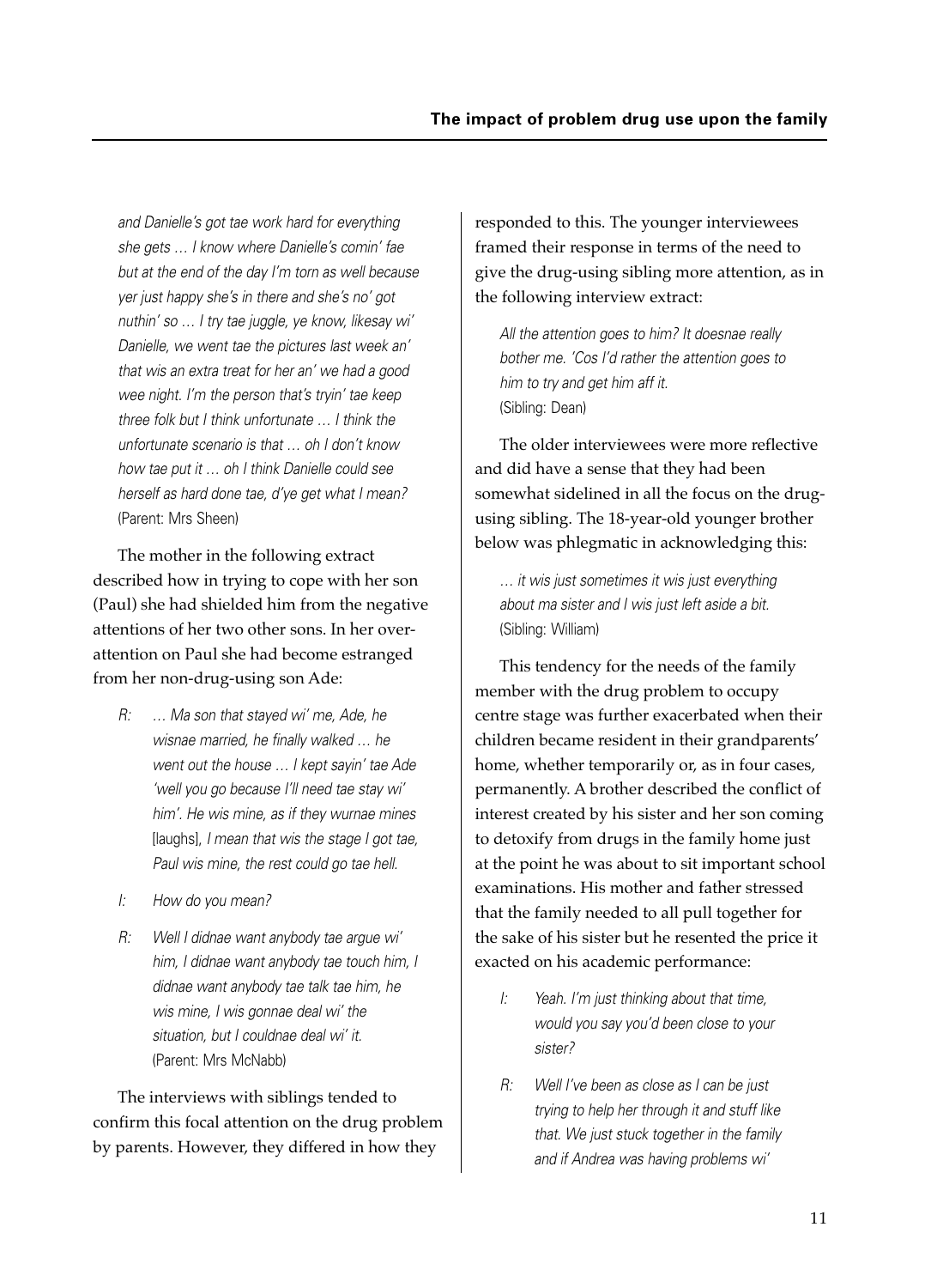*and Danielle's got tae work hard for everything she gets … I know where Danielle's comin' fae but at the end of the day I'm torn as well because yer just happy she's in there and she's no' got nuthin' so … I try tae juggle, ye know, likesay wi' Danielle, we went tae the pictures last week an' that wis an extra treat for her an' we had a good wee night. I'm the person that's tryin' tae keep three folk but I think unfortunate … I think the unfortunate scenario is that … oh I don't know how tae put it … oh I think Danielle could see herself as hard done tae, d'ye get what I mean?*
(Parent: Mrs Sheen)

The mother in the following extract described how in trying to cope with her son (Paul) she had shielded him from the negative attentions of her two other sons. In her over-attention on Paul she had become estranged from her non-drug-using son Ade:

> R: *… Ma son that stayed wi' me, Ade, he wisnae married, he finally walked … he went out the house … I kept sayin' tae Ade 'well you go because I'll need tae stay wi' him'. He wis mine, as if they wurnae mines* [laughs], *I mean that wis the stage I got tae, Paul wis mine, the rest could go tae hell.*
>
> I: *How do you mean?*
>
> R: *Well I didnae want anybody tae argue wi' him, I didnae want anybody tae touch him, I didnae want anybody tae talk tae him, he wis mine, I wis gonnae deal wi' the situation, but I couldnae deal wi' it.*
> (Parent: Mrs McNabb)

The interviews with siblings tended to confirm this focal attention on the drug problem by parents. However, they differed in how they responded to this. The younger interviewees framed their response in terms of the need to give the drug-using sibling more attention, as in the following interview extract:

*All the attention goes to him? It doesnae really bother me. 'Cos I'd rather the attention goes to him to try and get him aff it.*
(Sibling: Dean)

The older interviewees were more reflective and did have a sense that they had been somewhat sidelined in all the focus on the drug-using sibling. The 18-year-old younger brother below was phlegmatic in acknowledging this:

*… it wis just sometimes it wis just everything about ma sister and I wis just left aside a bit.*
(Sibling: William)

This tendency for the needs of the family member with the drug problem to occupy centre stage was further exacerbated when their children became resident in their grandparents' home, whether temporarily or, as in four cases, permanently. A brother described the conflict of interest created by his sister and her son coming to detoxify from drugs in the family home just at the point he was about to sit important school examinations. His mother and father stressed that the family needed to all pull together for the sake of his sister but he resented the price it exacted on his academic performance:

> I: *Yeah. I'm just thinking about that time, would you say you'd been close to your sister?*
>
> R: *Well I've been as close as I can be just trying to help her through it and stuff like that. We just stuck together in the family and if Andrea was having problems wi'*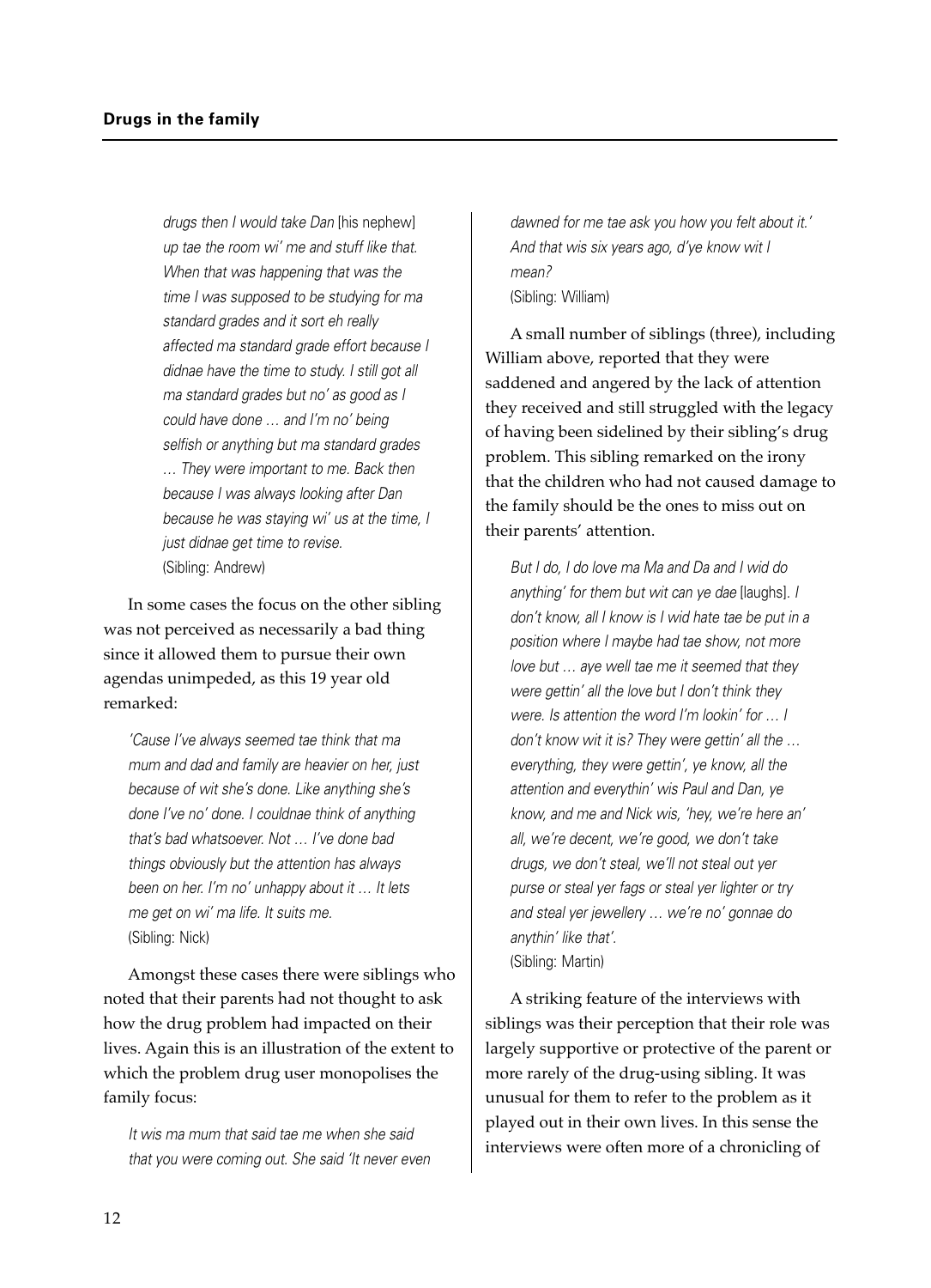*drugs then I would take Dan* [his nephew] *up tae the room wi' me and stuff like that. When that was happening that was the time I was supposed to be studying for ma standard grades and it sort eh really affected ma standard grade effort because I didnae have the time to study. I still got all ma standard grades but no' as good as I could have done … and I'm no' being selfish or anything but ma standard grades … They were important to me. Back then because I was always looking after Dan because he was staying wi' us at the time, I just didnae get time to revise.*
(Sibling: Andrew)

In some cases the focus on the other sibling was not perceived as necessarily a bad thing since it allowed them to pursue their own agendas unimpeded, as this 19 year old remarked:

*'Cause I've always seemed tae think that ma mum and dad and family are heavier on her, just because of wit she's done. Like anything she's done I've no' done. I couldnae think of anything that's bad whatsoever. Not … I've done bad things obviously but the attention has always been on her. I'm no' unhappy about it … It lets me get on wi' ma life. It suits me.*
(Sibling: Nick)

Amongst these cases there were siblings who noted that their parents had not thought to ask how the drug problem had impacted on their lives. Again this is an illustration of the extent to which the problem drug user monopolises the family focus:

*It wis ma mum that said tae me when she said that you were coming out. She said 'It never even dawned for me tae ask you how you felt about it.' And that wis six years ago, d'ye know wit I mean?*
(Sibling: William)

A small number of siblings (three), including William above, reported that they were saddened and angered by the lack of attention they received and still struggled with the legacy of having been sidelined by their sibling's drug problem. This sibling remarked on the irony that the children who had not caused damage to the family should be the ones to miss out on their parents' attention.

*But I do, I do love ma Ma and Da and I wid do anything' for them but wit can ye dae* [laughs]. *I don't know, all I know is I wid hate tae be put in a position where I maybe had tae show, not more love but … aye well tae me it seemed that they were gettin' all the love but I don't think they were. Is attention the word I'm lookin' for … I don't know wit it is? They were gettin' all the … everything, they were gettin', ye know, all the attention and everythin' wis Paul and Dan, ye know, and me and Nick wis, 'hey, we're here an' all, we're decent, we're good, we don't take drugs, we don't steal, we'll not steal out yer purse or steal yer fags or steal yer lighter or try and steal yer jewellery … we're no' gonnae do anythin' like that'.*
(Sibling: Martin)

A striking feature of the interviews with siblings was their perception that their role was largely supportive or protective of the parent or more rarely of the drug-using sibling. It was unusual for them to refer to the problem as it played out in their own lives. In this sense the interviews were often more of a chronicling of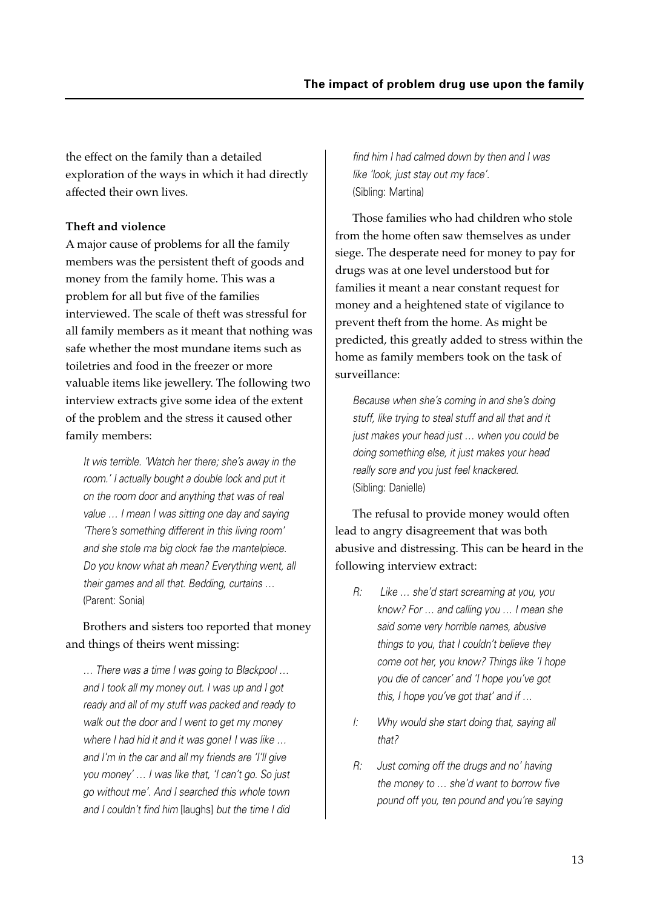the effect on the family than a detailed exploration of the ways in which it had directly affected their own lives.

**Theft and violence**

A major cause of problems for all the family members was the persistent theft of goods and money from the family home. This was a problem for all but five of the families interviewed. The scale of theft was stressful for all family members as it meant that nothing was safe whether the most mundane items such as toiletries and food in the freezer or more valuable items like jewellery. The following two interview extracts give some idea of the extent of the problem and the stress it caused other family members:

> *It wis terrible. 'Watch her there; she's away in the room.' I actually bought a double lock and put it on the room door and anything that was of real value … I mean I was sitting one day and saying 'There's something different in this living room' and she stole ma big clock fae the mantelpiece. Do you know what ah mean? Everything went, all their games and all that. Bedding, curtains …*
> (Parent: Sonia)

Brothers and sisters too reported that money and things of theirs went missing:

> *… There was a time I was going to Blackpool … and I took all my money out. I was up and I got ready and all of my stuff was packed and ready to walk out the door and I went to get my money where I had hid it and it was gone! I was like … and I'm in the car and all my friends are 'I'll give you money' … I was like that, 'I can't go. So just go without me'. And I searched this whole town and I couldn't find him* [laughs] *but the time I did find him I had calmed down by then and I was like 'look, just stay out my face'.*
> (Sibling: Martina)

Those families who had children who stole from the home often saw themselves as under siege. The desperate need for money to pay for drugs was at one level understood but for families it meant a near constant request for money and a heightened state of vigilance to prevent theft from the home. As might be predicted, this greatly added to stress within the home as family members took on the task of surveillance:

> *Because when she's coming in and she's doing stuff, like trying to steal stuff and all that and it just makes your head just … when you could be doing something else, it just makes your head really sore and you just feel knackered.*
> (Sibling: Danielle)

The refusal to provide money would often lead to angry disagreement that was both abusive and distressing. This can be heard in the following interview extract:

> R: *Like … she'd start screaming at you, you know? For … and calling you … I mean she said some very horrible names, abusive things to you, that I couldn't believe they come oot her, you know? Things like 'I hope you die of cancer' and 'I hope you've got this, I hope you've got that' and if …*
>
> I: *Why would she start doing that, saying all that?*
>
> R: *Just coming off the drugs and no' having the money to … she'd want to borrow five pound off you, ten pound and you're saying*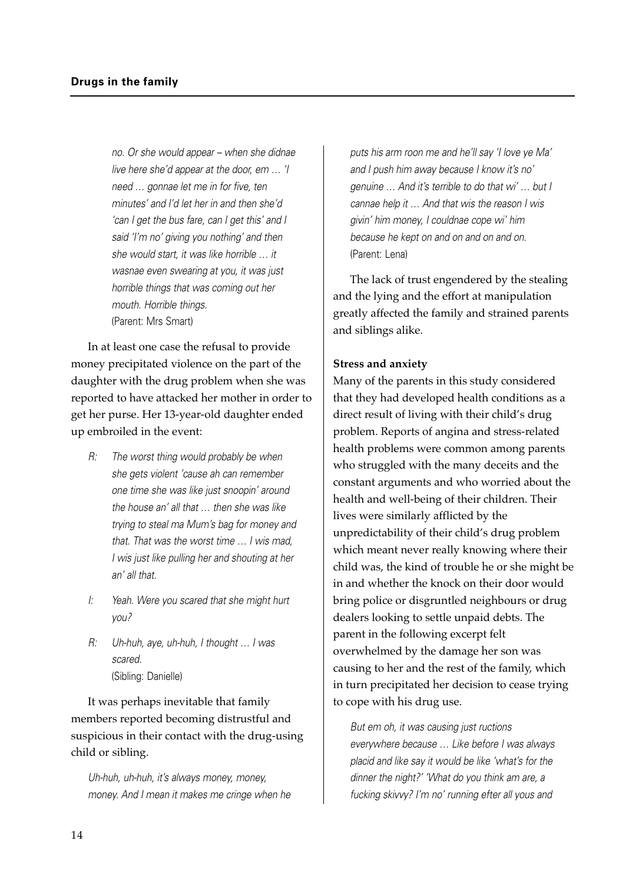*no. Or she would appear – when she didnae live here she'd appear at the door, em … 'I need … gonnae let me in for five, ten minutes' and I'd let her in and then she'd 'can I get the bus fare, can I get this' and I said 'I'm no' giving you nothing' and then she would start, it was like horrible … it wasnae even swearing at you, it was just horrible things that was coming out her mouth. Horrible things.*
(Parent: Mrs Smart)

In at least one case the refusal to provide money precipitated violence on the part of the daughter with the drug problem when she was reported to have attacked her mother in order to get her purse. Her 13-year-old daughter ended up embroiled in the event:

> R: *The worst thing would probably be when she gets violent 'cause ah can remember one time she was like just snoopin' around the house an' all that … then she was like trying to steal ma Mum's bag for money and that. That was the worst time … I wis mad, I wis just like pulling her and shouting at her an' all that.*
>
> I: *Yeah. Were you scared that she might hurt you?*
>
> R: *Uh-huh, aye, uh-huh, I thought … I was scared.*
> (Sibling: Danielle)

It was perhaps inevitable that family members reported becoming distrustful and suspicious in their contact with the drug-using child or sibling.

*Uh-huh, uh-huh, it's always money, money, money. And I mean it makes me cringe when he puts his arm roon me and he'll say 'I love ye Ma' and I push him away because I know it's no' genuine … And it's terrible to do that wi' … but I cannae help it … And that wis the reason I wis givin' him money, I couldnae cope wi' him because he kept on and on and on and on.*
(Parent: Lena)

The lack of trust engendered by the stealing and the lying and the effort at manipulation greatly affected the family and strained parents and siblings alike.

**Stress and anxiety**

Many of the parents in this study considered that they had developed health conditions as a direct result of living with their child's drug problem. Reports of angina and stress-related health problems were common among parents who struggled with the many deceits and the constant arguments and who worried about the health and well-being of their children. Their lives were similarly afflicted by the unpredictability of their child's drug problem which meant never really knowing where their child was, the kind of trouble he or she might be in and whether the knock on their door would bring police or disgruntled neighbours or drug dealers looking to settle unpaid debts. The parent in the following excerpt felt overwhelmed by the damage her son was causing to her and the rest of the family, which in turn precipitated her decision to cease trying to cope with his drug use.

*But em oh, it was causing just ructions everywhere because … Like before I was always placid and like say it would be like 'what's for the dinner the night?' 'What do you think am are, a fucking skivvy? I'm no' running efter all yous and*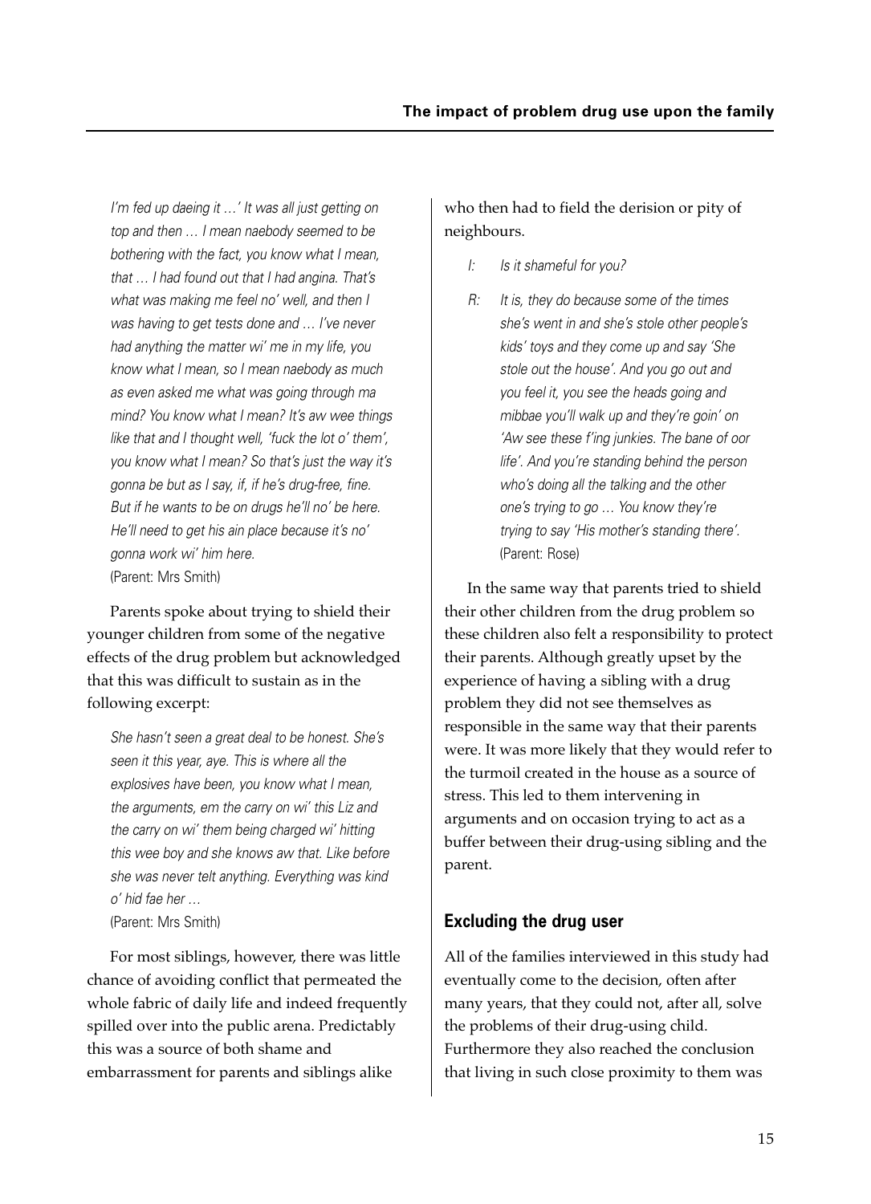*I'm fed up daeing it …' It was all just getting on top and then … I mean naebody seemed to be bothering with the fact, you know what I mean, that … I had found out that I had angina. That's what was making me feel no' well, and then I was having to get tests done and … I've never had anything the matter wi' me in my life, you know what I mean, so I mean naebody as much as even asked me what was going through ma mind? You know what I mean? It's aw wee things like that and I thought well, 'fuck the lot o' them', you know what I mean? So that's just the way it's gonna be but as I say, if, if he's drug-free, fine. But if he wants to be on drugs he'll no' be here. He'll need to get his ain place because it's no' gonna work wi' him here.*
(Parent: Mrs Smith)

Parents spoke about trying to shield their younger children from some of the negative effects of the drug problem but acknowledged that this was difficult to sustain as in the following excerpt:

*She hasn't seen a great deal to be honest. She's seen it this year, aye. This is where all the explosives have been, you know what I mean, the arguments, em the carry on wi' this Liz and the carry on wi' them being charged wi' hitting this wee boy and she knows aw that. Like before she was never telt anything. Everything was kind o' hid fae her …*
(Parent: Mrs Smith)

For most siblings, however, there was little chance of avoiding conflict that permeated the whole fabric of daily life and indeed frequently spilled over into the public arena. Predictably this was a source of both shame and embarrassment for parents and siblings alike who then had to field the derision or pity of neighbours.

> *I: Is it shameful for you?*
>
> *R: It is, they do because some of the times she's went in and she's stole other people's kids' toys and they come up and say 'She stole out the house'. And you go out and you feel it, you see the heads going and mibbae you'll walk up and they're goin' on 'Aw see these f'ing junkies. The bane of oor life'. And you're standing behind the person who's doing all the talking and the other one's trying to go … You know they're trying to say 'His mother's standing there'.*
> (Parent: Rose)

In the same way that parents tried to shield their other children from the drug problem so these children also felt a responsibility to protect their parents. Although greatly upset by the experience of having a sibling with a drug problem they did not see themselves as responsible in the same way that their parents were. It was more likely that they would refer to the turmoil created in the house as a source of stress. This led to them intervening in arguments and on occasion trying to act as a buffer between their drug-using sibling and the parent.

## Excluding the drug user

All of the families interviewed in this study had eventually come to the decision, often after many years, that they could not, after all, solve the problems of their drug-using child. Furthermore they also reached the conclusion that living in such close proximity to them was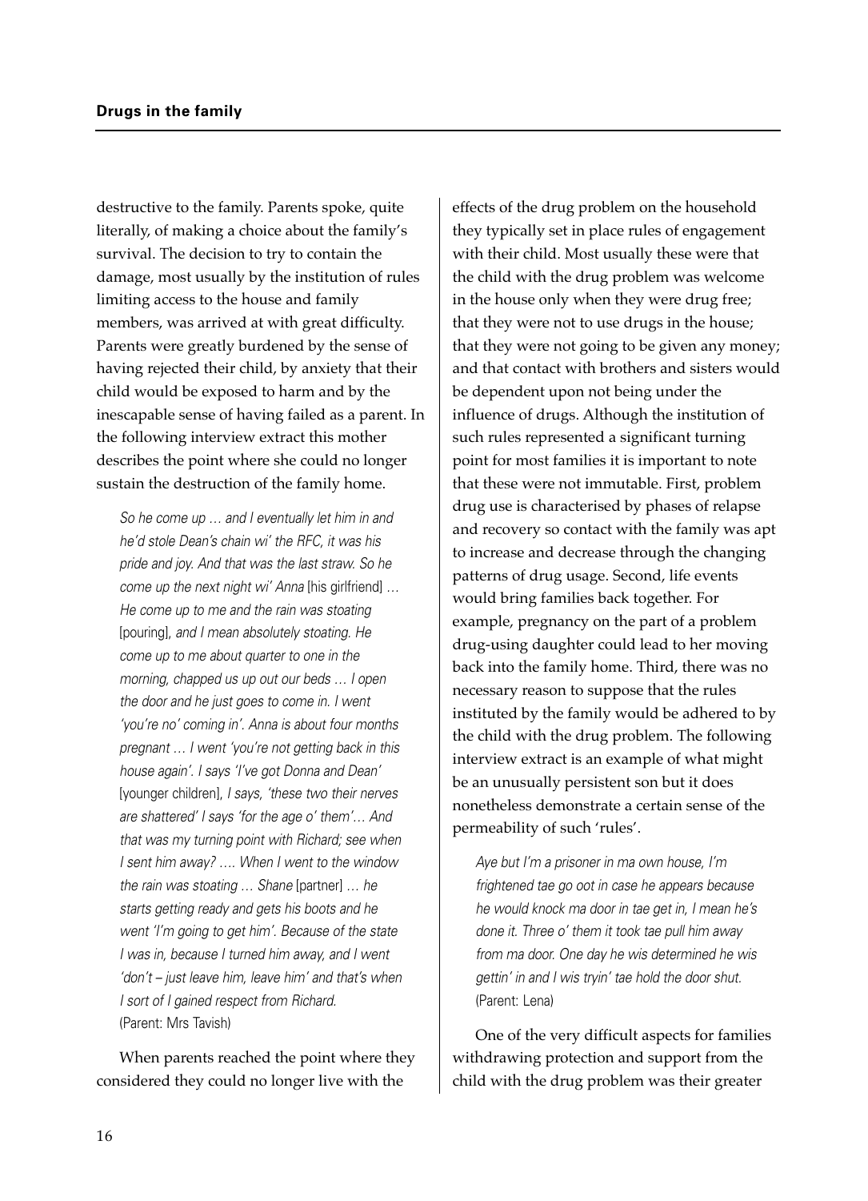destructive to the family. Parents spoke, quite literally, of making a choice about the family's survival. The decision to try to contain the damage, most usually by the institution of rules limiting access to the house and family members, was arrived at with great difficulty. Parents were greatly burdened by the sense of having rejected their child, by anxiety that their child would be exposed to harm and by the inescapable sense of having failed as a parent. In the following interview extract this mother describes the point where she could no longer sustain the destruction of the family home.

> *So he come up … and I eventually let him in and he'd stole Dean's chain wi' the RFC, it was his pride and joy. And that was the last straw. So he come up the next night wi' Anna* [his girlfriend] *… He come up to me and the rain was stoating* [pouring], *and I mean absolutely stoating. He come up to me about quarter to one in the morning, chapped us up out our beds … I open the door and he just goes to come in. I went 'you're no' coming in'. Anna is about four months pregnant … I went 'you're not getting back in this house again'. I says 'I've got Donna and Dean'* [younger children], *I says, 'these two their nerves are shattered' I says 'for the age o' them'… And that was my turning point with Richard; see when I sent him away? …. When I went to the window the rain was stoating … Shane* [partner] *… he starts getting ready and gets his boots and he went 'I'm going to get him'. Because of the state I was in, because I turned him away, and I went 'don't – just leave him, leave him' and that's when I sort of I gained respect from Richard.*
> (Parent: Mrs Tavish)

When parents reached the point where they considered they could no longer live with the effects of the drug problem on the household they typically set in place rules of engagement with their child. Most usually these were that the child with the drug problem was welcome in the house only when they were drug free; that they were not to use drugs in the house; that they were not going to be given any money; and that contact with brothers and sisters would be dependent upon not being under the influence of drugs. Although the institution of such rules represented a significant turning point for most families it is important to note that these were not immutable. First, problem drug use is characterised by phases of relapse and recovery so contact with the family was apt to increase and decrease through the changing patterns of drug usage. Second, life events would bring families back together. For example, pregnancy on the part of a problem drug-using daughter could lead to her moving back into the family home. Third, there was no necessary reason to suppose that the rules instituted by the family would be adhered to by the child with the drug problem. The following interview extract is an example of what might be an unusually persistent son but it does nonetheless demonstrate a certain sense of the permeability of such 'rules'.

> *Aye but I'm a prisoner in ma own house, I'm frightened tae go oot in case he appears because he would knock ma door in tae get in, I mean he's done it. Three o' them it took tae pull him away from ma door. One day he wis determined he wis gettin' in and I wis tryin' tae hold the door shut.*
> (Parent: Lena)

One of the very difficult aspects for families withdrawing protection and support from the child with the drug problem was their greater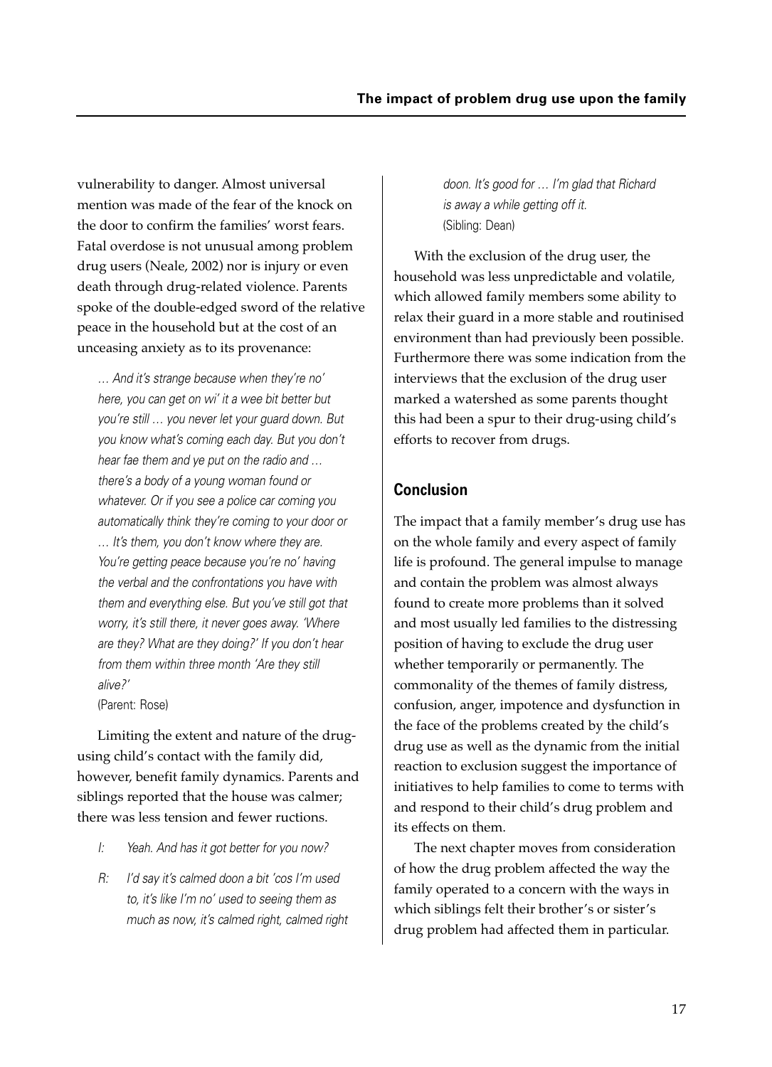vulnerability to danger. Almost universal mention was made of the fear of the knock on the door to confirm the families' worst fears. Fatal overdose is not unusual among problem drug users (Neale, 2002) nor is injury or even death through drug-related violence. Parents spoke of the double-edged sword of the relative peace in the household but at the cost of an unceasing anxiety as to its provenance:

> *... And it's strange because when they're no' here, you can get on wi' it a wee bit better but you're still ... you never let your guard down. But you know what's coming each day. But you don't hear fae them and ye put on the radio and ... there's a body of a young woman found or whatever. Or if you see a police car coming you automatically think they're coming to your door or ... It's them, you don't know where they are. You're getting peace because you're no' having the verbal and the confrontations you have with them and everything else. But you've still got that worry, it's still there, it never goes away. 'Where are they? What are they doing?' If you don't hear from them within three month 'Are they still alive?'*
> (Parent: Rose)

Limiting the extent and nature of the drug-using child's contact with the family did, however, benefit family dynamics. Parents and siblings reported that the house was calmer; there was less tension and fewer ructions.

> *I: Yeah. And has it got better for you now?*
>
> *R: I'd say it's calmed doon a bit 'cos I'm used to, it's like I'm no' used to seeing them as much as now, it's calmed right, calmed right doon. It's good for ... I'm glad that Richard is away a while getting off it.*
> (Sibling: Dean)

With the exclusion of the drug user, the household was less unpredictable and volatile, which allowed family members some ability to relax their guard in a more stable and routinised environment than had previously been possible. Furthermore there was some indication from the interviews that the exclusion of the drug user marked a watershed as some parents thought this had been a spur to their drug-using child's efforts to recover from drugs.

## Conclusion

The impact that a family member's drug use has on the whole family and every aspect of family life is profound. The general impulse to manage and contain the problem was almost always found to create more problems than it solved and most usually led families to the distressing position of having to exclude the drug user whether temporarily or permanently. The commonality of the themes of family distress, confusion, anger, impotence and dysfunction in the face of the problems created by the child's drug use as well as the dynamic from the initial reaction to exclusion suggest the importance of initiatives to help families to come to terms with and respond to their child's drug problem and its effects on them.

The next chapter moves from consideration of how the drug problem affected the way the family operated to a concern with the ways in which siblings felt their brother's or sister's drug problem had affected them in particular.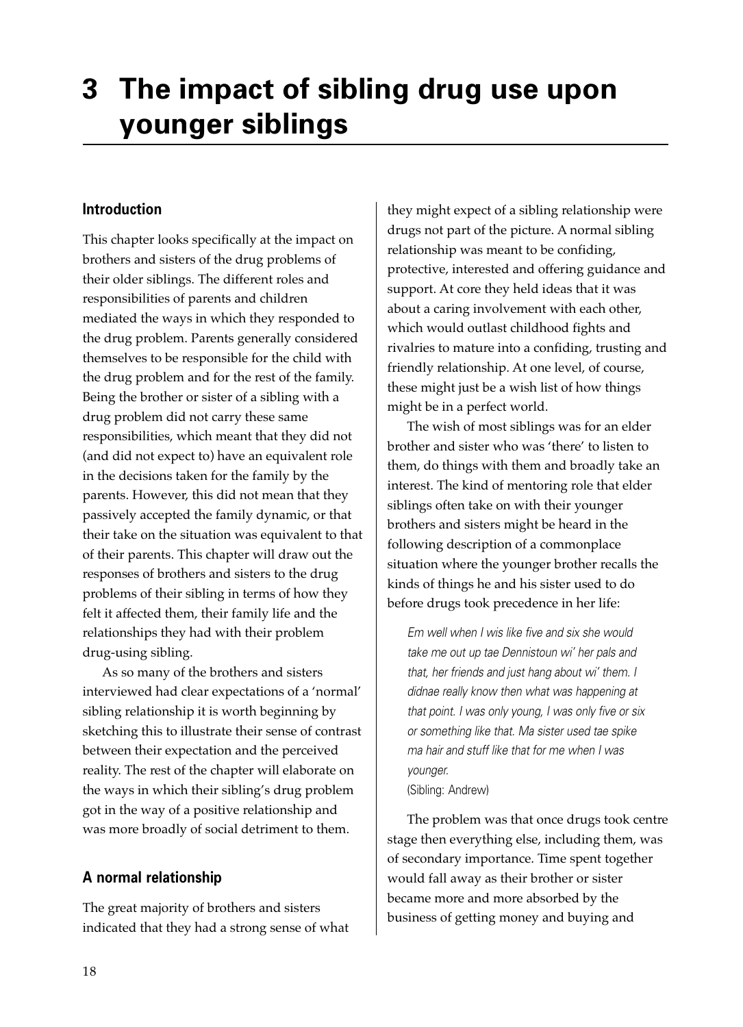# 3 The impact of sibling drug use upon younger siblings

## Introduction

This chapter looks specifically at the impact on brothers and sisters of the drug problems of their older siblings. The different roles and responsibilities of parents and children mediated the ways in which they responded to the drug problem. Parents generally considered themselves to be responsible for the child with the drug problem and for the rest of the family. Being the brother or sister of a sibling with a drug problem did not carry these same responsibilities, which meant that they did not (and did not expect to) have an equivalent role in the decisions taken for the family by the parents. However, this did not mean that they passively accepted the family dynamic, or that their take on the situation was equivalent to that of their parents. This chapter will draw out the responses of brothers and sisters to the drug problems of their sibling in terms of how they felt it affected them, their family life and the relationships they had with their problem drug-using sibling.

As so many of the brothers and sisters interviewed had clear expectations of a 'normal' sibling relationship it is worth beginning by sketching this to illustrate their sense of contrast between their expectation and the perceived reality. The rest of the chapter will elaborate on the ways in which their sibling's drug problem got in the way of a positive relationship and was more broadly of social detriment to them.

## A normal relationship

The great majority of brothers and sisters indicated that they had a strong sense of what they might expect of a sibling relationship were drugs not part of the picture. A normal sibling relationship was meant to be confiding, protective, interested and offering guidance and support. At core they held ideas that it was about a caring involvement with each other, which would outlast childhood fights and rivalries to mature into a confiding, trusting and friendly relationship. At one level, of course, these might just be a wish list of how things might be in a perfect world.

The wish of most siblings was for an elder brother and sister who was 'there' to listen to them, do things with them and broadly take an interest. The kind of mentoring role that elder siblings often take on with their younger brothers and sisters might be heard in the following description of a commonplace situation where the younger brother recalls the kinds of things he and his sister used to do before drugs took precedence in her life:

> *Em well when I wis like five and six she would take me out up tae Dennistoun wi' her pals and that, her friends and just hang about wi' them. I didnae really know then what was happening at that point. I was only young, I was only five or six or something like that. Ma sister used tae spike ma hair and stuff like that for me when I was younger.*
> (Sibling: Andrew)

The problem was that once drugs took centre stage then everything else, including them, was of secondary importance. Time spent together would fall away as their brother or sister became more and more absorbed by the business of getting money and buying and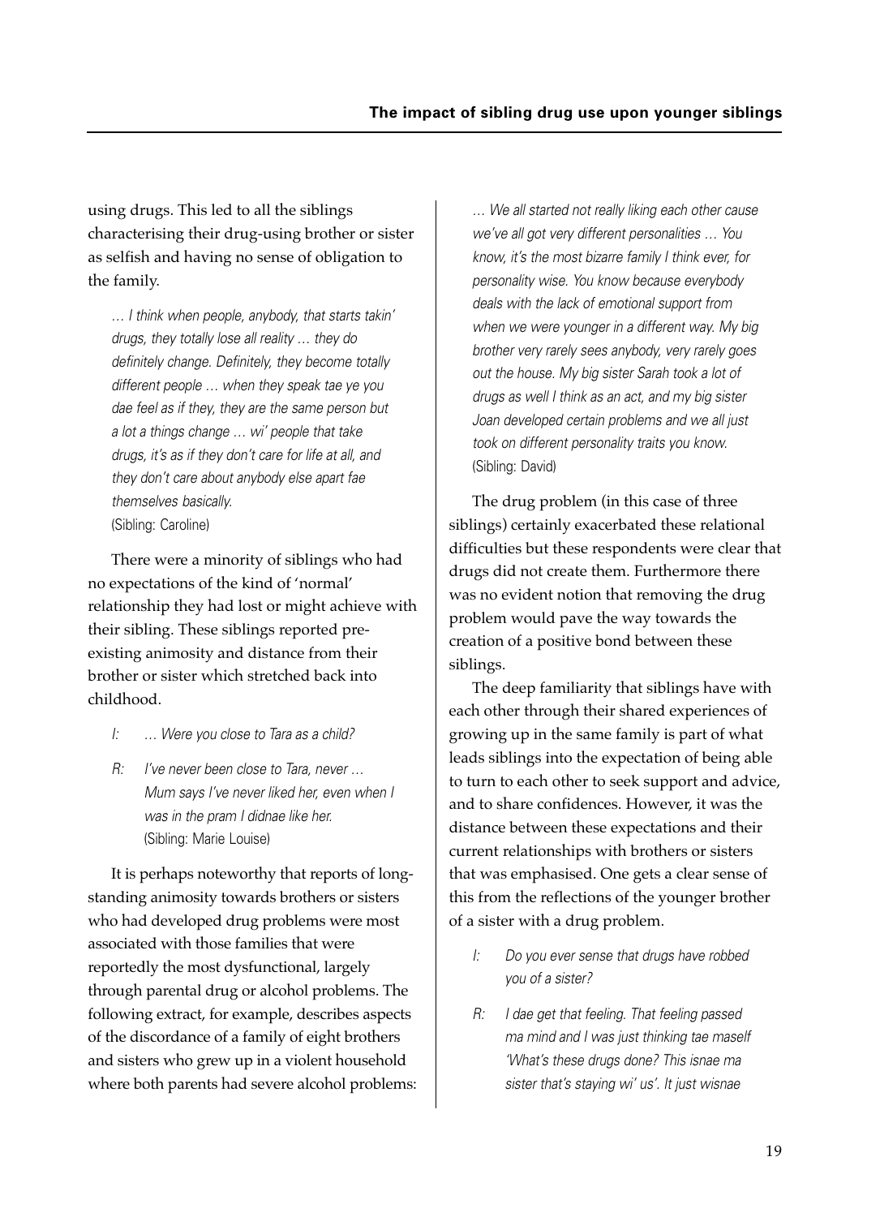using drugs. This led to all the siblings characterising their drug-using brother or sister as selfish and having no sense of obligation to the family.

> *… I think when people, anybody, that starts takin' drugs, they totally lose all reality … they do definitely change. Definitely, they become totally different people … when they speak tae ye you dae feel as if they, they are the same person but a lot a things change … wi' people that take drugs, it's as if they don't care for life at all, and they don't care about anybody else apart fae themselves basically.*
> (Sibling: Caroline)

There were a minority of siblings who had no expectations of the kind of 'normal' relationship they had lost or might achieve with their sibling. These siblings reported pre-existing animosity and distance from their brother or sister which stretched back into childhood.

> *I: … Were you close to Tara as a child?*
>
> *R: I've never been close to Tara, never … Mum says I've never liked her, even when I was in the pram I didnae like her.*
> (Sibling: Marie Louise)

It is perhaps noteworthy that reports of long-standing animosity towards brothers or sisters who had developed drug problems were most associated with those families that were reportedly the most dysfunctional, largely through parental drug or alcohol problems. The following extract, for example, describes aspects of the discordance of a family of eight brothers and sisters who grew up in a violent household where both parents had severe alcohol problems:

> *… We all started not really liking each other cause we've all got very different personalities … You know, it's the most bizarre family I think ever, for personality wise. You know because everybody deals with the lack of emotional support from when we were younger in a different way. My big brother very rarely sees anybody, very rarely goes out the house. My big sister Sarah took a lot of drugs as well I think as an act, and my big sister Joan developed certain problems and we all just took on different personality traits you know.*
> (Sibling: David)

The drug problem (in this case of three siblings) certainly exacerbated these relational difficulties but these respondents were clear that drugs did not create them. Furthermore there was no evident notion that removing the drug problem would pave the way towards the creation of a positive bond between these siblings.

The deep familiarity that siblings have with each other through their shared experiences of growing up in the same family is part of what leads siblings into the expectation of being able to turn to each other to seek support and advice, and to share confidences. However, it was the distance between these expectations and their current relationships with brothers or sisters that was emphasised. One gets a clear sense of this from the reflections of the younger brother of a sister with a drug problem.

> *I: Do you ever sense that drugs have robbed you of a sister?*
>
> *R: I dae get that feeling. That feeling passed ma mind and I was just thinking tae maself 'What's these drugs done? This isnae ma sister that's staying wi' us'. It just wisnae*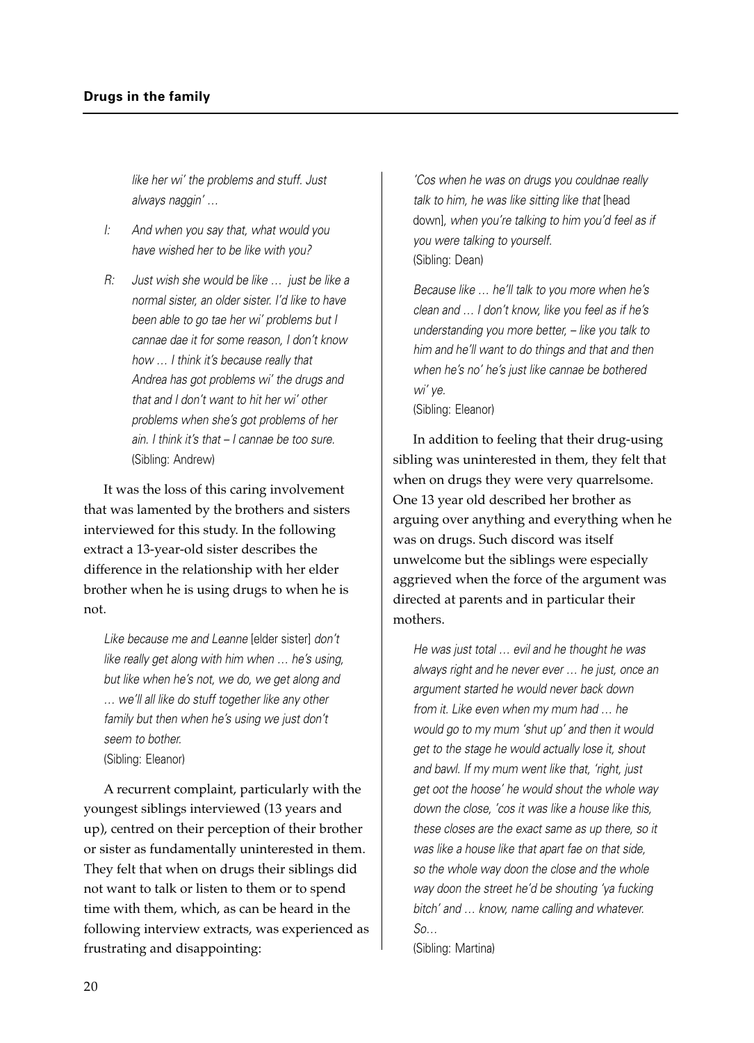*like her wi' the problems and stuff. Just always naggin' …*

*I: And when you say that, what would you have wished her to be like with you?*

*R: Just wish she would be like … just be like a normal sister, an older sister. I'd like to have been able to go tae her wi' problems but I cannae dae it for some reason, I don't know how … I think it's because really that Andrea has got problems wi' the drugs and that and I don't want to hit her wi' other problems when she's got problems of her ain. I think it's that – I cannae be too sure.*
(Sibling: Andrew)

It was the loss of this caring involvement that was lamented by the brothers and sisters interviewed for this study. In the following extract a 13-year-old sister describes the difference in the relationship with her elder brother when he is using drugs to when he is not.

> *Like because me and Leanne* [elder sister] *don't like really get along with him when … he's using, but like when he's not, we do, we get along and … we'll all like do stuff together like any other family but then when he's using we just don't seem to bother.*
> (Sibling: Eleanor)

A recurrent complaint, particularly with the youngest siblings interviewed (13 years and up), centred on their perception of their brother or sister as fundamentally uninterested in them. They felt that when on drugs their siblings did not want to talk or listen to them or to spend time with them, which, as can be heard in the following interview extracts, was experienced as frustrating and disappointing:

> *'Cos when he was on drugs you couldnae really talk to him, he was like sitting like that* [head down]*, when you're talking to him you'd feel as if you were talking to yourself.*
> (Sibling: Dean)

> *Because like … he'll talk to you more when he's clean and … I don't know, like you feel as if he's understanding you more better, – like you talk to him and he'll want to do things and that and then when he's no' he's just like cannae be bothered wi' ye.*
> (Sibling: Eleanor)

In addition to feeling that their drug-using sibling was uninterested in them, they felt that when on drugs they were very quarrelsome. One 13 year old described her brother as arguing over anything and everything when he was on drugs. Such discord was itself unwelcome but the siblings were especially aggrieved when the force of the argument was directed at parents and in particular their mothers.

> *He was just total … evil and he thought he was always right and he never ever … he just, once an argument started he would never back down from it. Like even when my mum had … he would go to my mum 'shut up' and then it would get to the stage he would actually lose it, shout and bawl. If my mum went like that, 'right, just get oot the hoose' he would shout the whole way down the close, 'cos it was like a house like this, these closes are the exact same as up there, so it was like a house like that apart fae on that side, so the whole way doon the close and the whole way doon the street he'd be shouting 'ya fucking bitch' and … know, name calling and whatever. So…*
> (Sibling: Martina)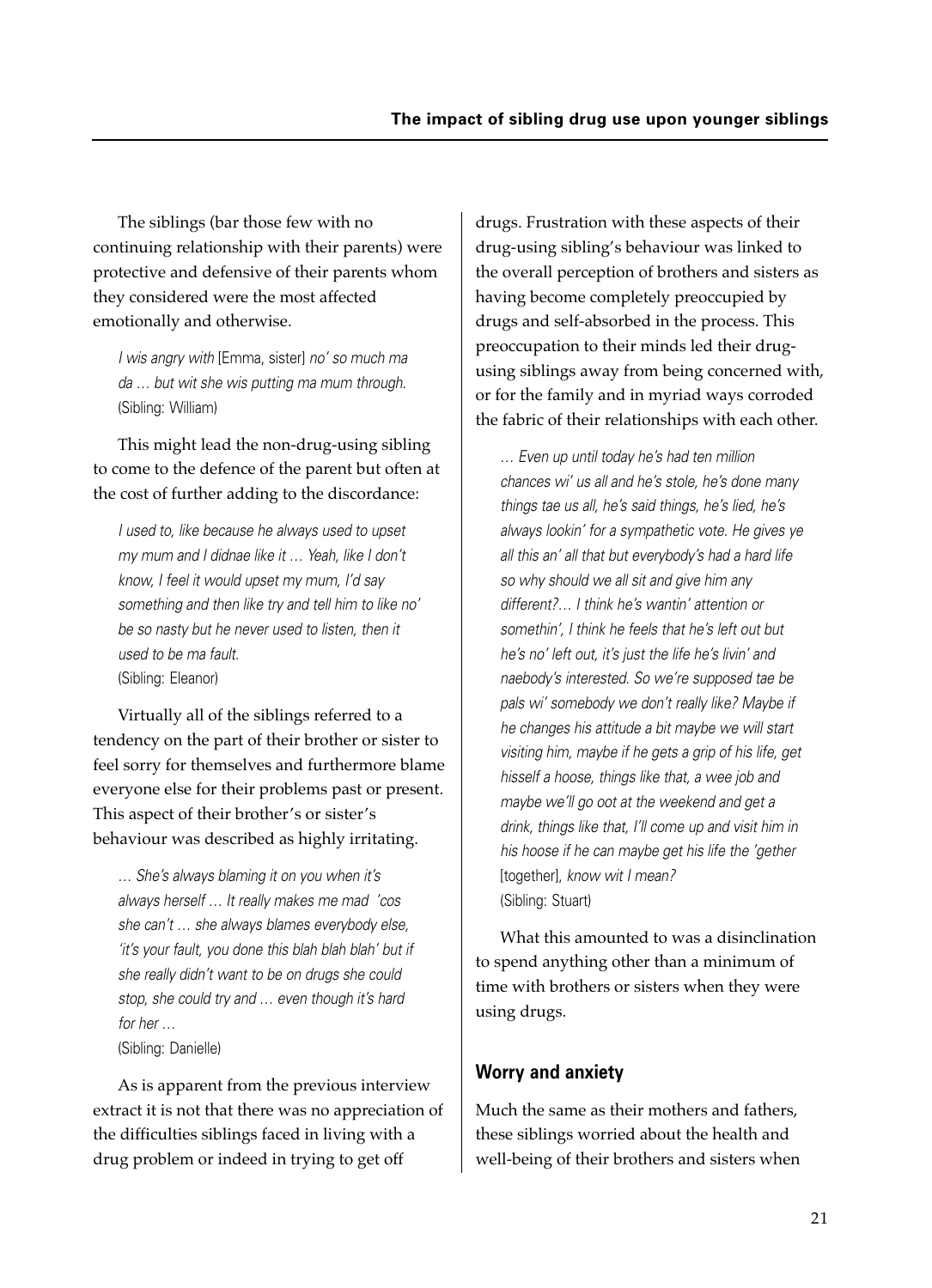The siblings (bar those few with no continuing relationship with their parents) were protective and defensive of their parents whom they considered were the most affected emotionally and otherwise.

> *I wis angry with* [Emma, sister] *no' so much ma da … but wit she wis putting ma mum through.*
> (Sibling: William)

This might lead the non-drug-using sibling to come to the defence of the parent but often at the cost of further adding to the discordance:

> *I used to, like because he always used to upset my mum and I didnae like it … Yeah, like I don't know, I feel it would upset my mum, I'd say something and then like try and tell him to like no' be so nasty but he never used to listen, then it used to be ma fault.*
> (Sibling: Eleanor)

Virtually all of the siblings referred to a tendency on the part of their brother or sister to feel sorry for themselves and furthermore blame everyone else for their problems past or present. This aspect of their brother's or sister's behaviour was described as highly irritating.

> *… She's always blaming it on you when it's always herself … It really makes me mad 'cos she can't … she always blames everybody else, 'it's your fault, you done this blah blah blah' but if she really didn't want to be on drugs she could stop, she could try and … even though it's hard for her …*
> (Sibling: Danielle)

As is apparent from the previous interview extract it is not that there was no appreciation of the difficulties siblings faced in living with a drug problem or indeed in trying to get off drugs. Frustration with these aspects of their drug-using sibling's behaviour was linked to the overall perception of brothers and sisters as having become completely preoccupied by drugs and self-absorbed in the process. This preoccupation to their minds led their drug-using siblings away from being concerned with, or for the family and in myriad ways corroded the fabric of their relationships with each other.

> *… Even up until today he's had ten million chances wi' us all and he's stole, he's done many things tae us all, he's said things, he's lied, he's always lookin' for a sympathetic vote. He gives ye all this an' all that but everybody's had a hard life so why should we all sit and give him any different?… I think he's wantin' attention or somethin', I think he feels that he's left out but he's no' left out, it's just the life he's livin' and naebody's interested. So we're supposed tae be pals wi' somebody we don't really like? Maybe if he changes his attitude a bit maybe we will start visiting him, maybe if he gets a grip of his life, get hisself a hoose, things like that, a wee job and maybe we'll go oot at the weekend and get a drink, things like that, I'll come up and visit him in his hoose if he can maybe get his life the 'gether* [together], *know wit I mean?*
> (Sibling: Stuart)

What this amounted to was a disinclination to spend anything other than a minimum of time with brothers or sisters when they were using drugs.

## Worry and anxiety

Much the same as their mothers and fathers, these siblings worried about the health and well-being of their brothers and sisters when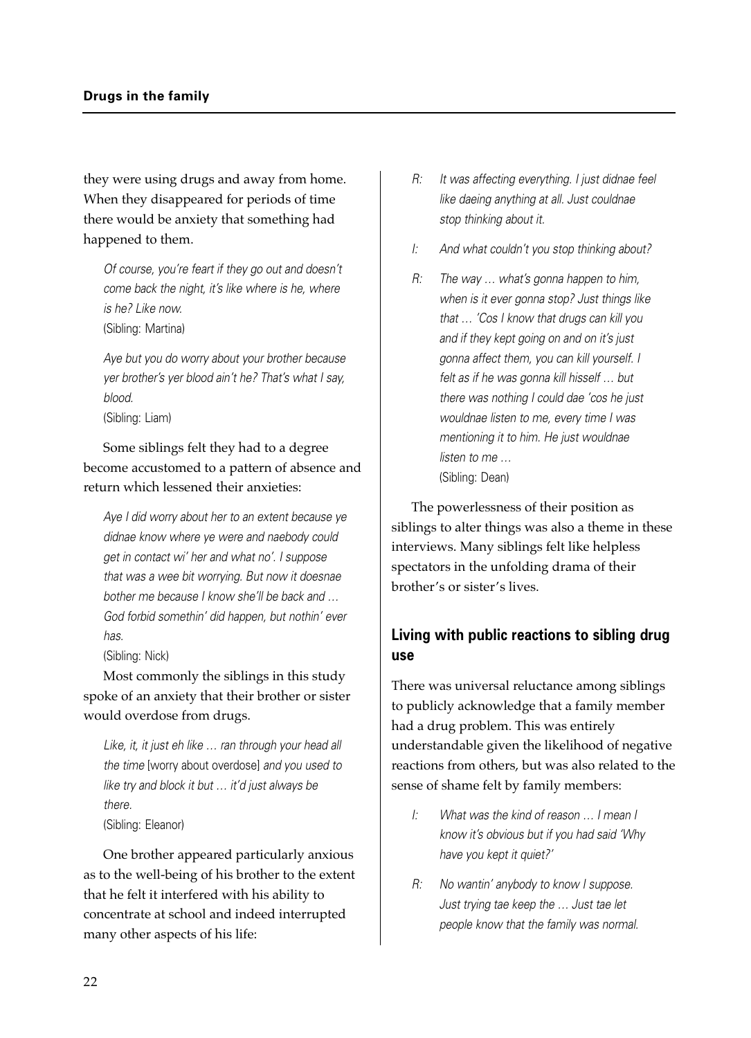they were using drugs and away from home. When they disappeared for periods of time there would be anxiety that something had happened to them.

> *Of course, you're feart if they go out and doesn't come back the night, it's like where is he, where is he? Like now.*
> (Sibling: Martina)

> *Aye but you do worry about your brother because yer brother's yer blood ain't he? That's what I say, blood.*
> (Sibling: Liam)

Some siblings felt they had to a degree become accustomed to a pattern of absence and return which lessened their anxieties:

> *Aye I did worry about her to an extent because ye didnae know where ye were and naebody could get in contact wi' her and what no'. I suppose that was a wee bit worrying. But now it doesnae bother me because I know she'll be back and … God forbid somethin' did happen, but nothin' ever has.*
> (Sibling: Nick)

Most commonly the siblings in this study spoke of an anxiety that their brother or sister would overdose from drugs.

> *Like, it, it just eh like … ran through your head all the time* [worry about overdose] *and you used to like try and block it but … it'd just always be there.*
> (Sibling: Eleanor)

One brother appeared particularly anxious as to the well-being of his brother to the extent that he felt it interfered with his ability to concentrate at school and indeed interrupted many other aspects of his life:

> R: *It was affecting everything. I just didnae feel like daeing anything at all. Just couldnae stop thinking about it.*
>
> I: *And what couldn't you stop thinking about?*
>
> R: *The way … what's gonna happen to him, when is it ever gonna stop? Just things like that … 'Cos I know that drugs can kill you and if they kept going on and on it's just gonna affect them, you can kill yourself. I felt as if he was gonna kill hisself … but there was nothing I could dae 'cos he just wouldnae listen to me, every time I was mentioning it to him. He just wouldnae listen to me …*
> (Sibling: Dean)

The powerlessness of their position as siblings to alter things was also a theme in these interviews. Many siblings felt like helpless spectators in the unfolding drama of their brother's or sister's lives.

## Living with public reactions to sibling drug use

There was universal reluctance among siblings to publicly acknowledge that a family member had a drug problem. This was entirely understandable given the likelihood of negative reactions from others, but was also related to the sense of shame felt by family members:

> I: *What was the kind of reason … I mean I know it's obvious but if you had said 'Why have you kept it quiet?'*
>
> R: *No wantin' anybody to know I suppose. Just trying tae keep the … Just tae let people know that the family was normal.*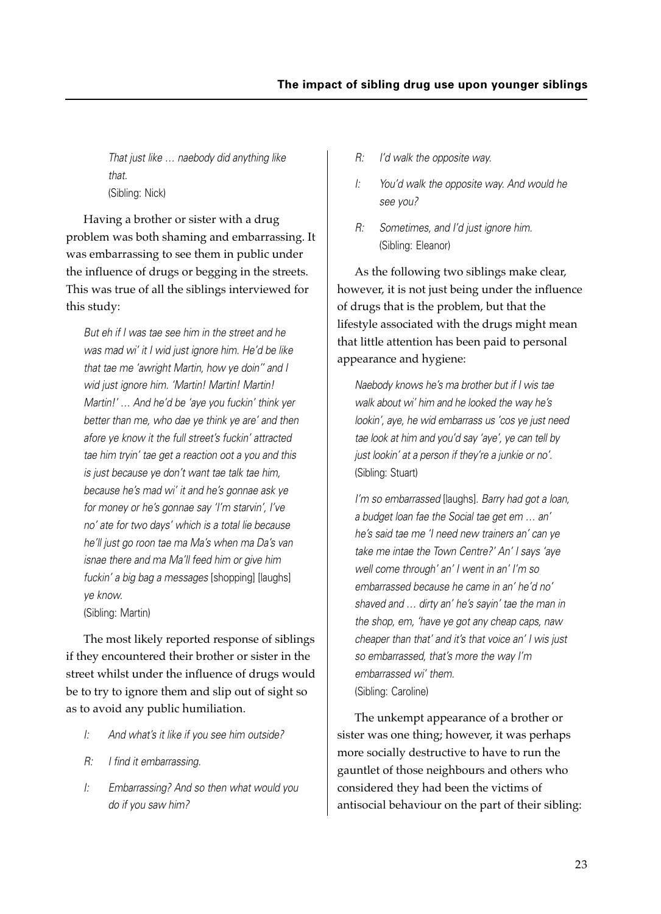> *That just like … naebody did anything like that.*
> (Sibling: Nick)

Having a brother or sister with a drug problem was both shaming and embarrassing. It was embarrassing to see them in public under the influence of drugs or begging in the streets. This was true of all the siblings interviewed for this study:

> *But eh if I was tae see him in the street and he was mad wi' it I wid just ignore him. He'd be like that tae me 'awright Martin, how ye doin'' and I wid just ignore him. 'Martin! Martin! Martin! Martin!' … And he'd be 'aye you fuckin' think yer better than me, who dae ye think ye are' and then afore ye know it the full street's fuckin' attracted tae him tryin' tae get a reaction oot a you and this is just because ye don't want tae talk tae him, because he's mad wi' it and he's gonnae ask ye for money or he's gonnae say 'I'm starvin', I've no' ate for two days' which is a total lie because he'll just go roon tae ma Ma's when ma Da's van isnae there and ma Ma'll feed him or give him fuckin' a big bag a messages* [shopping] [laughs] *ye know.*
> (Sibling: Martin)

The most likely reported response of siblings if they encountered their brother or sister in the street whilst under the influence of drugs would be to try to ignore them and slip out of sight so as to avoid any public humiliation.

> *I: And what's it like if you see him outside?*
>
> *R: I find it embarrassing.*
>
> *I: Embarrassing? And so then what would you do if you saw him?*
>
> *R: I'd walk the opposite way.*
>
> *I: You'd walk the opposite way. And would he see you?*
>
> *R: Sometimes, and I'd just ignore him.*
> (Sibling: Eleanor)

As the following two siblings make clear, however, it is not just being under the influence of drugs that is the problem, but that the lifestyle associated with the drugs might mean that little attention has been paid to personal appearance and hygiene:

> *Naebody knows he's ma brother but if I wis tae walk about wi' him and he looked the way he's lookin', aye, he wid embarrass us 'cos ye just need tae look at him and you'd say 'aye', ye can tell by just lookin' at a person if they're a junkie or no'.*
> (Sibling: Stuart)

> *I'm so embarrassed* [laughs]*. Barry had got a loan, a budget loan fae the Social tae get em … an' he's said tae me 'I need new trainers an' can ye take me intae the Town Centre?' An' I says 'aye well come through' an' I went in an' I'm so embarrassed because he came in an' he'd no' shaved and … dirty an' he's sayin' tae the man in the shop, em, 'have ye got any cheap caps, naw cheaper than that' and it's that voice an' I wis just so embarrassed, that's more the way I'm embarrassed wi' them.*
> (Sibling: Caroline)

The unkempt appearance of a brother or sister was one thing; however, it was perhaps more socially destructive to have to run the gauntlet of those neighbours and others who considered they had been the victims of antisocial behaviour on the part of their sibling: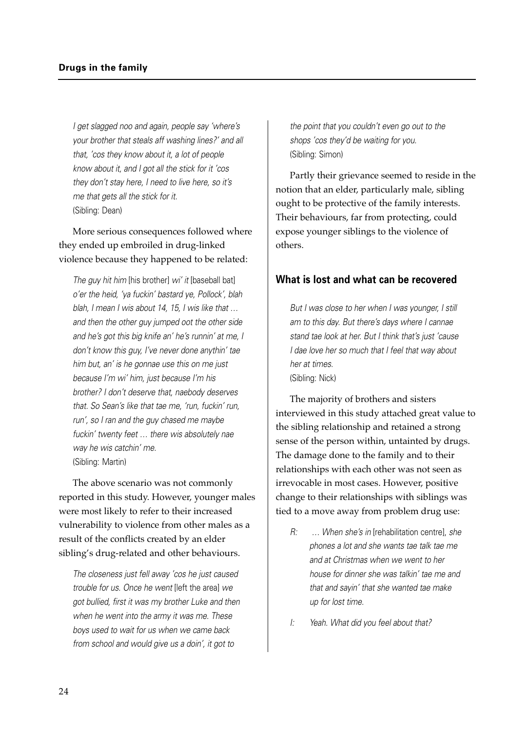*I get slagged noo and again, people say 'where's your brother that steals aff washing lines?' and all that, 'cos they know about it, a lot of people know about it, and I got all the stick for it 'cos they don't stay here, I need to live here, so it's me that gets all the stick for it.*
(Sibling: Dean)

More serious consequences followed where they ended up embroiled in drug-linked violence because they happened to be related:

*The guy hit him* [his brother] *wi' it* [baseball bat] *o'er the heid, 'ya fuckin' bastard ye, Pollock', blah blah, I mean I wis about 14, 15, I wis like that … and then the other guy jumped oot the other side and he's got this big knife an' he's runnin' at me, I don't know this guy, I've never done anythin' tae him but, an' is he gonnae use this on me just because I'm wi' him, just because I'm his brother? I don't deserve that, naebody deserves that. So Sean's like that tae me, 'run, fuckin' run, run', so I ran and the guy chased me maybe fuckin' twenty feet … there wis absolutely nae way he wis catchin' me.*
(Sibling: Martin)

The above scenario was not commonly reported in this study. However, younger males were most likely to refer to their increased vulnerability to violence from other males as a result of the conflicts created by an elder sibling's drug-related and other behaviours.

*The closeness just fell away 'cos he just caused trouble for us. Once he went* [left the area] *we got bullied, first it was my brother Luke and then when he went into the army it was me. These boys used to wait for us when we came back from school and would give us a doin', it got to the point that you couldn't even go out to the shops 'cos they'd be waiting for you.*
(Sibling: Simon)

Partly their grievance seemed to reside in the notion that an elder, particularly male, sibling ought to be protective of the family interests. Their behaviours, far from protecting, could expose younger siblings to the violence of others.

## What is lost and what can be recovered

*But I was close to her when I was younger, I still am to this day. But there's days where I cannae stand tae look at her. But I think that's just 'cause I dae love her so much that I feel that way about her at times.*
(Sibling: Nick)

The majority of brothers and sisters interviewed in this study attached great value to the sibling relationship and retained a strong sense of the person within, untainted by drugs. The damage done to the family and to their relationships with each other was not seen as irrevocable in most cases. However, positive change to their relationships with siblings was tied to a move away from problem drug use:

R: *… When she's in* [rehabilitation centre], *she phones a lot and she wants tae talk tae me and at Christmas when we went to her house for dinner she was talkin' tae me and that and sayin' that she wanted tae make up for lost time.*

I: *Yeah. What did you feel about that?*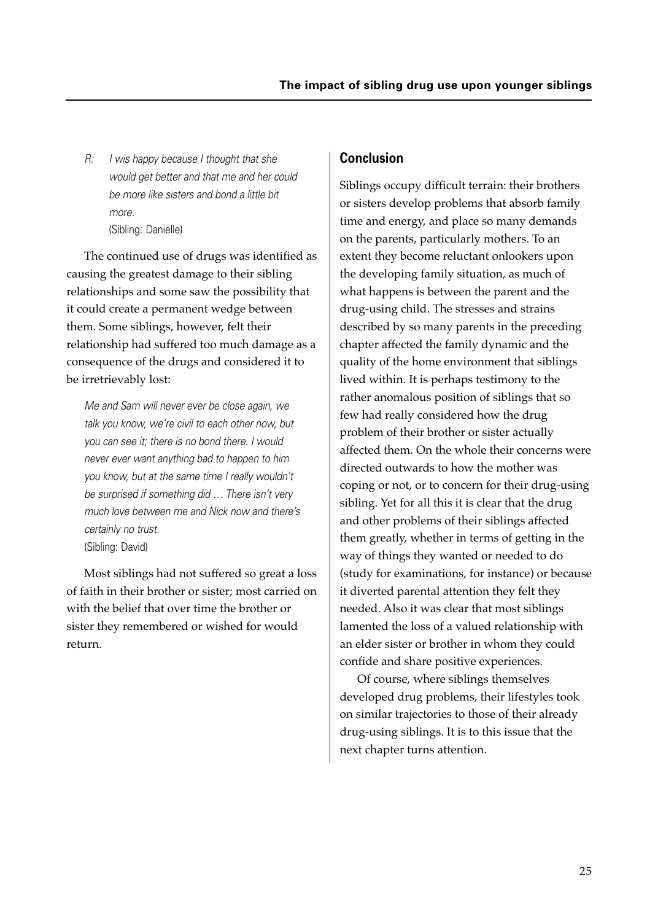*R: I wis happy because I thought that she would get better and that me and her could be more like sisters and bond a little bit more.*
(Sibling: Danielle)

The continued use of drugs was identified as causing the greatest damage to their sibling relationships and some saw the possibility that it could create a permanent wedge between them. Some siblings, however, felt their relationship had suffered too much damage as a consequence of the drugs and considered it to be irretrievably lost:

*Me and Sam will never ever be close again, we talk you know, we're civil to each other now, but you can see it; there is no bond there. I would never ever want anything bad to happen to him you know, but at the same time I really wouldn't be surprised if something did … There isn't very much love between me and Nick now and there's certainly no trust.*
(Sibling: David)

Most siblings had not suffered so great a loss of faith in their brother or sister; most carried on with the belief that over time the brother or sister they remembered or wished for would return.

## Conclusion

Siblings occupy difficult terrain: their brothers or sisters develop problems that absorb family time and energy, and place so many demands on the parents, particularly mothers. To an extent they become reluctant onlookers upon the developing family situation, as much of what happens is between the parent and the drug-using child. The stresses and strains described by so many parents in the preceding chapter affected the family dynamic and the quality of the home environment that siblings lived within. It is perhaps testimony to the rather anomalous position of siblings that so few had really considered how the drug problem of their brother or sister actually affected them. On the whole their concerns were directed outwards to how the mother was coping or not, or to concern for their drug-using sibling. Yet for all this it is clear that the drug and other problems of their siblings affected them greatly, whether in terms of getting in the way of things they wanted or needed to do (study for examinations, for instance) or because it diverted parental attention they felt they needed. Also it was clear that most siblings lamented the loss of a valued relationship with an elder sister or brother in whom they could confide and share positive experiences.

Of course, where siblings themselves developed drug problems, their lifestyles took on similar trajectories to those of their already drug-using siblings. It is to this issue that the next chapter turns attention.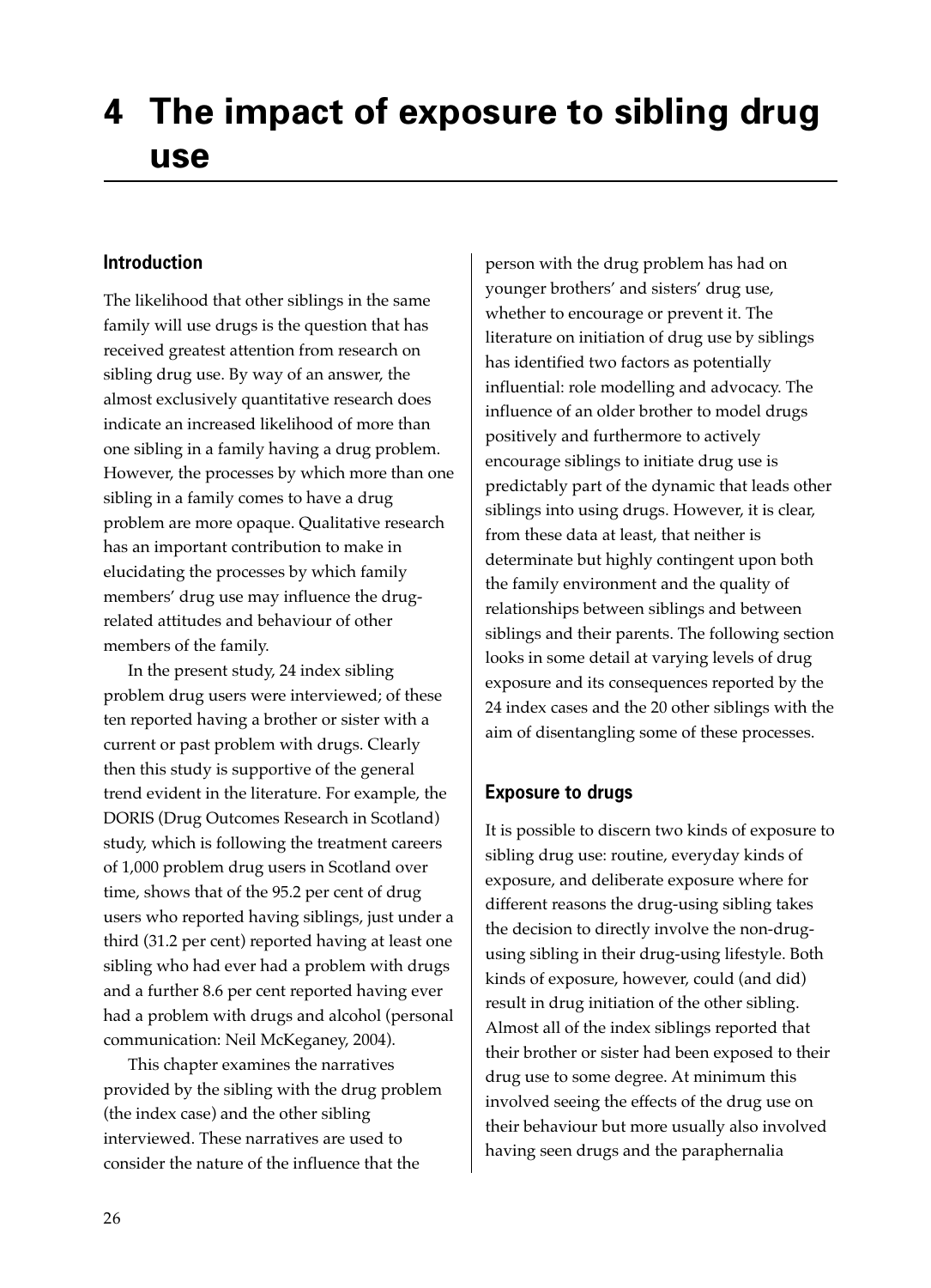# 4 The impact of exposure to sibling drug use

## Introduction

The likelihood that other siblings in the same family will use drugs is the question that has received greatest attention from research on sibling drug use. By way of an answer, the almost exclusively quantitative research does indicate an increased likelihood of more than one sibling in a family having a drug problem. However, the processes by which more than one sibling in a family comes to have a drug problem are more opaque. Qualitative research has an important contribution to make in elucidating the processes by which family members' drug use may influence the drug-related attitudes and behaviour of other members of the family.

In the present study, 24 index sibling problem drug users were interviewed; of these ten reported having a brother or sister with a current or past problem with drugs. Clearly then this study is supportive of the general trend evident in the literature. For example, the DORIS (Drug Outcomes Research in Scotland) study, which is following the treatment careers of 1,000 problem drug users in Scotland over time, shows that of the 95.2 per cent of drug users who reported having siblings, just under a third (31.2 per cent) reported having at least one sibling who had ever had a problem with drugs and a further 8.6 per cent reported having ever had a problem with drugs and alcohol (personal communication: Neil McKeganey, 2004).

This chapter examines the narratives provided by the sibling with the drug problem (the index case) and the other sibling interviewed. These narratives are used to consider the nature of the influence that the person with the drug problem has had on younger brothers' and sisters' drug use, whether to encourage or prevent it. The literature on initiation of drug use by siblings has identified two factors as potentially influential: role modelling and advocacy. The influence of an older brother to model drugs positively and furthermore to actively encourage siblings to initiate drug use is predictably part of the dynamic that leads other siblings into using drugs. However, it is clear, from these data at least, that neither is determinate but highly contingent upon both the family environment and the quality of relationships between siblings and between siblings and their parents. The following section looks in some detail at varying levels of drug exposure and its consequences reported by the 24 index cases and the 20 other siblings with the aim of disentangling some of these processes.

## Exposure to drugs

It is possible to discern two kinds of exposure to sibling drug use: routine, everyday kinds of exposure, and deliberate exposure where for different reasons the drug-using sibling takes the decision to directly involve the non-drug-using sibling in their drug-using lifestyle. Both kinds of exposure, however, could (and did) result in drug initiation of the other sibling. Almost all of the index siblings reported that their brother or sister had been exposed to their drug use to some degree. At minimum this involved seeing the effects of the drug use on their behaviour but more usually also involved having seen drugs and the paraphernalia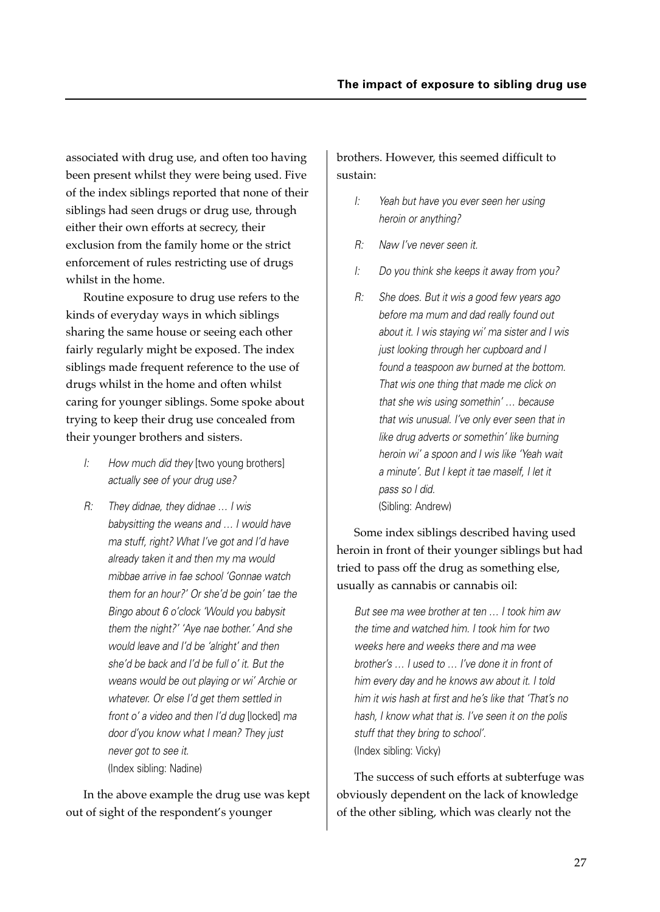associated with drug use, and often too having been present whilst they were being used. Five of the index siblings reported that none of their siblings had seen drugs or drug use, through either their own efforts at secrecy, their exclusion from the family home or the strict enforcement of rules restricting use of drugs whilst in the home.

Routine exposure to drug use refers to the kinds of everyday ways in which siblings sharing the same house or seeing each other fairly regularly might be exposed. The index siblings made frequent reference to the use of drugs whilst in the home and often whilst caring for younger siblings. Some spoke about trying to keep their drug use concealed from their younger brothers and sisters.

> I: *How much did they* [two young brothers] *actually see of your drug use?*
>
> R: *They didnae, they didnae … I wis babysitting the weans and … I would have ma stuff, right? What I've got and I'd have already taken it and then my ma would mibbae arrive in fae school 'Gonnae watch them for an hour?' Or she'd be goin' tae the Bingo about 6 o'clock 'Would you babysit them the night?' 'Aye nae bother.' And she would leave and I'd be 'alright' and then she'd be back and I'd be full o' it. But the weans would be out playing or wi' Archie or whatever. Or else I'd get them settled in front o' a video and then I'd dug* [locked] *ma door d'you know what I mean? They just never got to see it.*
> (Index sibling: Nadine)

In the above example the drug use was kept out of sight of the respondent's younger brothers. However, this seemed difficult to sustain:

> I: *Yeah but have you ever seen her using heroin or anything?*
>
> R: *Naw I've never seen it.*
>
> I: *Do you think she keeps it away from you?*
>
> R: *She does. But it wis a good few years ago before ma mum and dad really found out about it. I wis staying wi' ma sister and I wis just looking through her cupboard and I found a teaspoon aw burned at the bottom. That wis one thing that made me click on that she wis using somethin' … because that wis unusual. I've only ever seen that in like drug adverts or somethin' like burning heroin wi' a spoon and I wis like 'Yeah wait a minute'. But I kept it tae maself, I let it pass so I did.*
> (Sibling: Andrew)

Some index siblings described having used heroin in front of their younger siblings but had tried to pass off the drug as something else, usually as cannabis or cannabis oil:

> *But see ma wee brother at ten … I took him aw the time and watched him. I took him for two weeks here and weeks there and ma wee brother's … I used to … I've done it in front of him every day and he knows aw about it. I told him it wis hash at first and he's like that 'That's no hash, I know what that is. I've seen it on the polis stuff that they bring to school'.*
> (Index sibling: Vicky)

The success of such efforts at subterfuge was obviously dependent on the lack of knowledge of the other sibling, which was clearly not the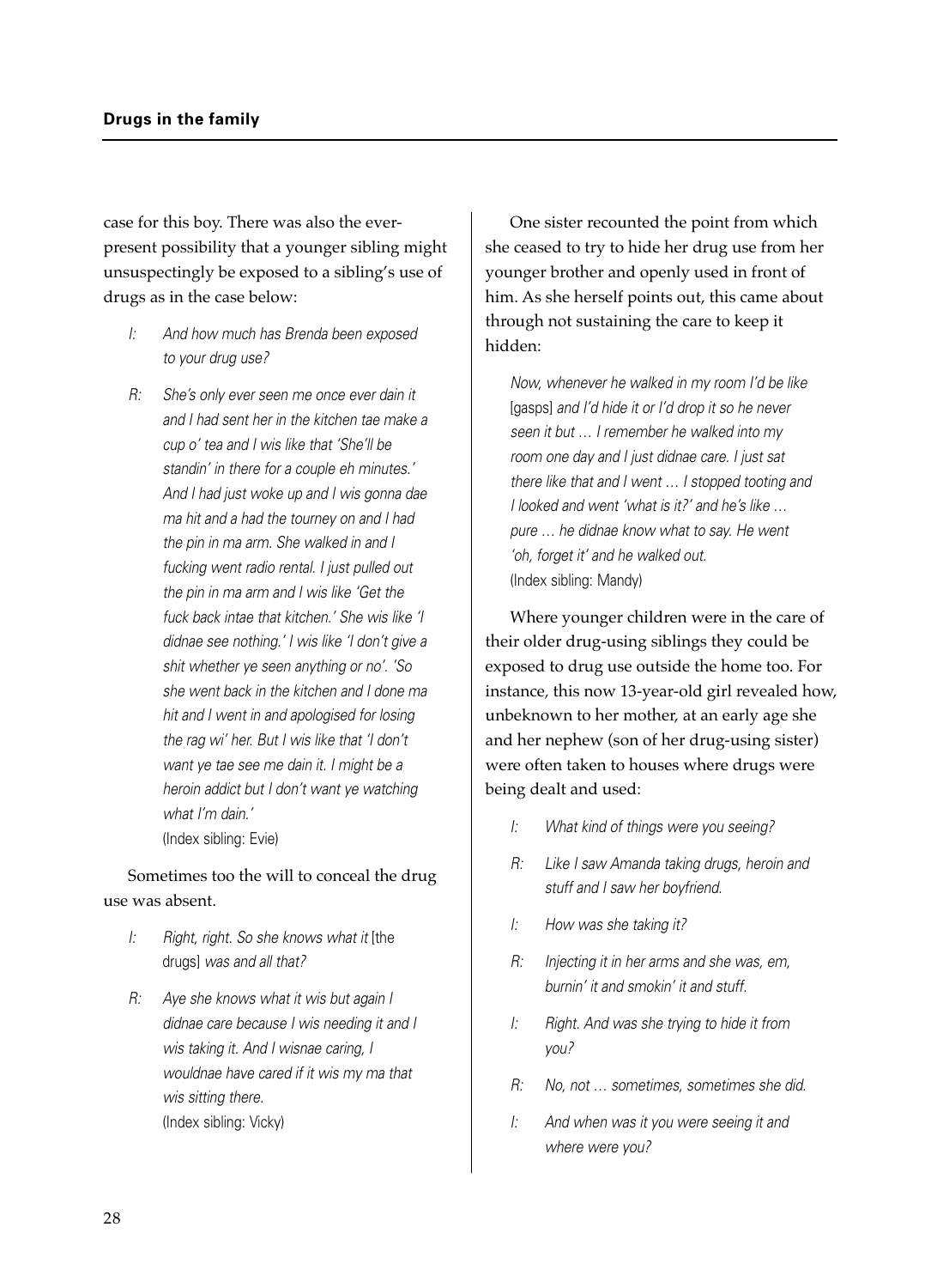case for this boy. There was also the ever-present possibility that a younger sibling might unsuspectingly be exposed to a sibling's use of drugs as in the case below:

> *I: And how much has Brenda been exposed to your drug use?*
>
> *R: She's only ever seen me once ever dain it and I had sent her in the kitchen tae make a cup o' tea and I wis like that 'She'll be standin' in there for a couple eh minutes.' And I had just woke up and I wis gonna dae ma hit and a had the tourney on and I had the pin in ma arm. She walked in and I fucking went radio rental. I just pulled out the pin in ma arm and I wis like 'Get the fuck back intae that kitchen.' She wis like 'I didnae see nothing.' I wis like 'I don't give a shit whether ye seen anything or no'. 'So she went back in the kitchen and I done ma hit and I went in and apologised for losing the rag wi' her. But I wis like that 'I don't want ye tae see me dain it. I might be a heroin addict but I don't want ye watching what I'm dain.'*
>
> (Index sibling: Evie)

Sometimes too the will to conceal the drug use was absent.

> *I: Right, right. So she knows what it* [the drugs] *was and all that?*
>
> *R: Aye she knows what it wis but again I didnae care because I wis needing it and I wis taking it. And I wisnae caring, I wouldnae have cared if it wis my ma that wis sitting there.*
>
> (Index sibling: Vicky)

One sister recounted the point from which she ceased to try to hide her drug use from her younger brother and openly used in front of him. As she herself points out, this came about through not sustaining the care to keep it hidden:

> *Now, whenever he walked in my room I'd be like* [gasps] *and I'd hide it or I'd drop it so he never seen it but … I remember he walked into my room one day and I just didnae care. I just sat there like that and I went … I stopped tooting and I looked and went 'what is it?' and he's like … pure … he didnae know what to say. He went 'oh, forget it' and he walked out.*
>
> (Index sibling: Mandy)

Where younger children were in the care of their older drug-using siblings they could be exposed to drug use outside the home too. For instance, this now 13-year-old girl revealed how, unbeknown to her mother, at an early age she and her nephew (son of her drug-using sister) were often taken to houses where drugs were being dealt and used:

> *I: What kind of things were you seeing?*
>
> *R: Like I saw Amanda taking drugs, heroin and stuff and I saw her boyfriend.*
>
> *I: How was she taking it?*
>
> *R: Injecting it in her arms and she was, em, burnin' it and smokin' it and stuff.*
>
> *I: Right. And was she trying to hide it from you?*
>
> *R: No, not … sometimes, sometimes she did.*
>
> *I: And when was it you were seeing it and where were you?*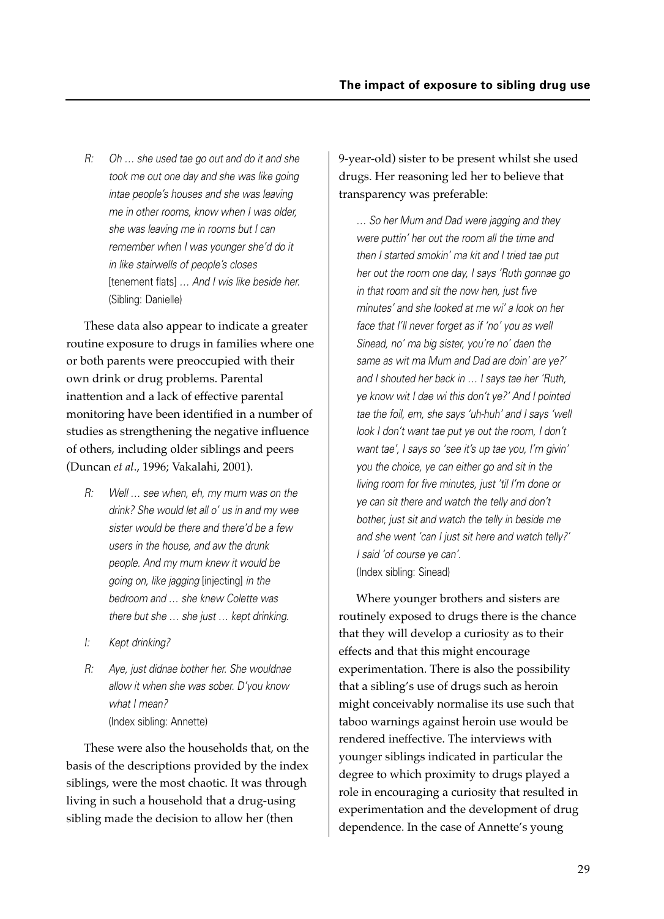*R: Oh … she used tae go out and do it and she took me out one day and she was like going intae people's houses and she was leaving me in other rooms, know when I was older, she was leaving me in rooms but I can remember when I was younger she'd do it in like stairwells of people's closes* [tenement flats] *… And I wis like beside her.*
(Sibling: Danielle)

These data also appear to indicate a greater routine exposure to drugs in families where one or both parents were preoccupied with their own drink or drug problems. Parental inattention and a lack of effective parental monitoring have been identified in a number of studies as strengthening the negative influence of others, including older siblings and peers (Duncan *et al*., 1996; Vakalahi, 2001).

*R: Well … see when, eh, my mum was on the drink? She would let all o' us in and my wee sister would be there and there'd be a few users in the house, and aw the drunk people. And my mum knew it would be going on, like jagging* [injecting] *in the bedroom and … she knew Colette was there but she … she just … kept drinking.*

*I: Kept drinking?*

*R: Aye, just didnae bother her. She wouldnae allow it when she was sober. D'you know what I mean?*
(Index sibling: Annette)

These were also the households that, on the basis of the descriptions provided by the index siblings, were the most chaotic. It was through living in such a household that a drug-using sibling made the decision to allow her (then 9-year-old) sister to be present whilst she used drugs. Her reasoning led her to believe that transparency was preferable:

*… So her Mum and Dad were jagging and they were puttin' her out the room all the time and then I started smokin' ma kit and I tried tae put her out the room one day, I says 'Ruth gonnae go in that room and sit the now hen, just five minutes' and she looked at me wi' a look on her face that I'll never forget as if 'no' you as well Sinead, no' ma big sister, you're no' daen the same as wit ma Mum and Dad are doin' are ye?' and I shouted her back in … I says tae her 'Ruth, ye know wit I dae wi this don't ye?' And I pointed tae the foil, em, she says 'uh-huh' and I says 'well look I don't want tae put ye out the room, I don't want tae', I says so 'see it's up tae you, I'm givin' you the choice, ye can either go and sit in the living room for five minutes, just 'til I'm done or ye can sit there and watch the telly and don't bother, just sit and watch the telly in beside me and she went 'can I just sit here and watch telly?' I said 'of course ye can'.*
(Index sibling: Sinead)

Where younger brothers and sisters are routinely exposed to drugs there is the chance that they will develop a curiosity as to their effects and that this might encourage experimentation. There is also the possibility that a sibling's use of drugs such as heroin might conceivably normalise its use such that taboo warnings against heroin use would be rendered ineffective. The interviews with younger siblings indicated in particular the degree to which proximity to drugs played a role in encouraging a curiosity that resulted in experimentation and the development of drug dependence. In the case of Annette's young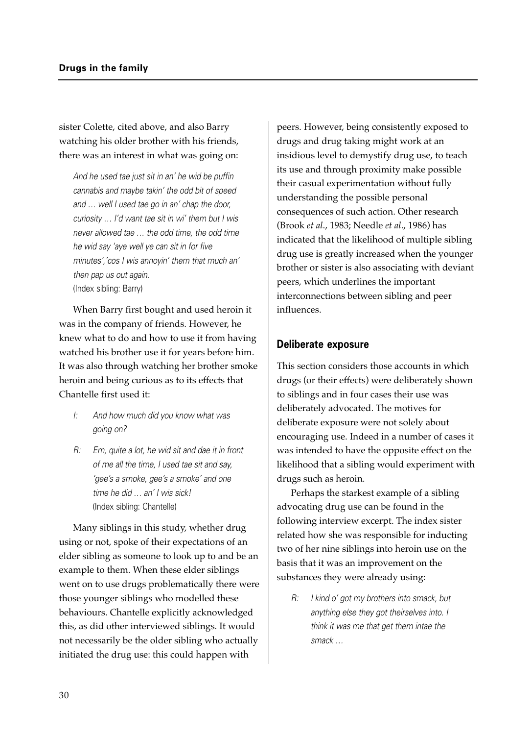sister Colette, cited above, and also Barry watching his older brother with his friends, there was an interest in what was going on:

> *And he used tae just sit in an' he wid be puffin cannabis and maybe takin' the odd bit of speed and … well I used tae go in an' chap the door, curiosity … I'd want tae sit in wi' them but I wis never allowed tae … the odd time, the odd time he wid say 'aye well ye can sit in for five minutes','cos I wis annoyin' them that much an' then pap us out again.*
> (Index sibling: Barry)

When Barry first bought and used heroin it was in the company of friends. However, he knew what to do and how to use it from having watched his brother use it for years before him. It was also through watching her brother smoke heroin and being curious as to its effects that Chantelle first used it:

> I: *And how much did you know what was going on?*
>
> R: *Em, quite a lot, he wid sit and dae it in front of me all the time, I used tae sit and say, 'gee's a smoke, gee's a smoke' and one time he did … an' I wis sick!*
> (Index sibling: Chantelle)

Many siblings in this study, whether drug using or not, spoke of their expectations of an elder sibling as someone to look up to and be an example to them. When these elder siblings went on to use drugs problematically there were those younger siblings who modelled these behaviours. Chantelle explicitly acknowledged this, as did other interviewed siblings. It would not necessarily be the older sibling who actually initiated the drug use: this could happen with peers. However, being consistently exposed to drugs and drug taking might work at an insidious level to demystify drug use, to teach its use and through proximity make possible their casual experimentation without fully understanding the possible personal consequences of such action. Other research (Brook *et al*., 1983; Needle *et al*., 1986) has indicated that the likelihood of multiple sibling drug use is greatly increased when the younger brother or sister is also associating with deviant peers, which underlines the important interconnections between sibling and peer influences.

## Deliberate exposure

This section considers those accounts in which drugs (or their effects) were deliberately shown to siblings and in four cases their use was deliberately advocated. The motives for deliberate exposure were not solely about encouraging use. Indeed in a number of cases it was intended to have the opposite effect on the likelihood that a sibling would experiment with drugs such as heroin.

Perhaps the starkest example of a sibling advocating drug use can be found in the following interview excerpt. The index sister related how she was responsible for inducting two of her nine siblings into heroin use on the basis that it was an improvement on the substances they were already using:

> R: *I kind o' got my brothers into smack, but anything else they got theirselves into. I think it was me that get them intae the smack …*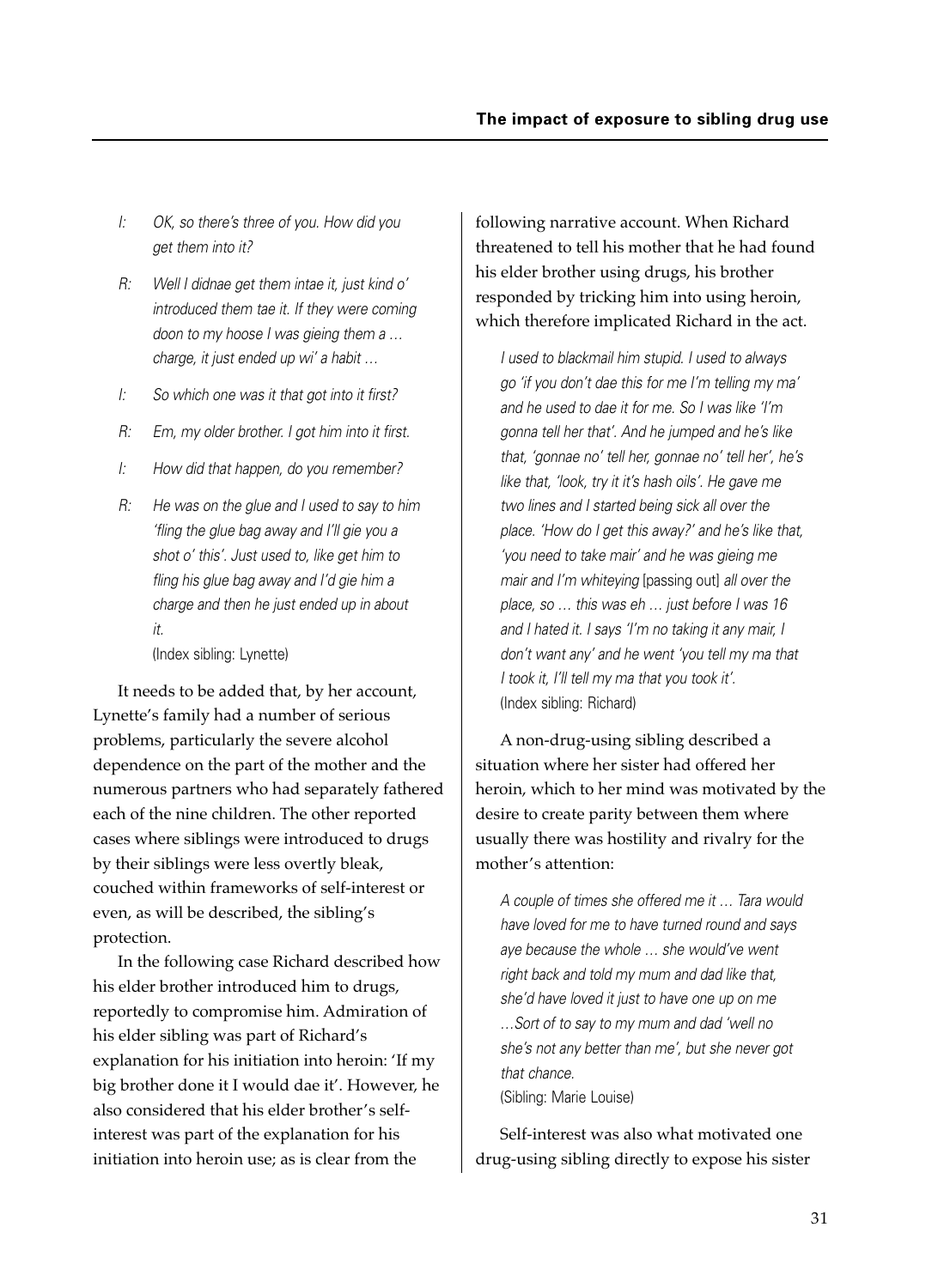*I: OK, so there's three of you. How did you get them into it?*

*R: Well I didnae get them intae it, just kind o' introduced them tae it. If they were coming doon to my hoose I was gieing them a … charge, it just ended up wi' a habit …*

*I: So which one was it that got into it first?*

*R: Em, my older brother. I got him into it first.*

*I: How did that happen, do you remember?*

*R: He was on the glue and I used to say to him 'fling the glue bag away and I'll gie you a shot o' this'. Just used to, like get him to fling his glue bag away and I'd gie him a charge and then he just ended up in about it.*

(Index sibling: Lynette)

It needs to be added that, by her account, Lynette's family had a number of serious problems, particularly the severe alcohol dependence on the part of the mother and the numerous partners who had separately fathered each of the nine children. The other reported cases where siblings were introduced to drugs by their siblings were less overtly bleak, couched within frameworks of self-interest or even, as will be described, the sibling's protection.

In the following case Richard described how his elder brother introduced him to drugs, reportedly to compromise him. Admiration of his elder sibling was part of Richard's explanation for his initiation into heroin: 'If my big brother done it I would dae it'. However, he also considered that his elder brother's self-interest was part of the explanation for his initiation into heroin use; as is clear from the following narrative account. When Richard threatened to tell his mother that he had found his elder brother using drugs, his brother responded by tricking him into using heroin, which therefore implicated Richard in the act.

*I used to blackmail him stupid. I used to always go 'if you don't dae this for me I'm telling my ma' and he used to dae it for me. So I was like 'I'm gonna tell her that'. And he jumped and he's like that, 'gonnae no' tell her, gonnae no' tell her', he's like that, 'look, try it it's hash oils'. He gave me two lines and I started being sick all over the place. 'How do I get this away?' and he's like that, 'you need to take mair' and he was gieing me mair and I'm whiteying* [passing out] *all over the place, so … this was eh … just before I was 16 and I hated it. I says 'I'm no taking it any mair, I don't want any' and he went 'you tell my ma that I took it, I'll tell my ma that you took it'.*

(Index sibling: Richard)

A non-drug-using sibling described a situation where her sister had offered her heroin, which to her mind was motivated by the desire to create parity between them where usually there was hostility and rivalry for the mother's attention:

*A couple of times she offered me it … Tara would have loved for me to have turned round and says aye because the whole … she would've went right back and told my mum and dad like that, she'd have loved it just to have one up on me …Sort of to say to my mum and dad 'well no she's not any better than me', but she never got that chance.*

(Sibling: Marie Louise)

Self-interest was also what motivated one drug-using sibling directly to expose his sister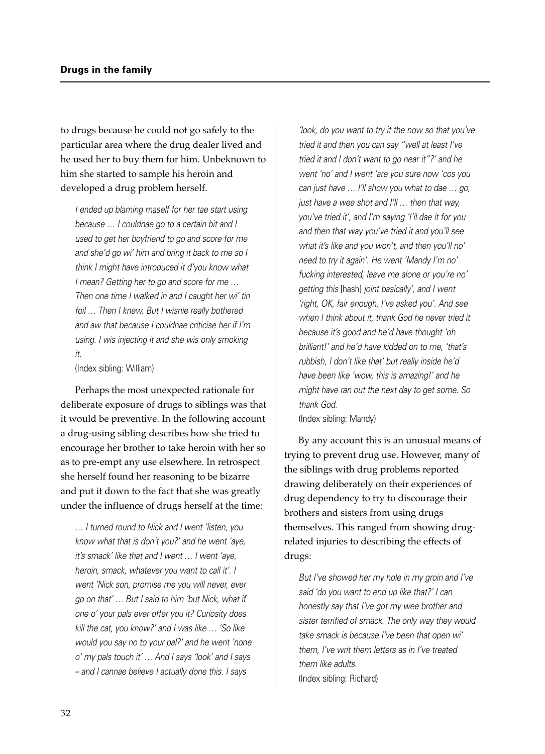to drugs because he could not go safely to the particular area where the drug dealer lived and he used her to buy them for him. Unbeknown to him she started to sample his heroin and developed a drug problem herself.

> *I ended up blaming maself for her tae start using because … I couldnae go to a certain bit and I used to get her boyfriend to go and score for me and she'd go wi' him and bring it back to me so I think I might have introduced it d'you know what I mean? Getting her to go and score for me … Then one time I walked in and I caught her wi' tin foil … Then I knew. But I wisnie really bothered and aw that because I couldnae criticise her if I'm using. I wis injecting it and she wis only smoking it.*
>
> (Index sibling: William)

Perhaps the most unexpected rationale for deliberate exposure of drugs to siblings was that it would be preventive. In the following account a drug-using sibling describes how she tried to encourage her brother to take heroin with her so as to pre-empt any use elsewhere. In retrospect she herself found her reasoning to be bizarre and put it down to the fact that she was greatly under the influence of drugs herself at the time:

> *… I turned round to Nick and I went 'listen, you know what that is don't you?' and he went 'aye, it's smack' like that and I went … I went 'aye, heroin, smack, whatever you want to call it'. I went 'Nick son, promise me you will never, ever go on that' … But I said to him 'but Nick, what if one o' your pals ever offer you it? Curiosity does kill the cat, you know?' and I was like … 'So like would you say no to your pal?' and he went 'none o' my pals touch it' … And I says 'look' and I says – and I cannae believe I actually done this. I says 'look, do you want to try it the now so that you've tried it and then you can say "well at least I've tried it and I don't want to go near it"?' and he went 'no' and I went 'are you sure now 'cos you can just have … I'll show you what to dae … go, just have a wee shot and I'll … then that way, you've tried it', and I'm saying 'I'll dae it for you and then that way you've tried it and you'll see what it's like and you won't, and then you'll no' need to try it again'. He went 'Mandy I'm no' fucking interested, leave me alone or you're no' getting this* [hash] *joint basically', and I went 'right, OK, fair enough, I've asked you'. And see when I think about it, thank God he never tried it because it's good and he'd have thought 'oh brilliant!' and he'd have kidded on to me, 'that's rubbish, I don't like that' but really inside he'd have been like 'wow, this is amazing!' and he might have ran out the next day to get some. So thank God.*
>
> (Index sibling: Mandy)

By any account this is an unusual means of trying to prevent drug use. However, many of the siblings with drug problems reported drawing deliberately on their experiences of drug dependency to try to discourage their brothers and sisters from using drugs themselves. This ranged from showing drug-related injuries to describing the effects of drugs:

> *But I've showed her my hole in my groin and I've said 'do you want to end up like that?' I can honestly say that I've got my wee brother and sister terrified of smack. The only way they would take smack is because I've been that open wi' them, I've writ them letters as in I've treated them like adults.*
>
> (Index sibling: Richard)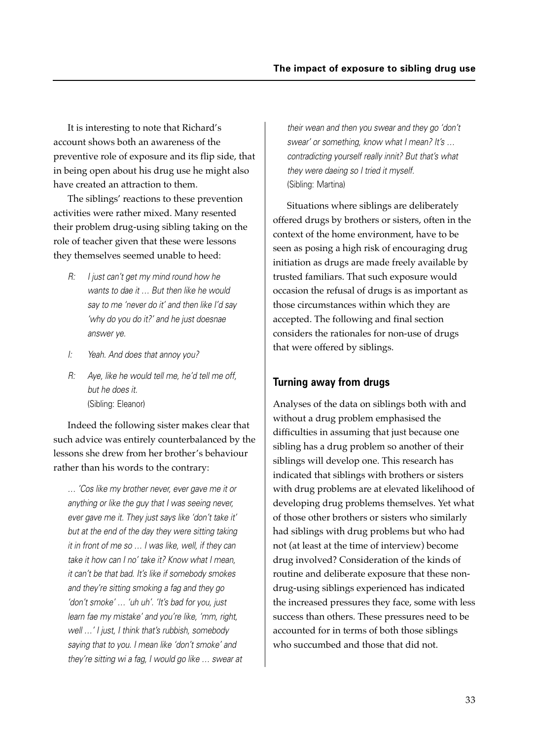It is interesting to note that Richard's account shows both an awareness of the preventive role of exposure and its flip side, that in being open about his drug use he might also have created an attraction to them.

The siblings' reactions to these prevention activities were rather mixed. Many resented their problem drug-using sibling taking on the role of teacher given that these were lessons they themselves seemed unable to heed:

> *R: I just can't get my mind round how he wants to dae it … But then like he would say to me 'never do it' and then like I'd say 'why do you do it?' and he just doesnae answer ye.*
>
> *I: Yeah. And does that annoy you?*
>
> *R: Aye, like he would tell me, he'd tell me off, but he does it.*
>
> (Sibling: Eleanor)

Indeed the following sister makes clear that such advice was entirely counterbalanced by the lessons she drew from her brother's behaviour rather than his words to the contrary:

> *… 'Cos like my brother never, ever gave me it or anything or like the guy that I was seeing never, ever gave me it. They just says like 'don't take it' but at the end of the day they were sitting taking it in front of me so … I was like, well, if they can take it how can I no' take it? Know what I mean, it can't be that bad. It's like if somebody smokes and they're sitting smoking a fag and they go 'don't smoke' … 'uh uh'. 'It's bad for you, just learn fae my mistake' and you're like, 'mm, right, well …' I just, I think that's rubbish, somebody saying that to you. I mean like 'don't smoke' and they're sitting wi a fag, I would go like … swear at their wean and then you swear and they go 'don't swear' or something, know what I mean? It's … contradicting yourself really innit? But that's what they were daeing so I tried it myself.*
>
> (Sibling: Martina)

Situations where siblings are deliberately offered drugs by brothers or sisters, often in the context of the home environment, have to be seen as posing a high risk of encouraging drug initiation as drugs are made freely available by trusted familiars. That such exposure would occasion the refusal of drugs is as important as those circumstances within which they are accepted. The following and final section considers the rationales for non-use of drugs that were offered by siblings.

## Turning away from drugs

Analyses of the data on siblings both with and without a drug problem emphasised the difficulties in assuming that just because one sibling has a drug problem so another of their siblings will develop one. This research has indicated that siblings with brothers or sisters with drug problems are at elevated likelihood of developing drug problems themselves. Yet what of those other brothers or sisters who similarly had siblings with drug problems but who had not (at least at the time of interview) become drug involved? Consideration of the kinds of routine and deliberate exposure that these non-drug-using siblings experienced has indicated the increased pressures they face, some with less success than others. These pressures need to be accounted for in terms of both those siblings who succumbed and those that did not.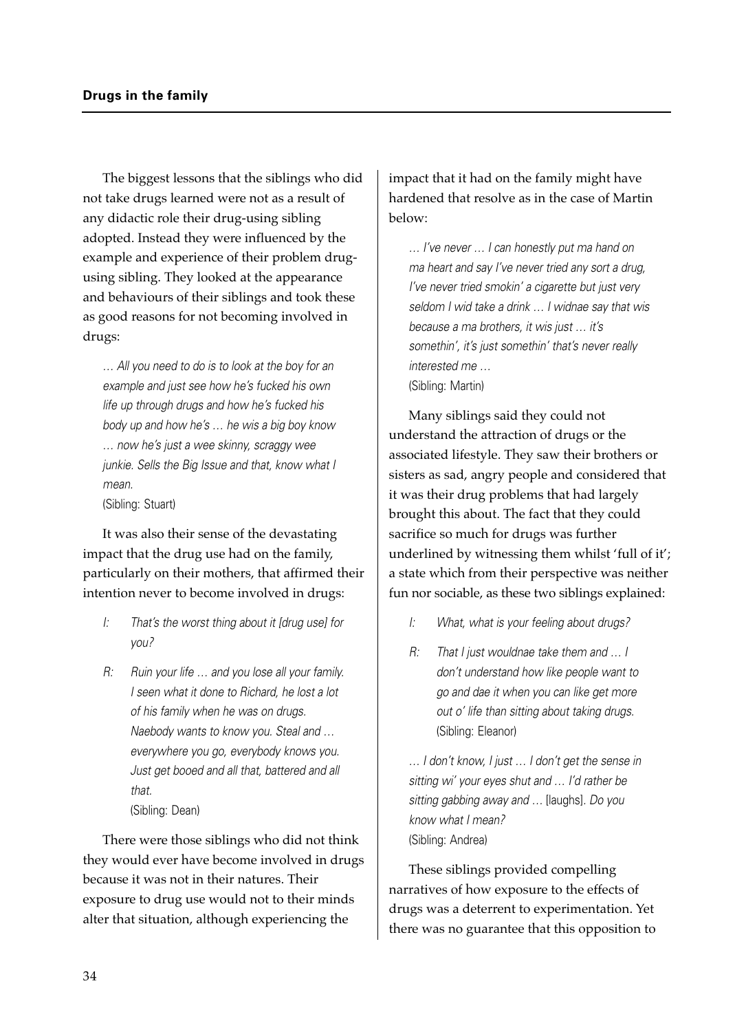The biggest lessons that the siblings who did not take drugs learned were not as a result of any didactic role their drug-using sibling adopted. Instead they were influenced by the example and experience of their problem drug-using sibling. They looked at the appearance and behaviours of their siblings and took these as good reasons for not becoming involved in drugs:

> *… All you need to do is to look at the boy for an example and just see how he's fucked his own life up through drugs and how he's fucked his body up and how he's … he wis a big boy know … now he's just a wee skinny, scraggy wee junkie. Sells the Big Issue and that, know what I mean.*
> (Sibling: Stuart)

It was also their sense of the devastating impact that the drug use had on the family, particularly on their mothers, that affirmed their intention never to become involved in drugs:

> I: *That's the worst thing about it [drug use] for you?*
>
> R: *Ruin your life … and you lose all your family. I seen what it done to Richard, he lost a lot of his family when he was on drugs. Naebody wants to know you. Steal and … everywhere you go, everybody knows you. Just get booed and all that, battered and all that.*
> (Sibling: Dean)

There were those siblings who did not think they would ever have become involved in drugs because it was not in their natures. Their exposure to drug use would not to their minds alter that situation, although experiencing the impact that it had on the family might have hardened that resolve as in the case of Martin below:

> *… I've never … I can honestly put ma hand on ma heart and say I've never tried any sort a drug, I've never tried smokin' a cigarette but just very seldom I wid take a drink … I widnae say that wis because a ma brothers, it wis just … it's somethin', it's just somethin' that's never really interested me …*
> (Sibling: Martin)

Many siblings said they could not understand the attraction of drugs or the associated lifestyle. They saw their brothers or sisters as sad, angry people and considered that it was their drug problems that had largely brought this about. The fact that they could sacrifice so much for drugs was further underlined by witnessing them whilst 'full of it'; a state which from their perspective was neither fun nor sociable, as these two siblings explained:

> I: *What, what is your feeling about drugs?*
>
> R: *That I just wouldnae take them and … I don't understand how like people want to go and dae it when you can like get more out o' life than sitting about taking drugs.*
> (Sibling: Eleanor)

> *… I don't know, I just … I don't get the sense in sitting wi' your eyes shut and … I'd rather be sitting gabbing away and …* [laughs]. *Do you know what I mean?*
> (Sibling: Andrea)

These siblings provided compelling narratives of how exposure to the effects of drugs was a deterrent to experimentation. Yet there was no guarantee that this opposition to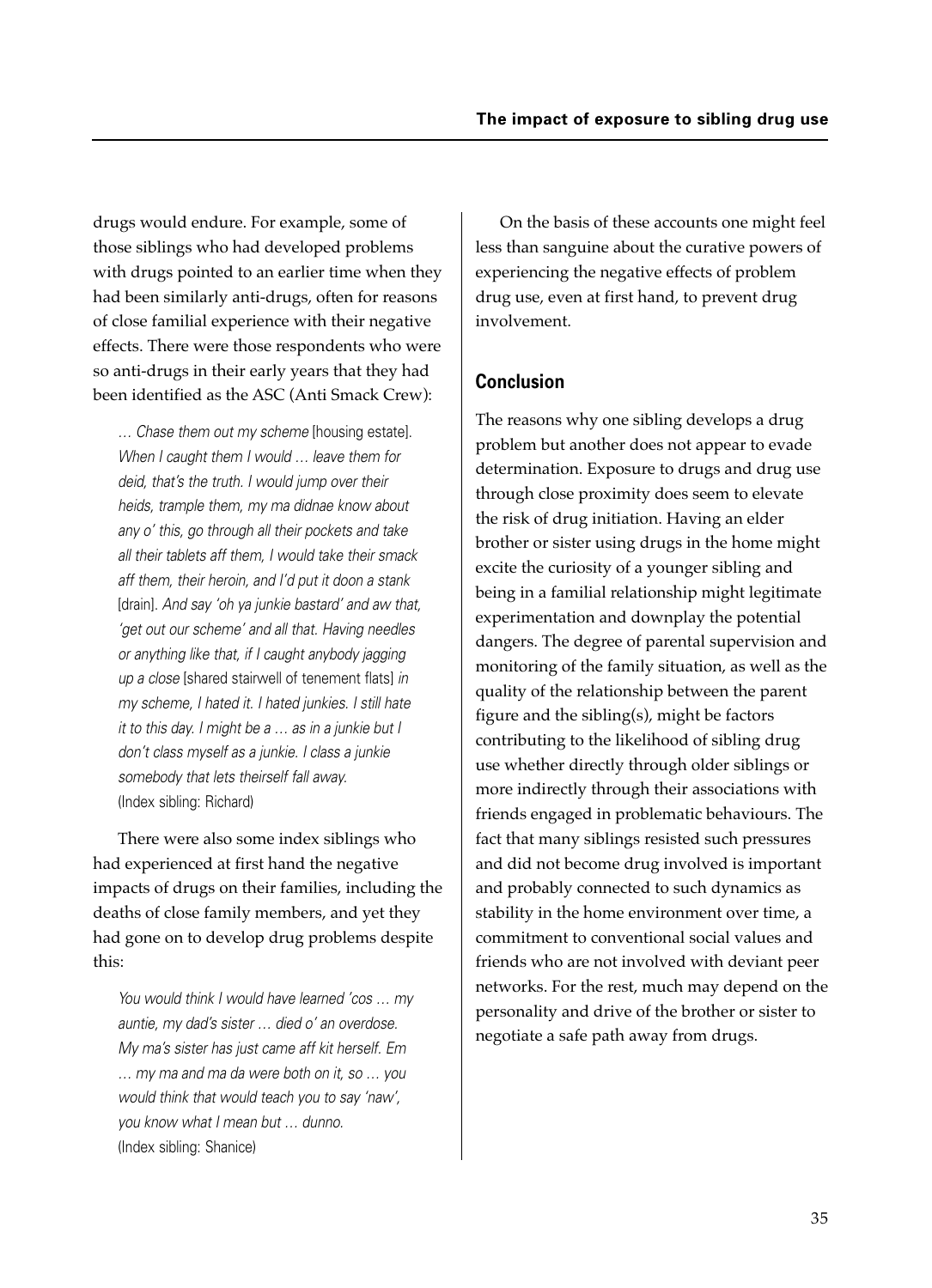drugs would endure. For example, some of those siblings who had developed problems with drugs pointed to an earlier time when they had been similarly anti-drugs, often for reasons of close familial experience with their negative effects. There were those respondents who were so anti-drugs in their early years that they had been identified as the ASC (Anti Smack Crew):

> *… Chase them out my scheme* [housing estate]. *When I caught them I would … leave them for deid, that's the truth. I would jump over their heids, trample them, my ma didnae know about any o' this, go through all their pockets and take all their tablets aff them, I would take their smack aff them, their heroin, and I'd put it doon a stank* [drain]. *And say 'oh ya junkie bastard' and aw that, 'get out our scheme' and all that. Having needles or anything like that, if I caught anybody jagging up a close* [shared stairwell of tenement flats] *in my scheme, I hated it. I hated junkies. I still hate it to this day. I might be a … as in a junkie but I don't class myself as a junkie. I class a junkie somebody that lets theirself fall away.*
> (Index sibling: Richard)

There were also some index siblings who had experienced at first hand the negative impacts of drugs on their families, including the deaths of close family members, and yet they had gone on to develop drug problems despite this:

> *You would think I would have learned 'cos … my auntie, my dad's sister … died o' an overdose. My ma's sister has just came aff kit herself. Em … my ma and ma da were both on it, so … you would think that would teach you to say 'naw', you know what I mean but … dunno.*
> (Index sibling: Shanice)

On the basis of these accounts one might feel less than sanguine about the curative powers of experiencing the negative effects of problem drug use, even at first hand, to prevent drug involvement.

## Conclusion

The reasons why one sibling develops a drug problem but another does not appear to evade determination. Exposure to drugs and drug use through close proximity does seem to elevate the risk of drug initiation. Having an elder brother or sister using drugs in the home might excite the curiosity of a younger sibling and being in a familial relationship might legitimate experimentation and downplay the potential dangers. The degree of parental supervision and monitoring of the family situation, as well as the quality of the relationship between the parent figure and the sibling(s), might be factors contributing to the likelihood of sibling drug use whether directly through older siblings or more indirectly through their associations with friends engaged in problematic behaviours. The fact that many siblings resisted such pressures and did not become drug involved is important and probably connected to such dynamics as stability in the home environment over time, a commitment to conventional social values and friends who are not involved with deviant peer networks. For the rest, much may depend on the personality and drive of the brother or sister to negotiate a safe path away from drugs.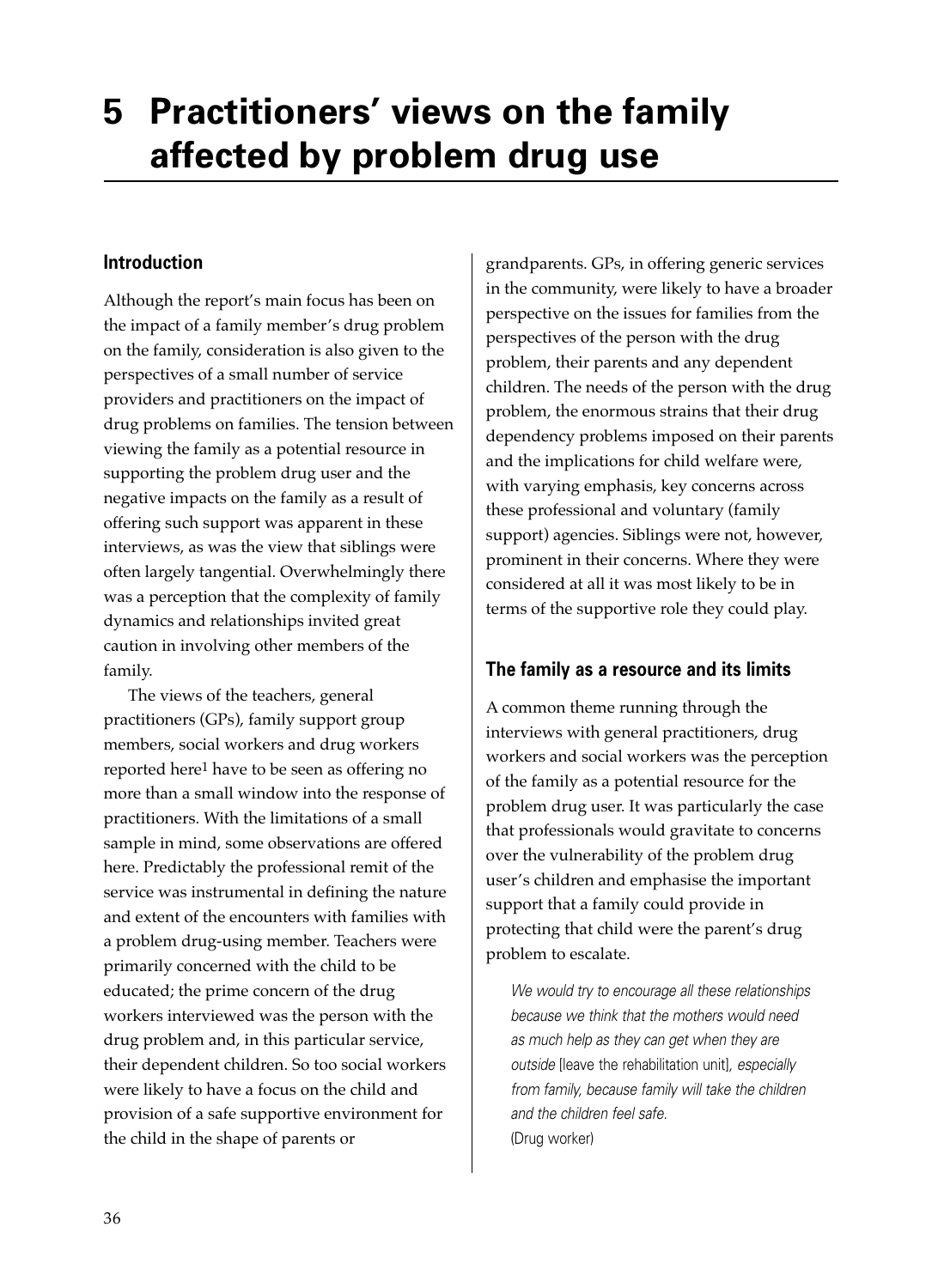# 5 Practitioners' views on the family affected by problem drug use

## Introduction

Although the report's main focus has been on the impact of a family member's drug problem on the family, consideration is also given to the perspectives of a small number of service providers and practitioners on the impact of drug problems on families. The tension between viewing the family as a potential resource in supporting the problem drug user and the negative impacts on the family as a result of offering such support was apparent in these interviews, as was the view that siblings were often largely tangential. Overwhelmingly there was a perception that the complexity of family dynamics and relationships invited great caution in involving other members of the family.

The views of the teachers, general practitioners (GPs), family support group members, social workers and drug workers reported here[1] have to be seen as offering no more than a small window into the response of practitioners. With the limitations of a small sample in mind, some observations are offered here. Predictably the professional remit of the service was instrumental in defining the nature and extent of the encounters with families with a problem drug-using member. Teachers were primarily concerned with the child to be educated; the prime concern of the drug workers interviewed was the person with the drug problem and, in this particular service, their dependent children. So too social workers were likely to have a focus on the child and provision of a safe supportive environment for the child in the shape of parents or grandparents. GPs, in offering generic services in the community, were likely to have a broader perspective on the issues for families from the perspectives of the person with the drug problem, their parents and any dependent children. The needs of the person with the drug problem, the enormous strains that their drug dependency problems imposed on their parents and the implications for child welfare were, with varying emphasis, key concerns across these professional and voluntary (family support) agencies. Siblings were not, however, prominent in their concerns. Where they were considered at all it was most likely to be in terms of the supportive role they could play.

## The family as a resource and its limits

A common theme running through the interviews with general practitioners, drug workers and social workers was the perception of the family as a potential resource for the problem drug user. It was particularly the case that professionals would gravitate to concerns over the vulnerability of the problem drug user's children and emphasise the important support that a family could provide in protecting that child were the parent's drug problem to escalate.

> *We would try to encourage all these relationships because we think that the mothers would need as much help as they can get when they are outside* [leave the rehabilitation unit], *especially from family, because family will take the children and the children feel safe.*
> (Drug worker)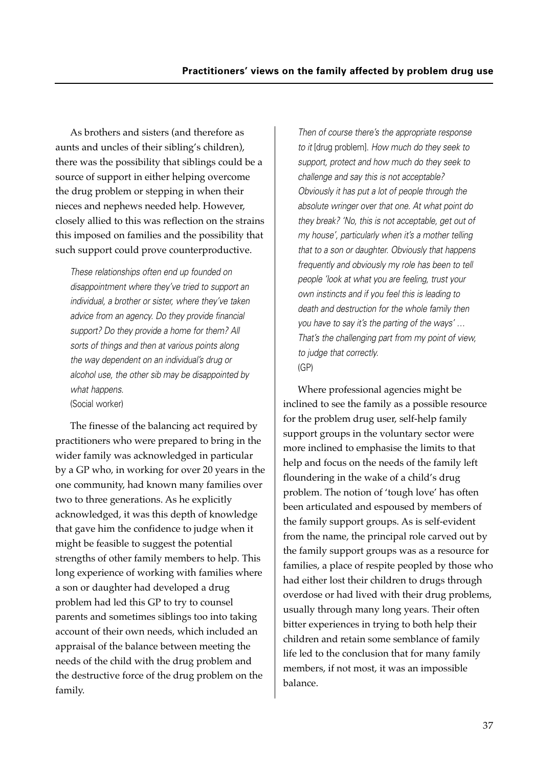As brothers and sisters (and therefore as aunts and uncles of their sibling's children), there was the possibility that siblings could be a source of support in either helping overcome the drug problem or stepping in when their nieces and nephews needed help. However, closely allied to this was reflection on the strains this imposed on families and the possibility that such support could prove counterproductive.

> *These relationships often end up founded on disappointment where they've tried to support an individual, a brother or sister, where they've taken advice from an agency. Do they provide financial support? Do they provide a home for them? All sorts of things and then at various points along the way dependent on an individual's drug or alcohol use, the other sib may be disappointed by what happens.*
> (Social worker)

The finesse of the balancing act required by practitioners who were prepared to bring in the wider family was acknowledged in particular by a GP who, in working for over 20 years in the one community, had known many families over two to three generations. As he explicitly acknowledged, it was this depth of knowledge that gave him the confidence to judge when it might be feasible to suggest the potential strengths of other family members to help. This long experience of working with families where a son or daughter had developed a drug problem had led this GP to try to counsel parents and sometimes siblings too into taking account of their own needs, which included an appraisal of the balance between meeting the needs of the child with the drug problem and the destructive force of the drug problem on the family.

> *Then of course there's the appropriate response to it* [drug problem]. *How much do they seek to support, protect and how much do they seek to challenge and say this is not acceptable? Obviously it has put a lot of people through the absolute wringer over that one. At what point do they break? 'No, this is not acceptable, get out of my house', particularly when it's a mother telling that to a son or daughter. Obviously that happens frequently and obviously my role has been to tell people 'look at what you are feeling, trust your own instincts and if you feel this is leading to death and destruction for the whole family then you have to say it's the parting of the ways' … That's the challenging part from my point of view, to judge that correctly.*
> (GP)

Where professional agencies might be inclined to see the family as a possible resource for the problem drug user, self-help family support groups in the voluntary sector were more inclined to emphasise the limits to that help and focus on the needs of the family left floundering in the wake of a child's drug problem. The notion of 'tough love' has often been articulated and espoused by members of the family support groups. As is self-evident from the name, the principal role carved out by the family support groups was as a resource for families, a place of respite peopled by those who had either lost their children to drugs through overdose or had lived with their drug problems, usually through many long years. Their often bitter experiences in trying to both help their children and retain some semblance of family life led to the conclusion that for many family members, if not most, it was an impossible balance.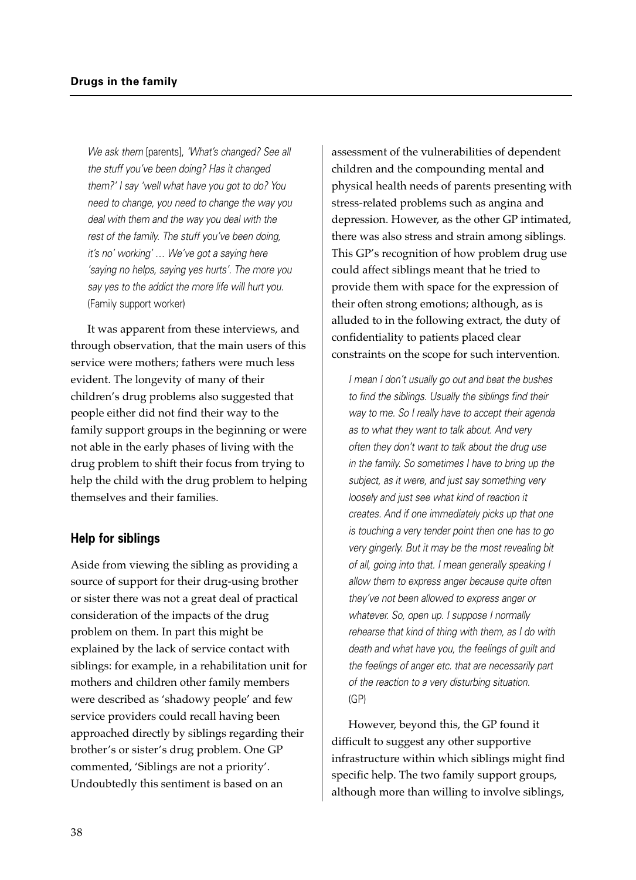*We ask them* [parents], *'What's changed? See all the stuff you've been doing? Has it changed them?' I say 'well what have you got to do? You need to change, you need to change the way you deal with them and the way you deal with the rest of the family. The stuff you've been doing, it's no' working' … We've got a saying here 'saying no helps, saying yes hurts'. The more you say yes to the addict the more life will hurt you.* (Family support worker)

It was apparent from these interviews, and through observation, that the main users of this service were mothers; fathers were much less evident. The longevity of many of their children's drug problems also suggested that people either did not find their way to the family support groups in the beginning or were not able in the early phases of living with the drug problem to shift their focus from trying to help the child with the drug problem to helping themselves and their families.

## Help for siblings

Aside from viewing the sibling as providing a source of support for their drug-using brother or sister there was not a great deal of practical consideration of the impacts of the drug problem on them. In part this might be explained by the lack of service contact with siblings: for example, in a rehabilitation unit for mothers and children other family members were described as 'shadowy people' and few service providers could recall having been approached directly by siblings regarding their brother's or sister's drug problem. One GP commented, 'Siblings are not a priority'. Undoubtedly this sentiment is based on an assessment of the vulnerabilities of dependent children and the compounding mental and physical health needs of parents presenting with stress-related problems such as angina and depression. However, as the other GP intimated, there was also stress and strain among siblings. This GP's recognition of how problem drug use could affect siblings meant that he tried to provide them with space for the expression of their often strong emotions; although, as is alluded to in the following extract, the duty of confidentiality to patients placed clear constraints on the scope for such intervention.

*I mean I don't usually go out and beat the bushes to find the siblings. Usually the siblings find their way to me. So I really have to accept their agenda as to what they want to talk about. And very often they don't want to talk about the drug use in the family. So sometimes I have to bring up the subject, as it were, and just say something very loosely and just see what kind of reaction it creates. And if one immediately picks up that one is touching a very tender point then one has to go very gingerly. But it may be the most revealing bit of all, going into that. I mean generally speaking I allow them to express anger because quite often they've not been allowed to express anger or whatever. So, open up. I suppose I normally rehearse that kind of thing with them, as I do with death and what have you, the feelings of guilt and the feelings of anger etc. that are necessarily part of the reaction to a very disturbing situation.* (GP)

However, beyond this, the GP found it difficult to suggest any other supportive infrastructure within which siblings might find specific help. The two family support groups, although more than willing to involve siblings,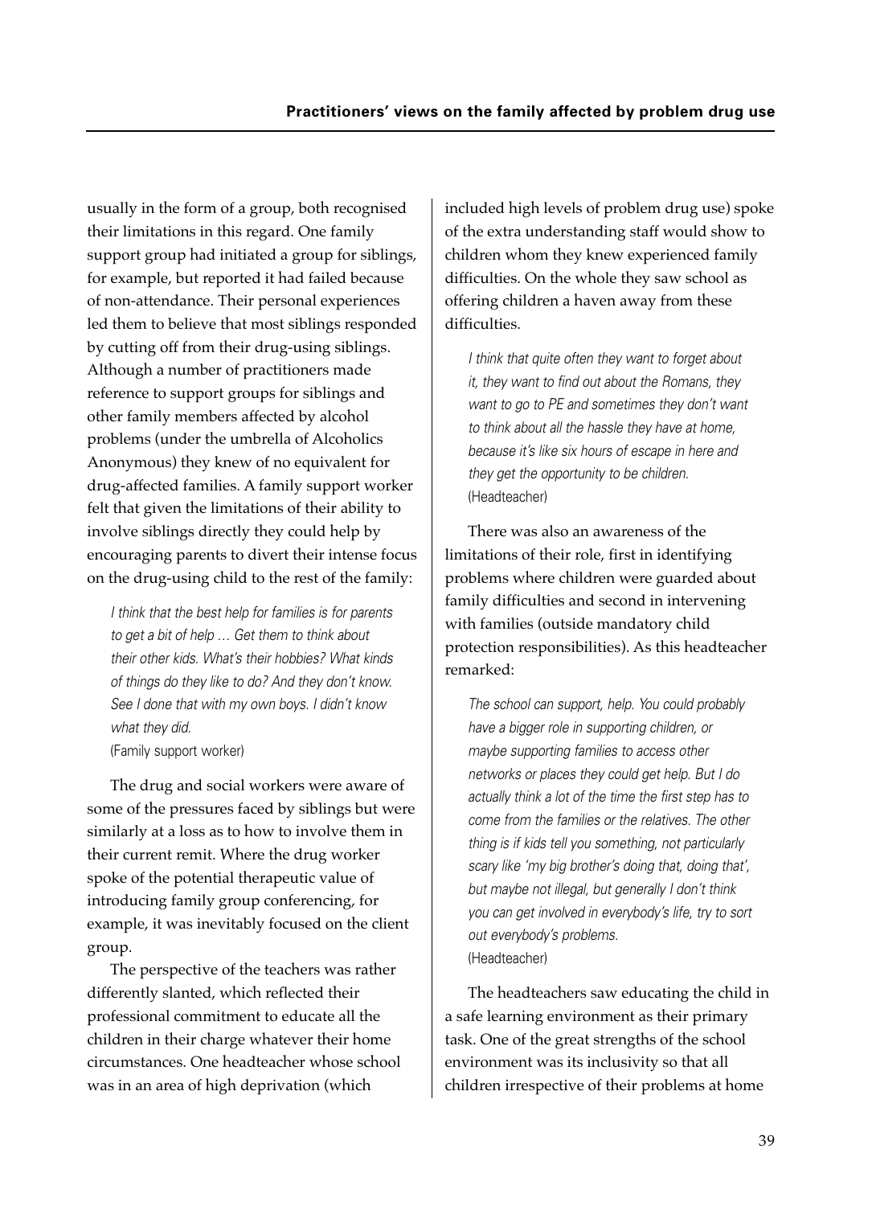usually in the form of a group, both recognised their limitations in this regard. One family support group had initiated a group for siblings, for example, but reported it had failed because of non-attendance. Their personal experiences led them to believe that most siblings responded by cutting off from their drug-using siblings. Although a number of practitioners made reference to support groups for siblings and other family members affected by alcohol problems (under the umbrella of Alcoholics Anonymous) they knew of no equivalent for drug-affected families. A family support worker felt that given the limitations of their ability to involve siblings directly they could help by encouraging parents to divert their intense focus on the drug-using child to the rest of the family:

> *I think that the best help for families is for parents to get a bit of help … Get them to think about their other kids. What's their hobbies? What kinds of things do they like to do? And they don't know. See I done that with my own boys. I didn't know what they did.*
> (Family support worker)

The drug and social workers were aware of some of the pressures faced by siblings but were similarly at a loss as to how to involve them in their current remit. Where the drug worker spoke of the potential therapeutic value of introducing family group conferencing, for example, it was inevitably focused on the client group.

The perspective of the teachers was rather differently slanted, which reflected their professional commitment to educate all the children in their charge whatever their home circumstances. One headteacher whose school was in an area of high deprivation (which included high levels of problem drug use) spoke of the extra understanding staff would show to children whom they knew experienced family difficulties. On the whole they saw school as offering children a haven away from these difficulties.

> *I think that quite often they want to forget about it, they want to find out about the Romans, they want to go to PE and sometimes they don't want to think about all the hassle they have at home, because it's like six hours of escape in here and they get the opportunity to be children.*
> (Headteacher)

There was also an awareness of the limitations of their role, first in identifying problems where children were guarded about family difficulties and second in intervening with families (outside mandatory child protection responsibilities). As this headteacher remarked:

> *The school can support, help. You could probably have a bigger role in supporting children, or maybe supporting families to access other networks or places they could get help. But I do actually think a lot of the time the first step has to come from the families or the relatives. The other thing is if kids tell you something, not particularly scary like 'my big brother's doing that, doing that', but maybe not illegal, but generally I don't think you can get involved in everybody's life, try to sort out everybody's problems.*
> (Headteacher)

The headteachers saw educating the child in a safe learning environment as their primary task. One of the great strengths of the school environment was its inclusivity so that all children irrespective of their problems at home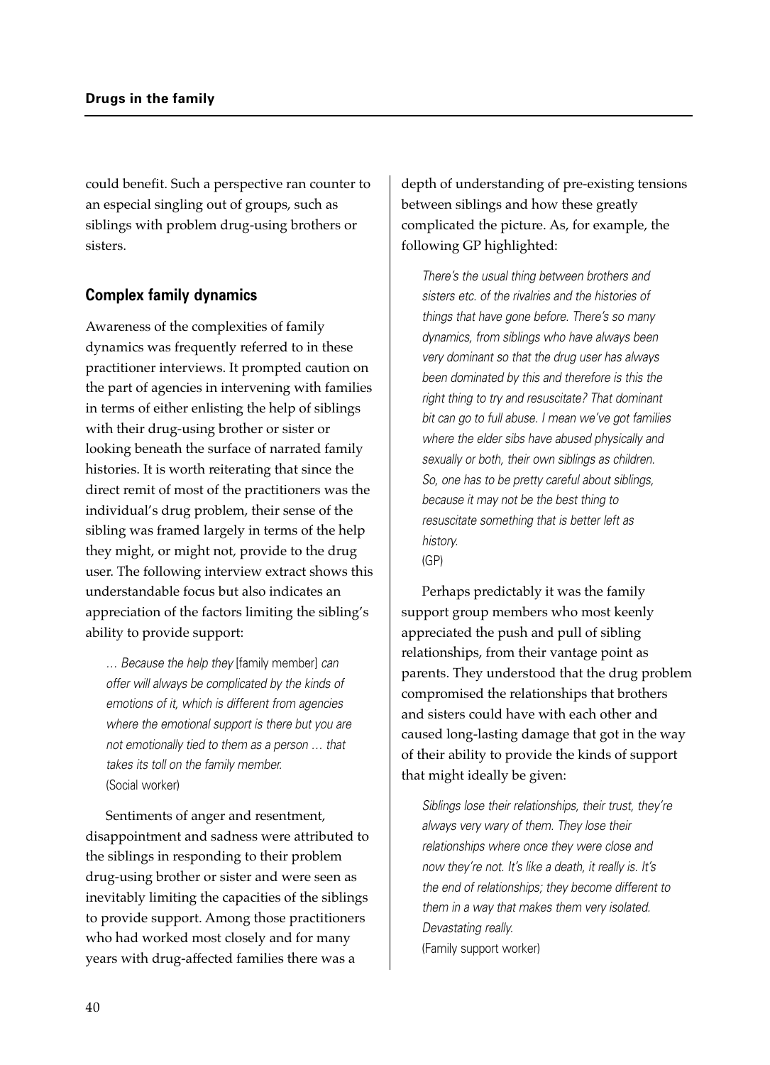could benefit. Such a perspective ran counter to an especial singling out of groups, such as siblings with problem drug-using brothers or sisters.

## Complex family dynamics

Awareness of the complexities of family dynamics was frequently referred to in these practitioner interviews. It prompted caution on the part of agencies in intervening with families in terms of either enlisting the help of siblings with their drug-using brother or sister or looking beneath the surface of narrated family histories. It is worth reiterating that since the direct remit of most of the practitioners was the individual's drug problem, their sense of the sibling was framed largely in terms of the help they might, or might not, provide to the drug user. The following interview extract shows this understandable focus but also indicates an appreciation of the factors limiting the sibling's ability to provide support:

> *… Because the help they* [family member] *can offer will always be complicated by the kinds of emotions of it, which is different from agencies where the emotional support is there but you are not emotionally tied to them as a person … that takes its toll on the family member.*
> (Social worker)

Sentiments of anger and resentment, disappointment and sadness were attributed to the siblings in responding to their problem drug-using brother or sister and were seen as inevitably limiting the capacities of the siblings to provide support. Among those practitioners who had worked most closely and for many years with drug-affected families there was a depth of understanding of pre-existing tensions between siblings and how these greatly complicated the picture. As, for example, the following GP highlighted:

> *There's the usual thing between brothers and sisters etc. of the rivalries and the histories of things that have gone before. There's so many dynamics, from siblings who have always been very dominant so that the drug user has always been dominated by this and therefore is this the right thing to try and resuscitate? That dominant bit can go to full abuse. I mean we've got families where the elder sibs have abused physically and sexually or both, their own siblings as children. So, one has to be pretty careful about siblings, because it may not be the best thing to resuscitate something that is better left as history.*
> (GP)

Perhaps predictably it was the family support group members who most keenly appreciated the push and pull of sibling relationships, from their vantage point as parents. They understood that the drug problem compromised the relationships that brothers and sisters could have with each other and caused long-lasting damage that got in the way of their ability to provide the kinds of support that might ideally be given:

> *Siblings lose their relationships, their trust, they're always very wary of them. They lose their relationships where once they were close and now they're not. It's like a death, it really is. It's the end of relationships; they become different to them in a way that makes them very isolated. Devastating really.*
> (Family support worker)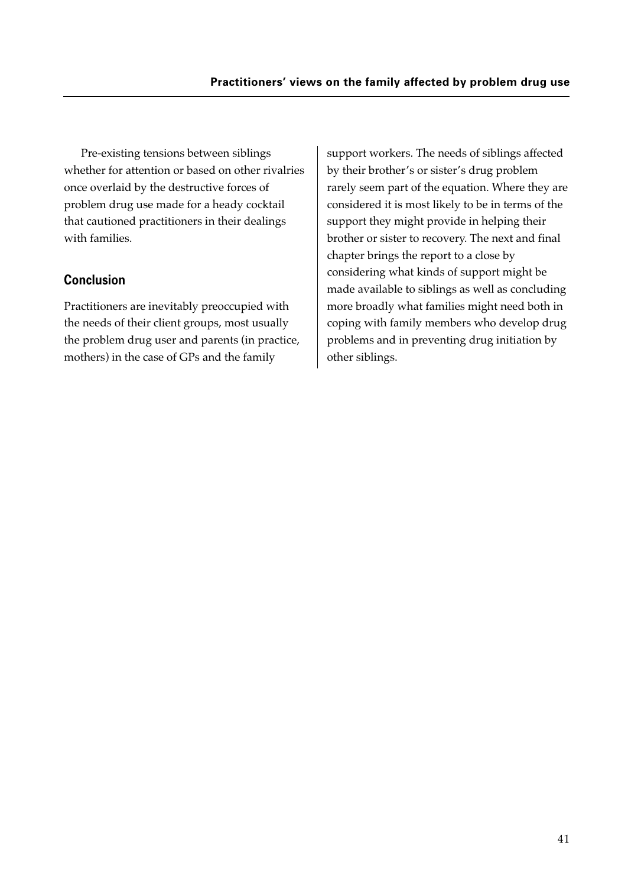Pre-existing tensions between siblings whether for attention or based on other rivalries once overlaid by the destructive forces of problem drug use made for a heady cocktail that cautioned practitioners in their dealings with families.

## Conclusion

Practitioners are inevitably preoccupied with the needs of their client groups, most usually the problem drug user and parents (in practice, mothers) in the case of GPs and the family support workers. The needs of siblings affected by their brother's or sister's drug problem rarely seem part of the equation. Where they are considered it is most likely to be in terms of the support they might provide in helping their brother or sister to recovery. The next and final chapter brings the report to a close by considering what kinds of support might be made available to siblings as well as concluding more broadly what families might need both in coping with family members who develop drug problems and in preventing drug initiation by other siblings.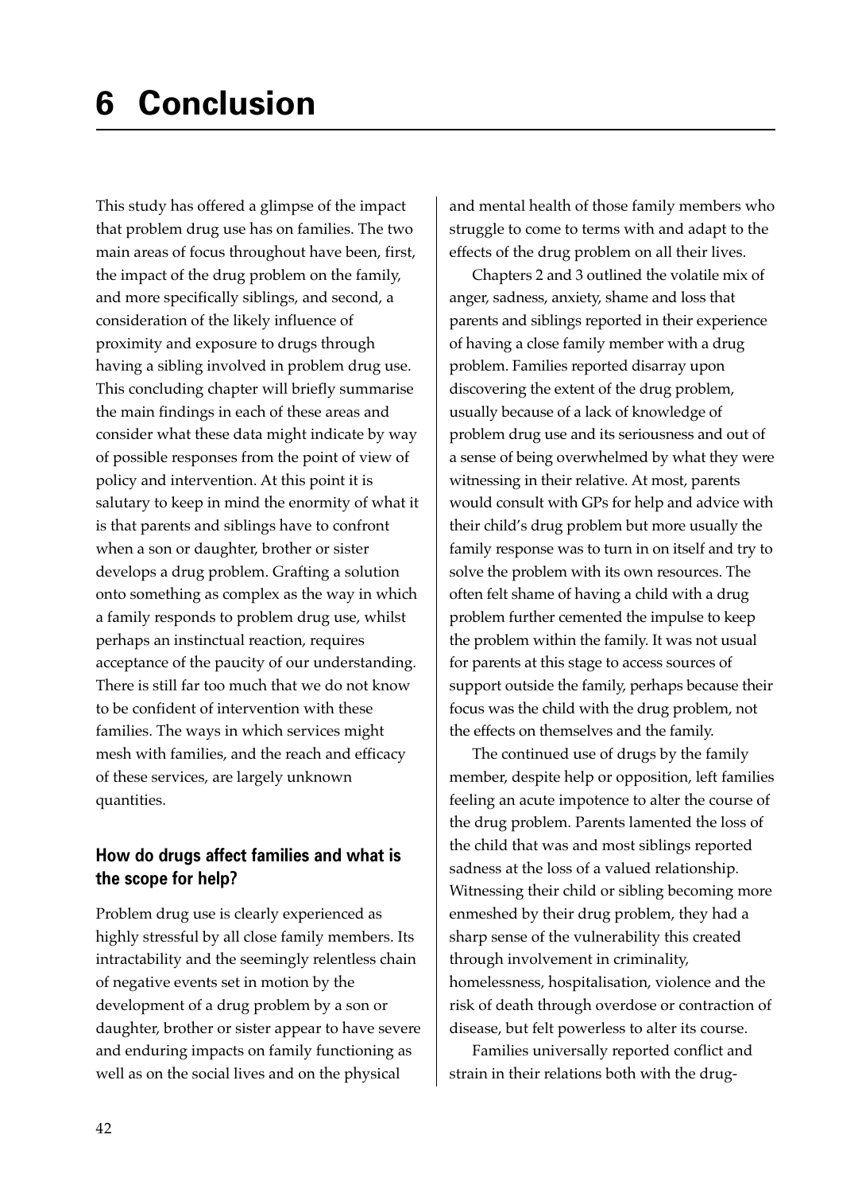# 6 Conclusion

This study has offered a glimpse of the impact that problem drug use has on families. The two main areas of focus throughout have been, first, the impact of the drug problem on the family, and more specifically siblings, and second, a consideration of the likely influence of proximity and exposure to drugs through having a sibling involved in problem drug use. This concluding chapter will briefly summarise the main findings in each of these areas and consider what these data might indicate by way of possible responses from the point of view of policy and intervention. At this point it is salutary to keep in mind the enormity of what it is that parents and siblings have to confront when a son or daughter, brother or sister develops a drug problem. Grafting a solution onto something as complex as the way in which a family responds to problem drug use, whilst perhaps an instinctual reaction, requires acceptance of the paucity of our understanding. There is still far too much that we do not know to be confident of intervention with these families. The ways in which services might mesh with families, and the reach and efficacy of these services, are largely unknown quantities.

## How do drugs affect families and what is the scope for help?

Problem drug use is clearly experienced as highly stressful by all close family members. Its intractability and the seemingly relentless chain of negative events set in motion by the development of a drug problem by a son or daughter, brother or sister appear to have severe and enduring impacts on family functioning as well as on the social lives and on the physical and mental health of those family members who struggle to come to terms with and adapt to the effects of the drug problem on all their lives.

Chapters 2 and 3 outlined the volatile mix of anger, sadness, anxiety, shame and loss that parents and siblings reported in their experience of having a close family member with a drug problem. Families reported disarray upon discovering the extent of the drug problem, usually because of a lack of knowledge of problem drug use and its seriousness and out of a sense of being overwhelmed by what they were witnessing in their relative. At most, parents would consult with GPs for help and advice with their child's drug problem but more usually the family response was to turn in on itself and try to solve the problem with its own resources. The often felt shame of having a child with a drug problem further cemented the impulse to keep the problem within the family. It was not usual for parents at this stage to access sources of support outside the family, perhaps because their focus was the child with the drug problem, not the effects on themselves and the family.

The continued use of drugs by the family member, despite help or opposition, left families feeling an acute impotence to alter the course of the drug problem. Parents lamented the loss of the child that was and most siblings reported sadness at the loss of a valued relationship. Witnessing their child or sibling becoming more enmeshed by their drug problem, they had a sharp sense of the vulnerability this created through involvement in criminality, homelessness, hospitalisation, violence and the risk of death through overdose or contraction of disease, but felt powerless to alter its course.

Families universally reported conflict and strain in their relations both with the drug-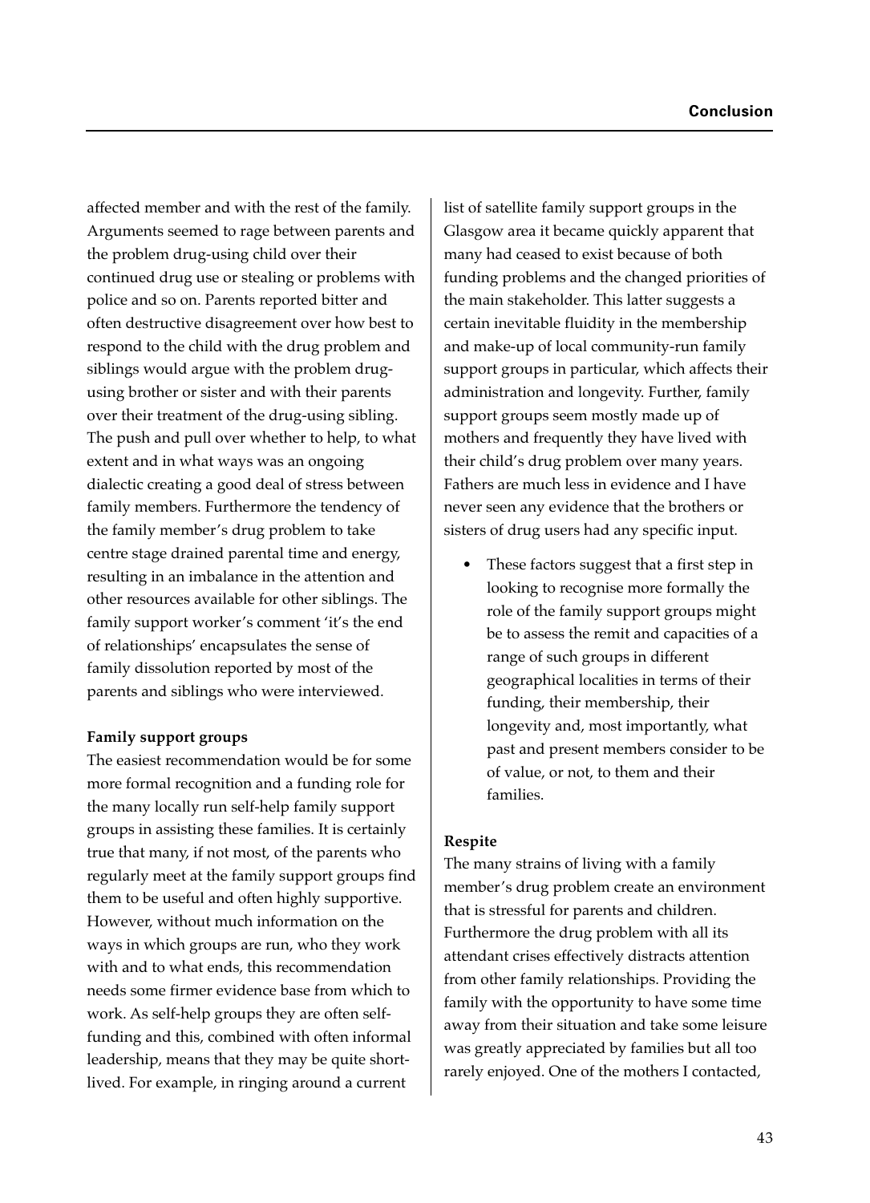affected member and with the rest of the family. Arguments seemed to rage between parents and the problem drug-using child over their continued drug use or stealing or problems with police and so on. Parents reported bitter and often destructive disagreement over how best to respond to the child with the drug problem and siblings would argue with the problem drug-using brother or sister and with their parents over their treatment of the drug-using sibling. The push and pull over whether to help, to what extent and in what ways was an ongoing dialectic creating a good deal of stress between family members. Furthermore the tendency of the family member's drug problem to take centre stage drained parental time and energy, resulting in an imbalance in the attention and other resources available for other siblings. The family support worker's comment 'it's the end of relationships' encapsulates the sense of family dissolution reported by most of the parents and siblings who were interviewed.

**Family support groups**

The easiest recommendation would be for some more formal recognition and a funding role for the many locally run self-help family support groups in assisting these families. It is certainly true that many, if not most, of the parents who regularly meet at the family support groups find them to be useful and often highly supportive. However, without much information on the ways in which groups are run, who they work with and to what ends, this recommendation needs some firmer evidence base from which to work. As self-help groups they are often self-funding and this, combined with often informal leadership, means that they may be quite short-lived. For example, in ringing around a current list of satellite family support groups in the Glasgow area it became quickly apparent that many had ceased to exist because of both funding problems and the changed priorities of the main stakeholder. This latter suggests a certain inevitable fluidity in the membership and make-up of local community-run family support groups in particular, which affects their administration and longevity. Further, family support groups seem mostly made up of mothers and frequently they have lived with their child's drug problem over many years. Fathers are much less in evidence and I have never seen any evidence that the brothers or sisters of drug users had any specific input.

- These factors suggest that a first step in looking to recognise more formally the role of the family support groups might be to assess the remit and capacities of a range of such groups in different geographical localities in terms of their funding, their membership, their longevity and, most importantly, what past and present members consider to be of value, or not, to them and their families.

**Respite**

The many strains of living with a family member's drug problem create an environment that is stressful for parents and children. Furthermore the drug problem with all its attendant crises effectively distracts attention from other family relationships. Providing the family with the opportunity to have some time away from their situation and take some leisure was greatly appreciated by families but all too rarely enjoyed. One of the mothers I contacted,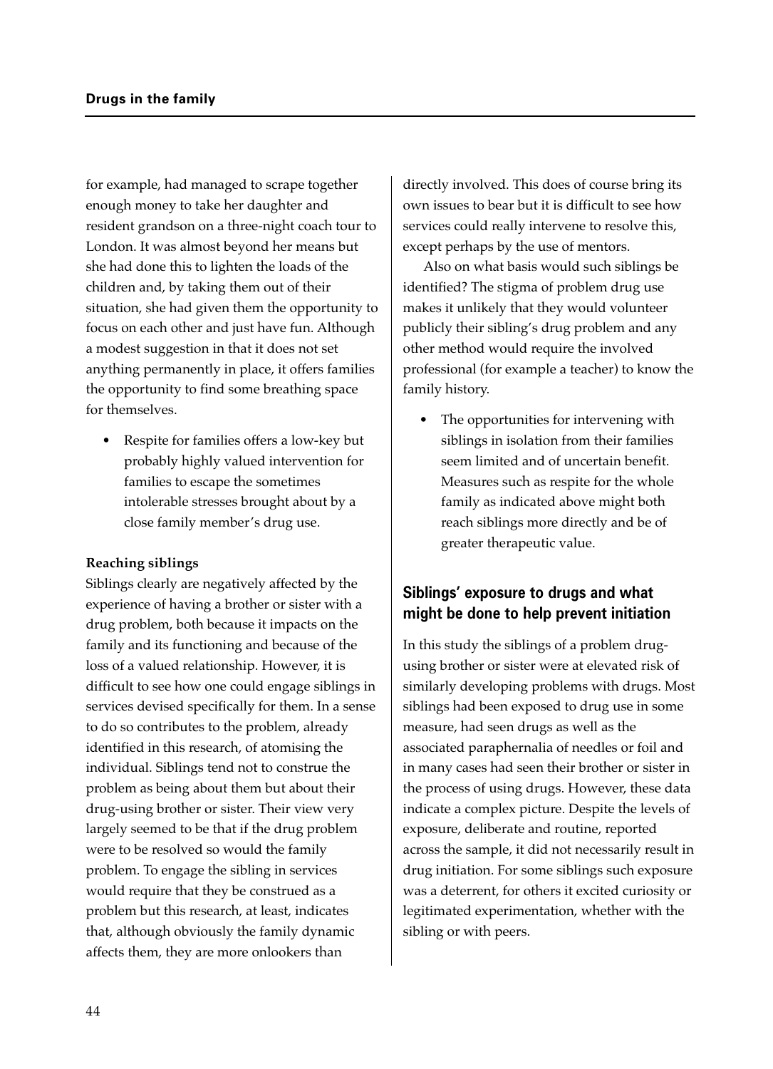for example, had managed to scrape together enough money to take her daughter and resident grandson on a three-night coach tour to London. It was almost beyond her means but she had done this to lighten the loads of the children and, by taking them out of their situation, she had given them the opportunity to focus on each other and just have fun. Although a modest suggestion in that it does not set anything permanently in place, it offers families the opportunity to find some breathing space for themselves.

- Respite for families offers a low-key but probably highly valued intervention for families to escape the sometimes intolerable stresses brought about by a close family member's drug use.

**Reaching siblings**

Siblings clearly are negatively affected by the experience of having a brother or sister with a drug problem, both because it impacts on the family and its functioning and because of the loss of a valued relationship. However, it is difficult to see how one could engage siblings in services devised specifically for them. In a sense to do so contributes to the problem, already identified in this research, of atomising the individual. Siblings tend not to construe the problem as being about them but about their drug-using brother or sister. Their view very largely seemed to be that if the drug problem were to be resolved so would the family problem. To engage the sibling in services would require that they be construed as a problem but this research, at least, indicates that, although obviously the family dynamic affects them, they are more onlookers than directly involved. This does of course bring its own issues to bear but it is difficult to see how services could really intervene to resolve this, except perhaps by the use of mentors.

Also on what basis would such siblings be identified? The stigma of problem drug use makes it unlikely that they would volunteer publicly their sibling's drug problem and any other method would require the involved professional (for example a teacher) to know the family history.

- The opportunities for intervening with siblings in isolation from their families seem limited and of uncertain benefit. Measures such as respite for the whole family as indicated above might both reach siblings more directly and be of greater therapeutic value.

## Siblings' exposure to drugs and what might be done to help prevent initiation

In this study the siblings of a problem drug-using brother or sister were at elevated risk of similarly developing problems with drugs. Most siblings had been exposed to drug use in some measure, had seen drugs as well as the associated paraphernalia of needles or foil and in many cases had seen their brother or sister in the process of using drugs. However, these data indicate a complex picture. Despite the levels of exposure, deliberate and routine, reported across the sample, it did not necessarily result in drug initiation. For some siblings such exposure was a deterrent, for others it excited curiosity or legitimated experimentation, whether with the sibling or with peers.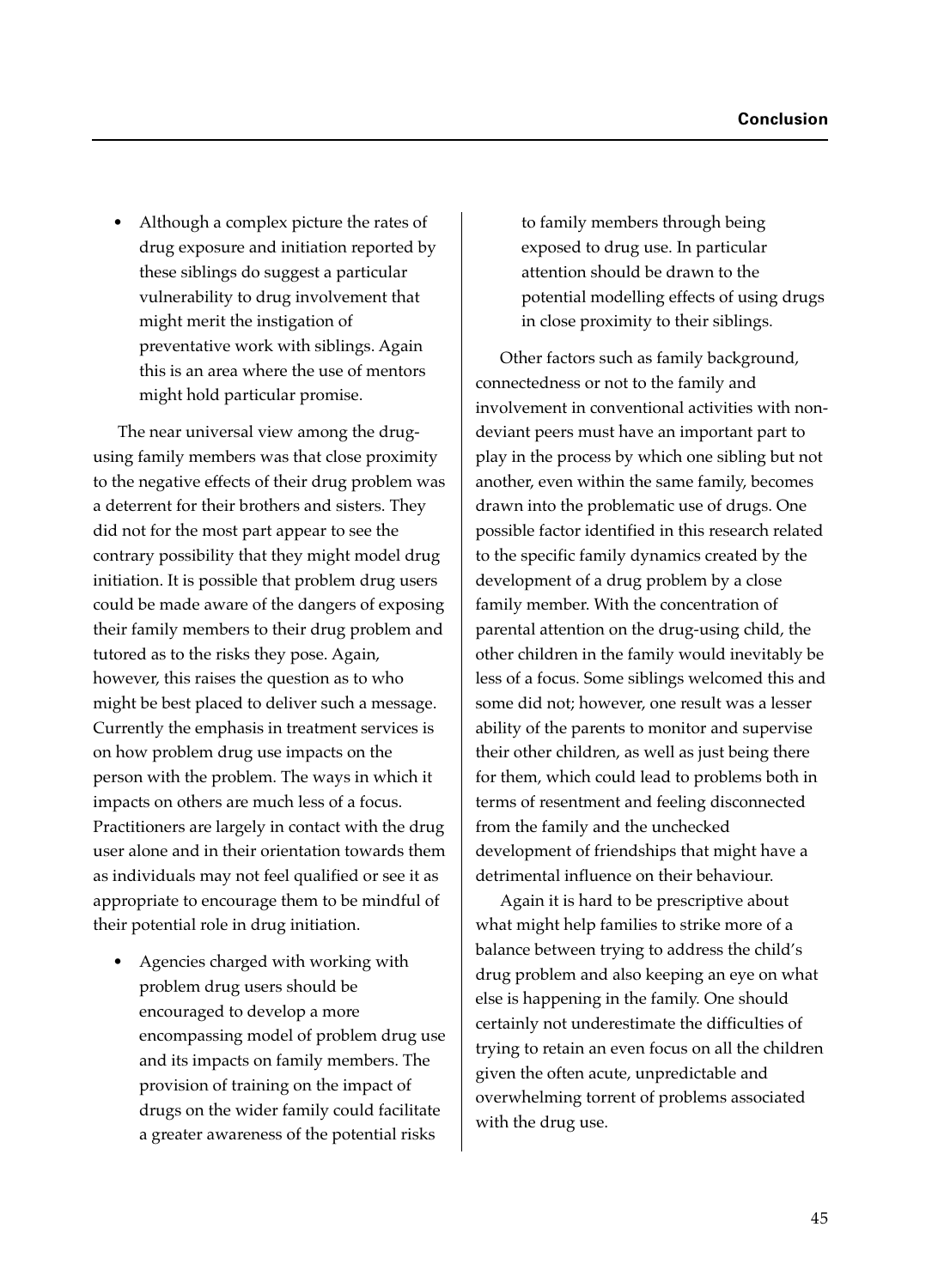- Although a complex picture the rates of drug exposure and initiation reported by these siblings do suggest a particular vulnerability to drug involvement that might merit the instigation of preventative work with siblings. Again this is an area where the use of mentors might hold particular promise.

The near universal view among the drug-using family members was that close proximity to the negative effects of their drug problem was a deterrent for their brothers and sisters. They did not for the most part appear to see the contrary possibility that they might model drug initiation. It is possible that problem drug users could be made aware of the dangers of exposing their family members to their drug problem and tutored as to the risks they pose. Again, however, this raises the question as to who might be best placed to deliver such a message. Currently the emphasis in treatment services is on how problem drug use impacts on the person with the problem. The ways in which it impacts on others are much less of a focus. Practitioners are largely in contact with the drug user alone and in their orientation towards them as individuals may not feel qualified or see it as appropriate to encourage them to be mindful of their potential role in drug initiation.

- Agencies charged with working with problem drug users should be encouraged to develop a more encompassing model of problem drug use and its impacts on family members. The provision of training on the impact of drugs on the wider family could facilitate a greater awareness of the potential risks to family members through being exposed to drug use. In particular attention should be drawn to the potential modelling effects of using drugs in close proximity to their siblings.

Other factors such as family background, connectedness or not to the family and involvement in conventional activities with non-deviant peers must have an important part to play in the process by which one sibling but not another, even within the same family, becomes drawn into the problematic use of drugs. One possible factor identified in this research related to the specific family dynamics created by the development of a drug problem by a close family member. With the concentration of parental attention on the drug-using child, the other children in the family would inevitably be less of a focus. Some siblings welcomed this and some did not; however, one result was a lesser ability of the parents to monitor and supervise their other children, as well as just being there for them, which could lead to problems both in terms of resentment and feeling disconnected from the family and the unchecked development of friendships that might have a detrimental influence on their behaviour.

Again it is hard to be prescriptive about what might help families to strike more of a balance between trying to address the child's drug problem and also keeping an eye on what else is happening in the family. One should certainly not underestimate the difficulties of trying to retain an even focus on all the children given the often acute, unpredictable and overwhelming torrent of problems associated with the drug use.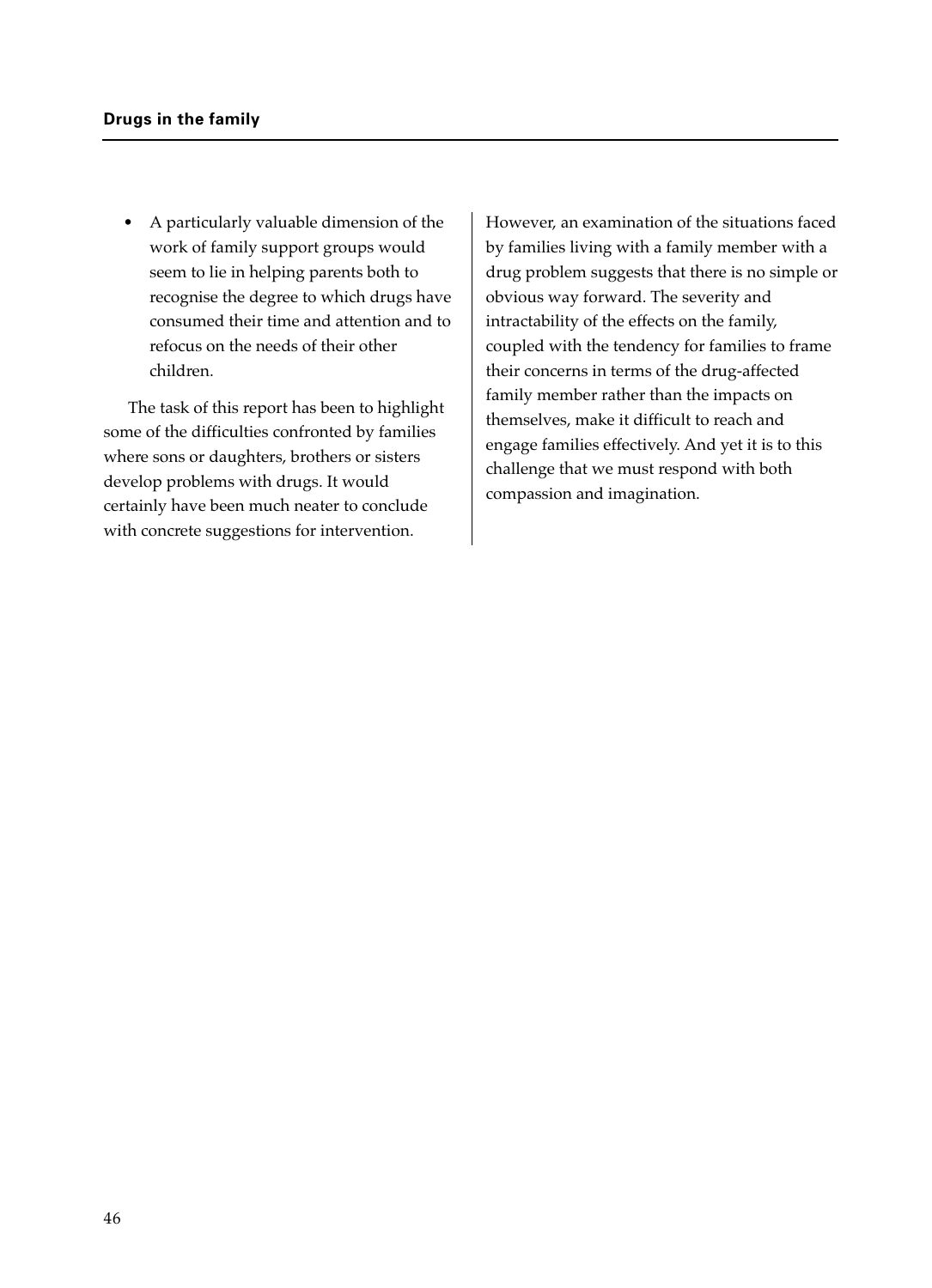- A particularly valuable dimension of the work of family support groups would seem to lie in helping parents both to recognise the degree to which drugs have consumed their time and attention and to refocus on the needs of their other children.

The task of this report has been to highlight some of the difficulties confronted by families where sons or daughters, brothers or sisters develop problems with drugs. It would certainly have been much neater to conclude with concrete suggestions for intervention. However, an examination of the situations faced by families living with a family member with a drug problem suggests that there is no simple or obvious way forward. The severity and intractability of the effects on the family, coupled with the tendency for families to frame their concerns in terms of the drug-affected family member rather than the impacts on themselves, make it difficult to reach and engage families effectively. And yet it is to this challenge that we must respond with both compassion and imagination.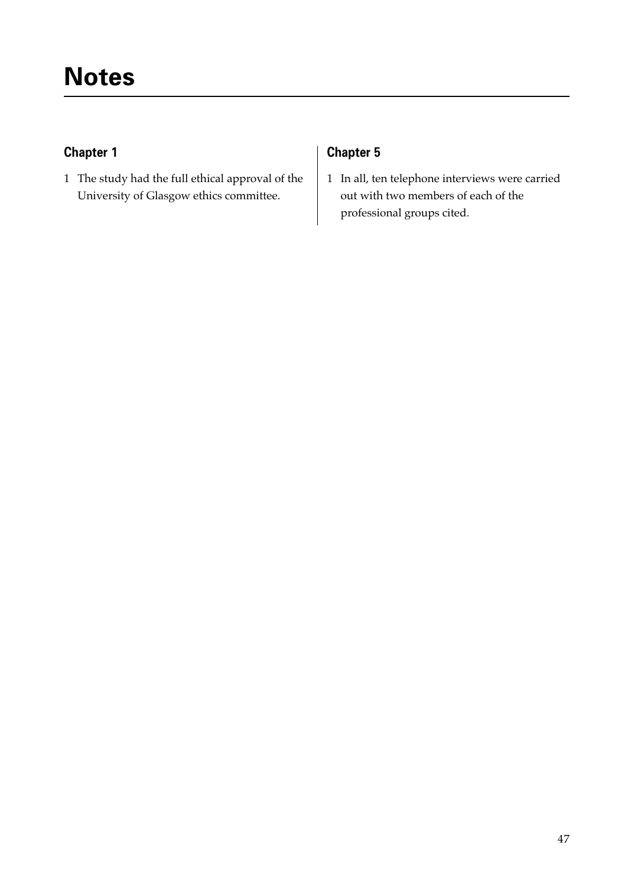# Notes

## Chapter 1

1 The study had the full ethical approval of the University of Glasgow ethics committee.

## Chapter 5

1 In all, ten telephone interviews were carried out with two members of each of the professional groups cited.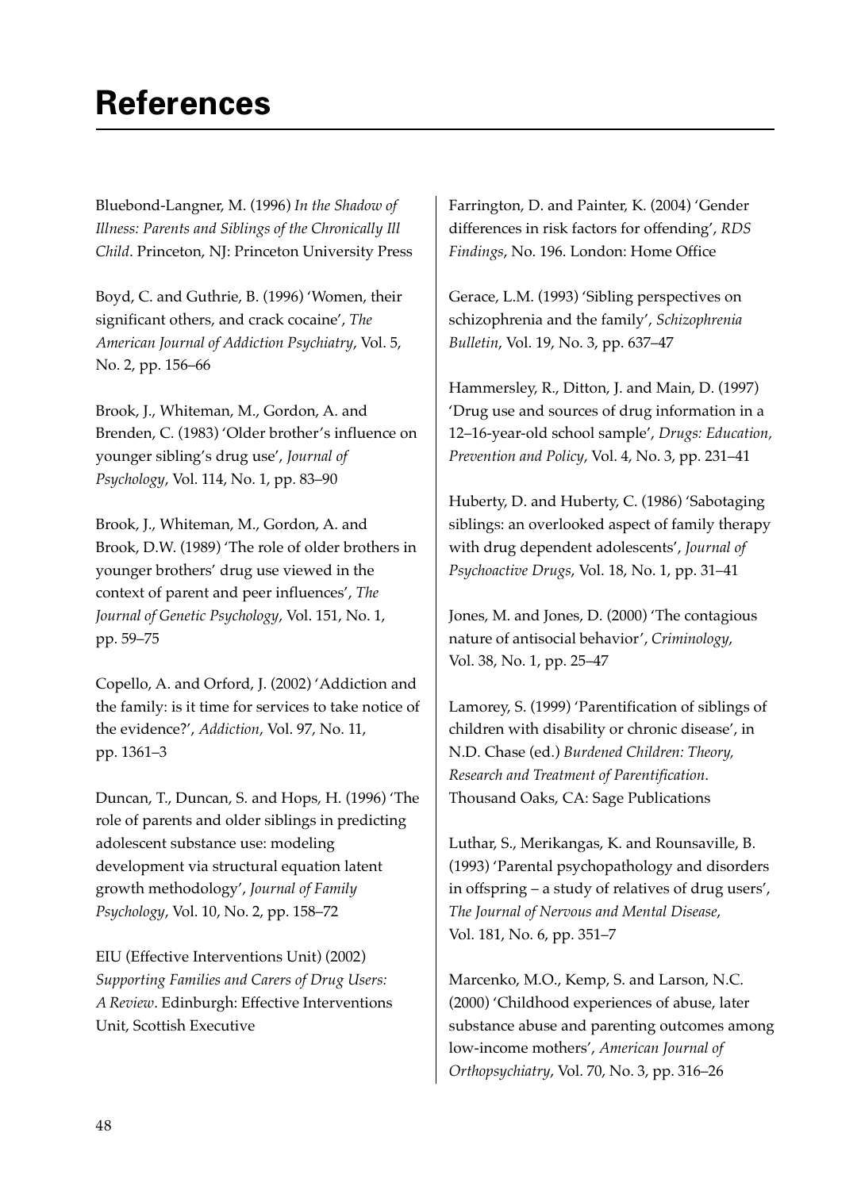# References

Bluebond-Langner, M. (1996) *In the Shadow of Illness: Parents and Siblings of the Chronically Ill Child*. Princeton, NJ: Princeton University Press

Boyd, C. and Guthrie, B. (1996) 'Women, their significant others, and crack cocaine', *The American Journal of Addiction Psychiatry*, Vol. 5, No. 2, pp. 156–66

Brook, J., Whiteman, M., Gordon, A. and Brenden, C. (1983) 'Older brother's influence on younger sibling's drug use', *Journal of Psychology*, Vol. 114, No. 1, pp. 83–90

Brook, J., Whiteman, M., Gordon, A. and Brook, D.W. (1989) 'The role of older brothers in younger brothers' drug use viewed in the context of parent and peer influences', *The Journal of Genetic Psychology*, Vol. 151, No. 1, pp. 59–75

Copello, A. and Orford, J. (2002) 'Addiction and the family: is it time for services to take notice of the evidence?', *Addiction*, Vol. 97, No. 11, pp. 1361–3

Duncan, T., Duncan, S. and Hops, H. (1996) 'The role of parents and older siblings in predicting adolescent substance use: modeling development via structural equation latent growth methodology', *Journal of Family Psychology*, Vol. 10, No. 2, pp. 158–72

EIU (Effective Interventions Unit) (2002) *Supporting Families and Carers of Drug Users: A Review*. Edinburgh: Effective Interventions Unit, Scottish Executive

Farrington, D. and Painter, K. (2004) 'Gender differences in risk factors for offending', *RDS Findings*, No. 196. London: Home Office

Gerace, L.M. (1993) 'Sibling perspectives on schizophrenia and the family', *Schizophrenia Bulletin*, Vol. 19, No. 3, pp. 637–47

Hammersley, R., Ditton, J. and Main, D. (1997) 'Drug use and sources of drug information in a 12–16-year-old school sample', *Drugs: Education, Prevention and Policy*, Vol. 4, No. 3, pp. 231–41

Huberty, D. and Huberty, C. (1986) 'Sabotaging siblings: an overlooked aspect of family therapy with drug dependent adolescents', *Journal of Psychoactive Drugs*, Vol. 18, No. 1, pp. 31–41

Jones, M. and Jones, D. (2000) 'The contagious nature of antisocial behavior', *Criminology*, Vol. 38, No. 1, pp. 25–47

Lamorey, S. (1999) 'Parentification of siblings of children with disability or chronic disease', in N.D. Chase (ed.) *Burdened Children: Theory, Research and Treatment of Parentification*. Thousand Oaks, CA: Sage Publications

Luthar, S., Merikangas, K. and Rounsaville, B. (1993) 'Parental psychopathology and disorders in offspring – a study of relatives of drug users', *The Journal of Nervous and Mental Disease*, Vol. 181, No. 6, pp. 351–7

Marcenko, M.O., Kemp, S. and Larson, N.C. (2000) 'Childhood experiences of abuse, later substance abuse and parenting outcomes among low-income mothers', *American Journal of Orthopsychiatry*, Vol. 70, No. 3, pp. 316–26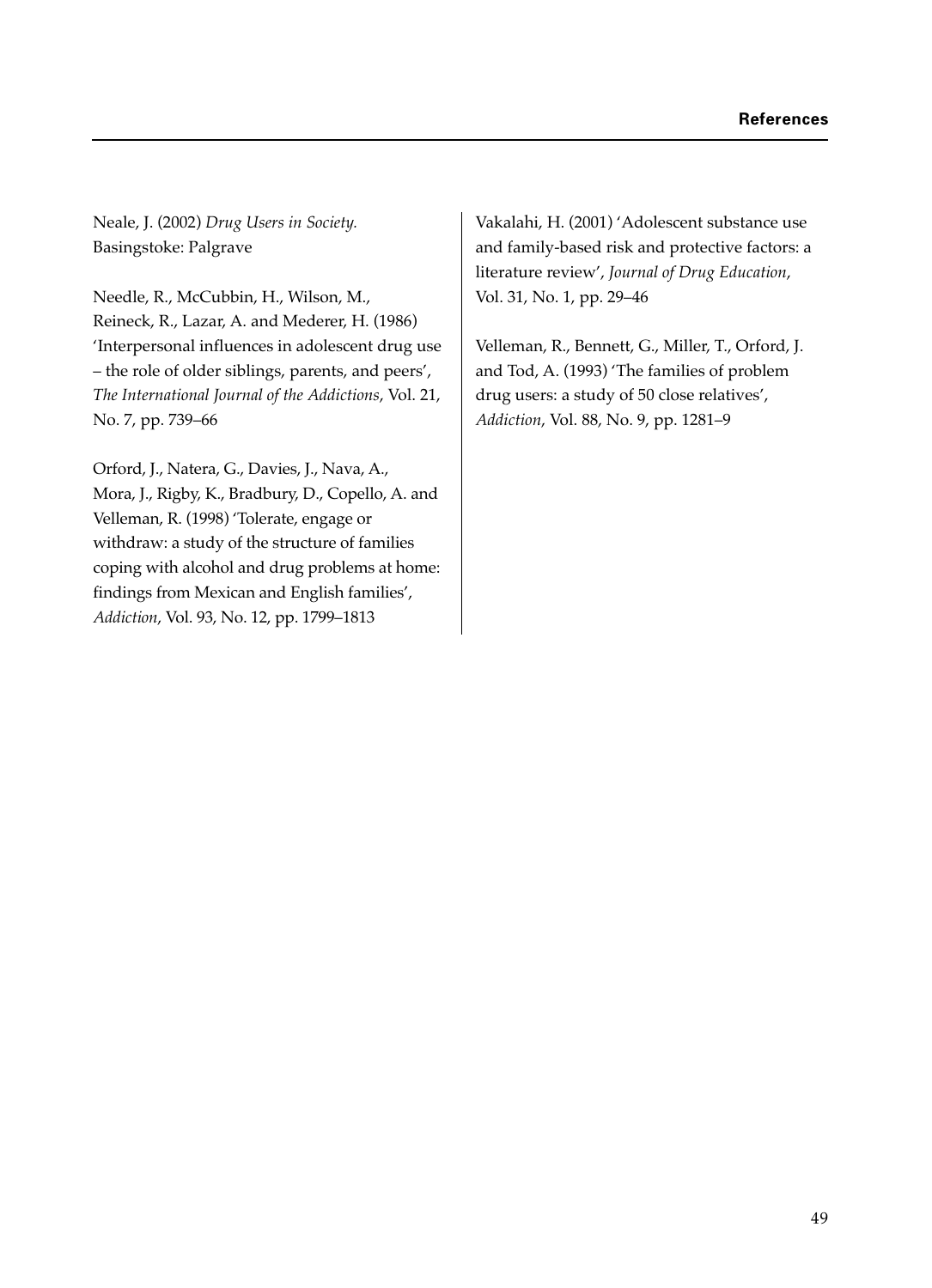Neale, J. (2002) *Drug Users in Society.* Basingstoke: Palgrave

Needle, R., McCubbin, H., Wilson, M., Reineck, R., Lazar, A. and Mederer, H. (1986) 'Interpersonal influences in adolescent drug use – the role of older siblings, parents, and peers', *The International Journal of the Addictions*, Vol. 21, No. 7, pp. 739–66

Orford, J., Natera, G., Davies, J., Nava, A., Mora, J., Rigby, K., Bradbury, D., Copello, A. and Velleman, R. (1998) 'Tolerate, engage or withdraw: a study of the structure of families coping with alcohol and drug problems at home: findings from Mexican and English families', *Addiction*, Vol. 93, No. 12, pp. 1799–1813

Vakalahi, H. (2001) 'Adolescent substance use and family-based risk and protective factors: a literature review', *Journal of Drug Education*, Vol. 31, No. 1, pp. 29–46

Velleman, R., Bennett, G., Miller, T., Orford, J. and Tod, A. (1993) 'The families of problem drug users: a study of 50 close relatives', *Addiction*, Vol. 88, No. 9, pp. 1281–9